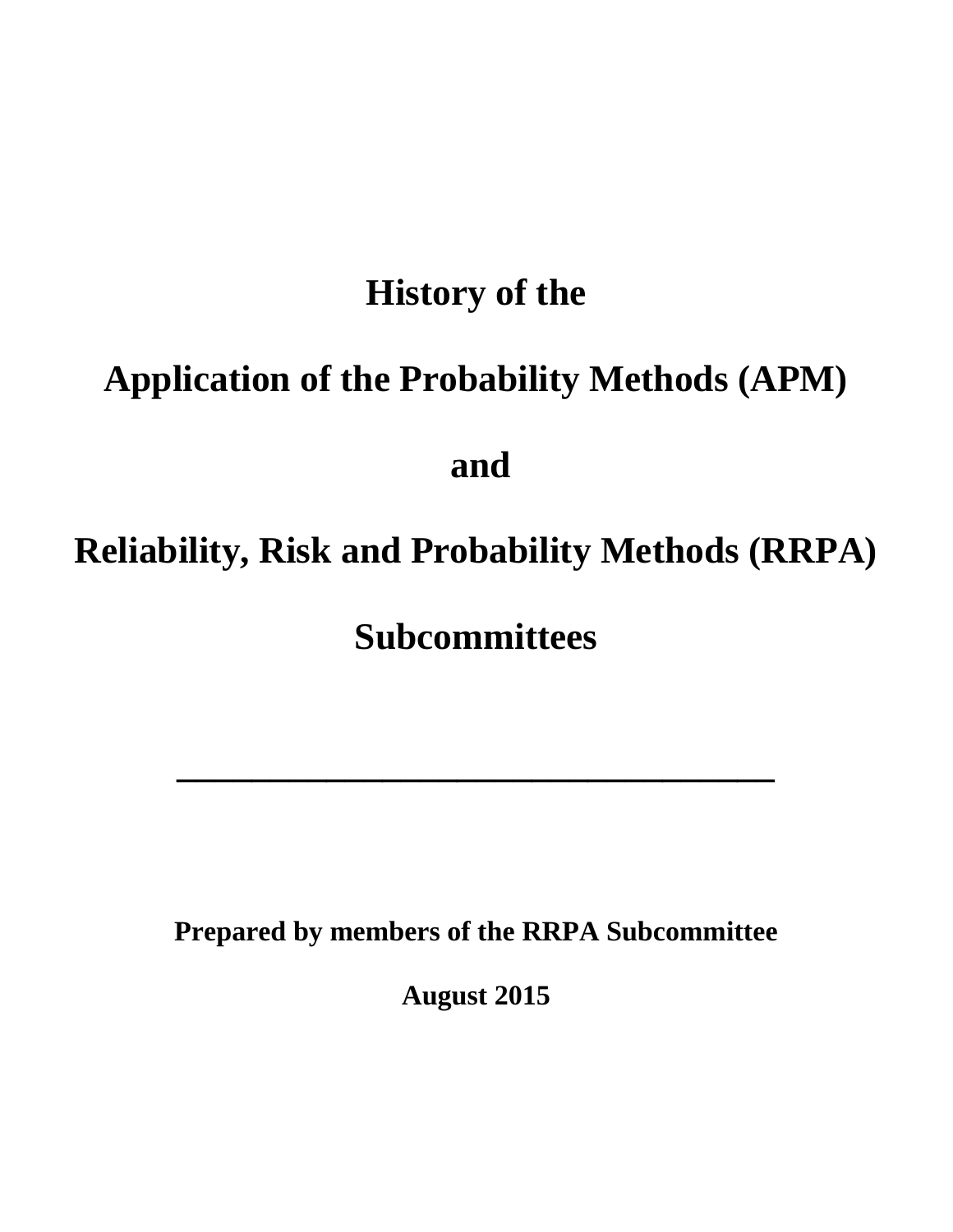# History of the

# Application of the Probability Methods (APM)

# and

# Reliability, Risk and Probability Methods (RRPA)

# Subcommittees

---

**Prepared by members of the RRPA Subcommittee**

**August 2015**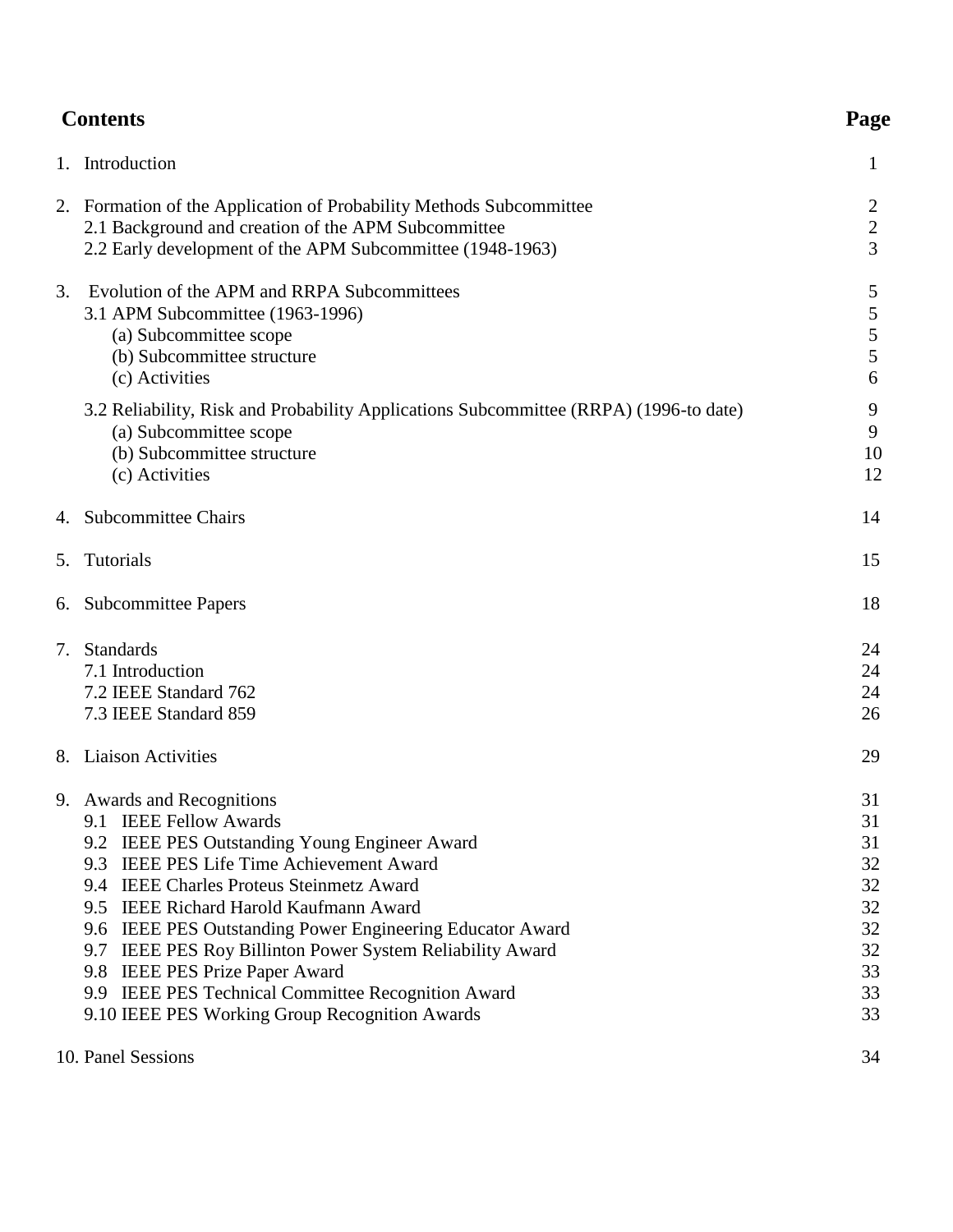## Contents

| Contents | Page |
|---|---|
| 1. Introduction | 1 |
| 2. Formation of the Application of Probability Methods Subcommittee | 2 |
| 2.1 Background and creation of the APM Subcommittee | 2 |
| 2.2 Early development of the APM Subcommittee (1948-1963) | 3 |
| 3. Evolution of the APM and RRPA Subcommittees | 5 |
| 3.1 APM Subcommittee (1963-1996) | 5 |
| (a) Subcommittee scope | 5 |
| (b) Subcommittee structure | 5 |
| (c) Activities | 6 |
| 3.2 Reliability, Risk and Probability Applications Subcommittee (RRPA) (1996-to date) | 9 |
| (a) Subcommittee scope | 9 |
| (b) Subcommittee structure | 10 |
| (c) Activities | 12 |
| 4. Subcommittee Chairs | 14 |
| 5. Tutorials | 15 |
| 6. Subcommittee Papers | 18 |
| 7. Standards | 24 |
| 7.1 Introduction | 24 |
| 7.2 IEEE Standard 762 | 24 |
| 7.3 IEEE Standard 859 | 26 |
| 8. Liaison Activities | 29 |
| 9. Awards and Recognitions | 31 |
| 9.1 IEEE Fellow Awards | 31 |
| 9.2 IEEE PES Outstanding Young Engineer Award | 31 |
| 9.3 IEEE PES Life Time Achievement Award | 32 |
| 9.4 IEEE Charles Proteus Steinmetz Award | 32 |
| 9.5 IEEE Richard Harold Kaufmann Award | 32 |
| 9.6 IEEE PES Outstanding Power Engineering Educator Award | 32 |
| 9.7 IEEE PES Roy Billinton Power System Reliability Award | 32 |
| 9.8 IEEE PES Prize Paper Award | 33 |
| 9.9 IEEE PES Technical Committee Recognition Award | 33 |
| 9.10 IEEE PES Working Group Recognition Awards | 33 |
| 10. Panel Sessions | 34 |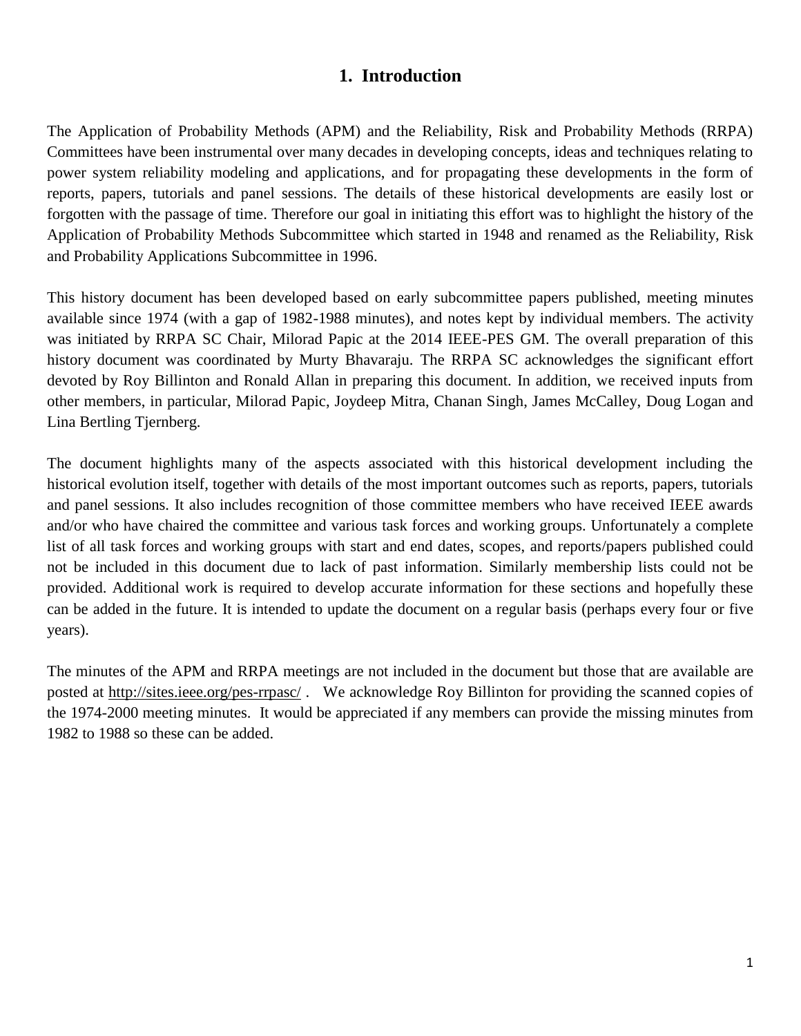# 1. Introduction

The Application of Probability Methods (APM) and the Reliability, Risk and Probability Methods (RRPA) Committees have been instrumental over many decades in developing concepts, ideas and techniques relating to power system reliability modeling and applications, and for propagating these developments in the form of reports, papers, tutorials and panel sessions. The details of these historical developments are easily lost or forgotten with the passage of time. Therefore our goal in initiating this effort was to highlight the history of the Application of Probability Methods Subcommittee which started in 1948 and renamed as the Reliability, Risk and Probability Applications Subcommittee in 1996.

This history document has been developed based on early subcommittee papers published, meeting minutes available since 1974 (with a gap of 1982-1988 minutes), and notes kept by individual members. The activity was initiated by RRPA SC Chair, Milorad Papic at the 2014 IEEE-PES GM. The overall preparation of this history document was coordinated by Murty Bhavaraju. The RRPA SC acknowledges the significant effort devoted by Roy Billinton and Ronald Allan in preparing this document. In addition, we received inputs from other members, in particular, Milorad Papic, Joydeep Mitra, Chanan Singh, James McCalley, Doug Logan and Lina Bertling Tjernberg.

The document highlights many of the aspects associated with this historical development including the historical evolution itself, together with details of the most important outcomes such as reports, papers, tutorials and panel sessions. It also includes recognition of those committee members who have received IEEE awards and/or who have chaired the committee and various task forces and working groups. Unfortunately a complete list of all task forces and working groups with start and end dates, scopes, and reports/papers published could not be included in this document due to lack of past information. Similarly membership lists could not be provided. Additional work is required to develop accurate information for these sections and hopefully these can be added in the future. It is intended to update the document on a regular basis (perhaps every four or five years).

The minutes of the APM and RRPA meetings are not included in the document but those that are available are posted at http://sites.ieee.org/pes-rrpasc/ . We acknowledge Roy Billinton for providing the scanned copies of the 1974-2000 meeting minutes. It would be appreciated if any members can provide the missing minutes from 1982 to 1988 so these can be added.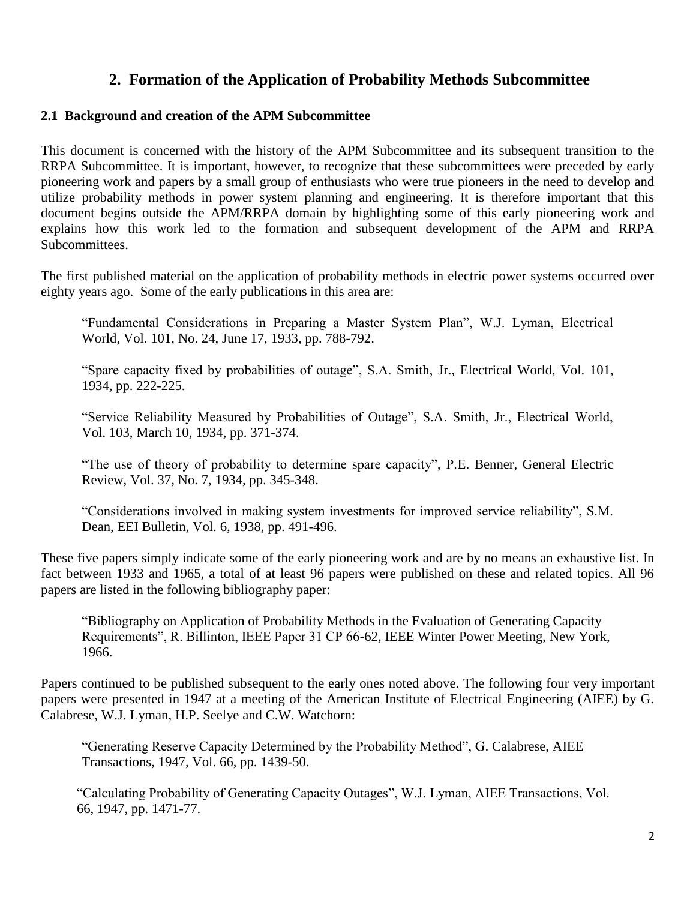## 2. Formation of the Application of Probability Methods Subcommittee

### 2.1 Background and creation of the APM Subcommittee

This document is concerned with the history of the APM Subcommittee and its subsequent transition to the RRPA Subcommittee. It is important, however, to recognize that these subcommittees were preceded by early pioneering work and papers by a small group of enthusiasts who were true pioneers in the need to develop and utilize probability methods in power system planning and engineering. It is therefore important that this document begins outside the APM/RRPA domain by highlighting some of this early pioneering work and explains how this work led to the formation and subsequent development of the APM and RRPA Subcommittees.

The first published material on the application of probability methods in electric power systems occurred over eighty years ago. Some of the early publications in this area are:

> "Fundamental Considerations in Preparing a Master System Plan", W.J. Lyman, Electrical World, Vol. 101, No. 24, June 17, 1933, pp. 788-792.
>
> "Spare capacity fixed by probabilities of outage", S.A. Smith, Jr., Electrical World, Vol. 101, 1934, pp. 222-225.
>
> "Service Reliability Measured by Probabilities of Outage", S.A. Smith, Jr., Electrical World, Vol. 103, March 10, 1934, pp. 371-374.
>
> "The use of theory of probability to determine spare capacity", P.E. Benner, General Electric Review, Vol. 37, No. 7, 1934, pp. 345-348.
>
> "Considerations involved in making system investments for improved service reliability", S.M. Dean, EEI Bulletin, Vol. 6, 1938, pp. 491-496.

These five papers simply indicate some of the early pioneering work and are by no means an exhaustive list. In fact between 1933 and 1965, a total of at least 96 papers were published on these and related topics. All 96 papers are listed in the following bibliography paper:

> "Bibliography on Application of Probability Methods in the Evaluation of Generating Capacity Requirements", R. Billinton, IEEE Paper 31 CP 66-62, IEEE Winter Power Meeting, New York, 1966.

Papers continued to be published subsequent to the early ones noted above. The following four very important papers were presented in 1947 at a meeting of the American Institute of Electrical Engineering (AIEE) by G. Calabrese, W.J. Lyman, H.P. Seelye and C.W. Watchorn:

> "Generating Reserve Capacity Determined by the Probability Method", G. Calabrese, AIEE Transactions, 1947, Vol. 66, pp. 1439-50.
>
> "Calculating Probability of Generating Capacity Outages", W.J. Lyman, AIEE Transactions, Vol. 66, 1947, pp. 1471-77.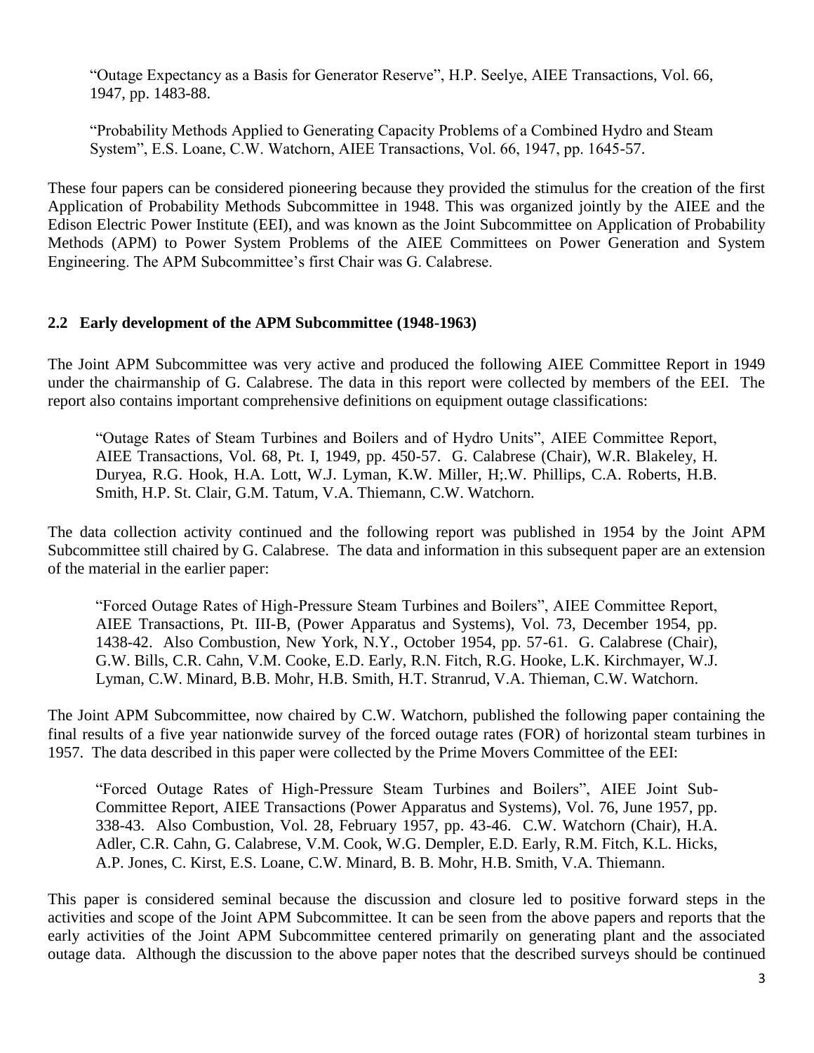"Outage Expectancy as a Basis for Generator Reserve", H.P. Seelye, AIEE Transactions, Vol. 66, 1947, pp. 1483-88.

"Probability Methods Applied to Generating Capacity Problems of a Combined Hydro and Steam System", E.S. Loane, C.W. Watchorn, AIEE Transactions, Vol. 66, 1947, pp. 1645-57.

These four papers can be considered pioneering because they provided the stimulus for the creation of the first Application of Probability Methods Subcommittee in 1948. This was organized jointly by the AIEE and the Edison Electric Power Institute (EEI), and was known as the Joint Subcommittee on Application of Probability Methods (APM) to Power System Problems of the AIEE Committees on Power Generation and System Engineering. The APM Subcommittee's first Chair was G. Calabrese.

## 2.2 Early development of the APM Subcommittee (1948-1963)

The Joint APM Subcommittee was very active and produced the following AIEE Committee Report in 1949 under the chairmanship of G. Calabrese. The data in this report were collected by members of the EEI. The report also contains important comprehensive definitions on equipment outage classifications:

"Outage Rates of Steam Turbines and Boilers and of Hydro Units", AIEE Committee Report, AIEE Transactions, Vol. 68, Pt. I, 1949, pp. 450-57. G. Calabrese (Chair), W.R. Blakeley, H. Duryea, R.G. Hook, H.A. Lott, W.J. Lyman, K.W. Miller, H;.W. Phillips, C.A. Roberts, H.B. Smith, H.P. St. Clair, G.M. Tatum, V.A. Thiemann, C.W. Watchorn.

The data collection activity continued and the following report was published in 1954 by the Joint APM Subcommittee still chaired by G. Calabrese. The data and information in this subsequent paper are an extension of the material in the earlier paper:

"Forced Outage Rates of High-Pressure Steam Turbines and Boilers", AIEE Committee Report, AIEE Transactions, Pt. III-B, (Power Apparatus and Systems), Vol. 73, December 1954, pp. 1438-42. Also Combustion, New York, N.Y., October 1954, pp. 57-61. G. Calabrese (Chair), G.W. Bills, C.R. Cahn, V.M. Cooke, E.D. Early, R.N. Fitch, R.G. Hooke, L.K. Kirchmayer, W.J. Lyman, C.W. Minard, B.B. Mohr, H.B. Smith, H.T. Stranrud, V.A. Thieman, C.W. Watchorn.

The Joint APM Subcommittee, now chaired by C.W. Watchorn, published the following paper containing the final results of a five year nationwide survey of the forced outage rates (FOR) of horizontal steam turbines in 1957. The data described in this paper were collected by the Prime Movers Committee of the EEI:

"Forced Outage Rates of High-Pressure Steam Turbines and Boilers", AIEE Joint Sub-Committee Report, AIEE Transactions (Power Apparatus and Systems), Vol. 76, June 1957, pp. 338-43. Also Combustion, Vol. 28, February 1957, pp. 43-46. C.W. Watchorn (Chair), H.A. Adler, C.R. Cahn, G. Calabrese, V.M. Cook, W.G. Dempler, E.D. Early, R.M. Fitch, K.L. Hicks, A.P. Jones, C. Kirst, E.S. Loane, C.W. Minard, B. B. Mohr, H.B. Smith, V.A. Thiemann.

This paper is considered seminal because the discussion and closure led to positive forward steps in the activities and scope of the Joint APM Subcommittee. It can be seen from the above papers and reports that the early activities of the Joint APM Subcommittee centered primarily on generating plant and the associated outage data. Although the discussion to the above paper notes that the described surveys should be continued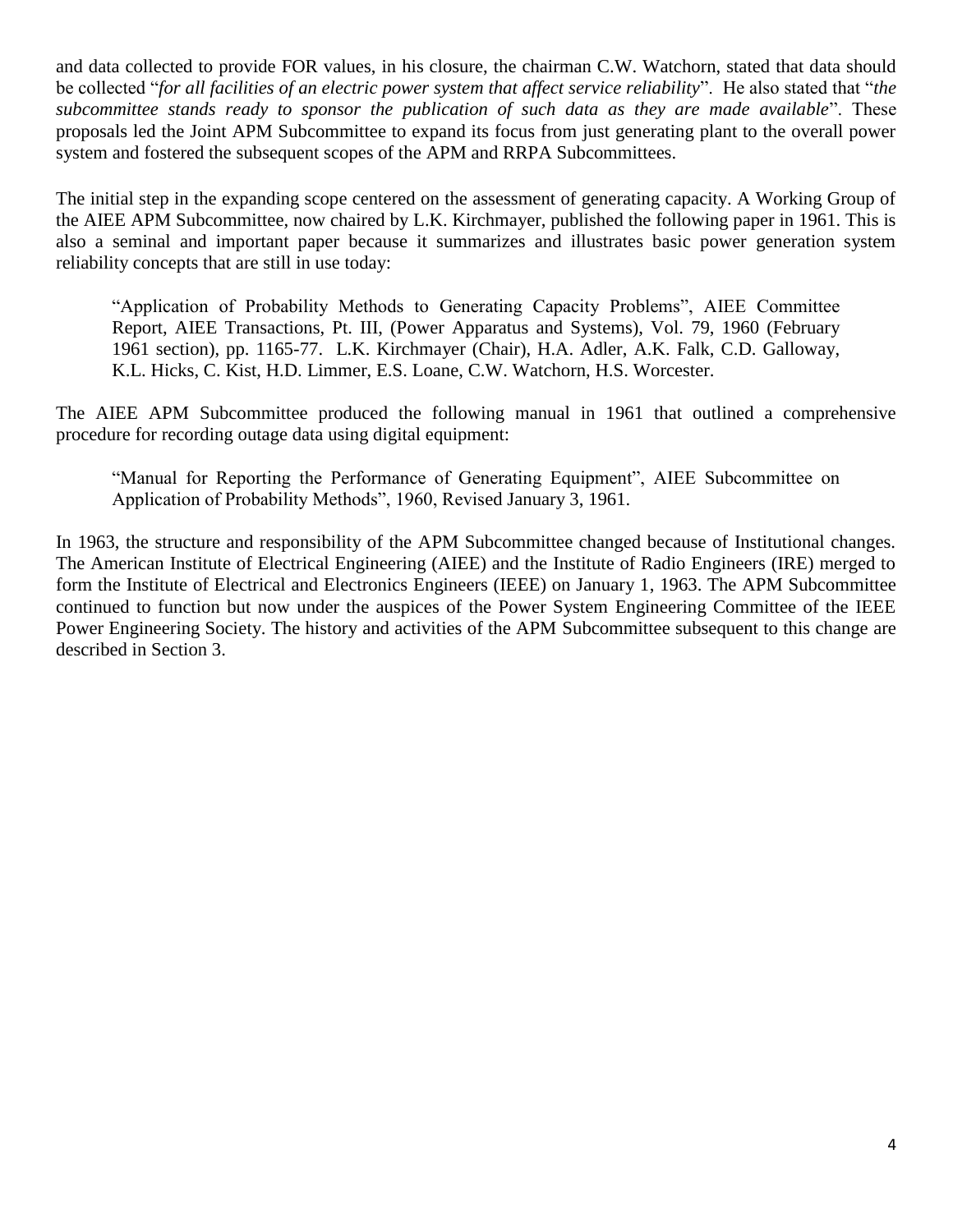and data collected to provide FOR values, in his closure, the chairman C.W. Watchorn, stated that data should be collected "*for all facilities of an electric power system that affect service reliability*". He also stated that "*the subcommittee stands ready to sponsor the publication of such data as they are made available*". These proposals led the Joint APM Subcommittee to expand its focus from just generating plant to the overall power system and fostered the subsequent scopes of the APM and RRPA Subcommittees.

The initial step in the expanding scope centered on the assessment of generating capacity. A Working Group of the AIEE APM Subcommittee, now chaired by L.K. Kirchmayer, published the following paper in 1961. This is also a seminal and important paper because it summarizes and illustrates basic power generation system reliability concepts that are still in use today:

> "Application of Probability Methods to Generating Capacity Problems", AIEE Committee Report, AIEE Transactions, Pt. III, (Power Apparatus and Systems), Vol. 79, 1960 (February 1961 section), pp. 1165-77. L.K. Kirchmayer (Chair), H.A. Adler, A.K. Falk, C.D. Galloway, K.L. Hicks, C. Kist, H.D. Limmer, E.S. Loane, C.W. Watchorn, H.S. Worcester.

The AIEE APM Subcommittee produced the following manual in 1961 that outlined a comprehensive procedure for recording outage data using digital equipment:

> "Manual for Reporting the Performance of Generating Equipment", AIEE Subcommittee on Application of Probability Methods", 1960, Revised January 3, 1961.

In 1963, the structure and responsibility of the APM Subcommittee changed because of Institutional changes. The American Institute of Electrical Engineering (AIEE) and the Institute of Radio Engineers (IRE) merged to form the Institute of Electrical and Electronics Engineers (IEEE) on January 1, 1963. The APM Subcommittee continued to function but now under the auspices of the Power System Engineering Committee of the IEEE Power Engineering Society. The history and activities of the APM Subcommittee subsequent to this change are described in Section 3.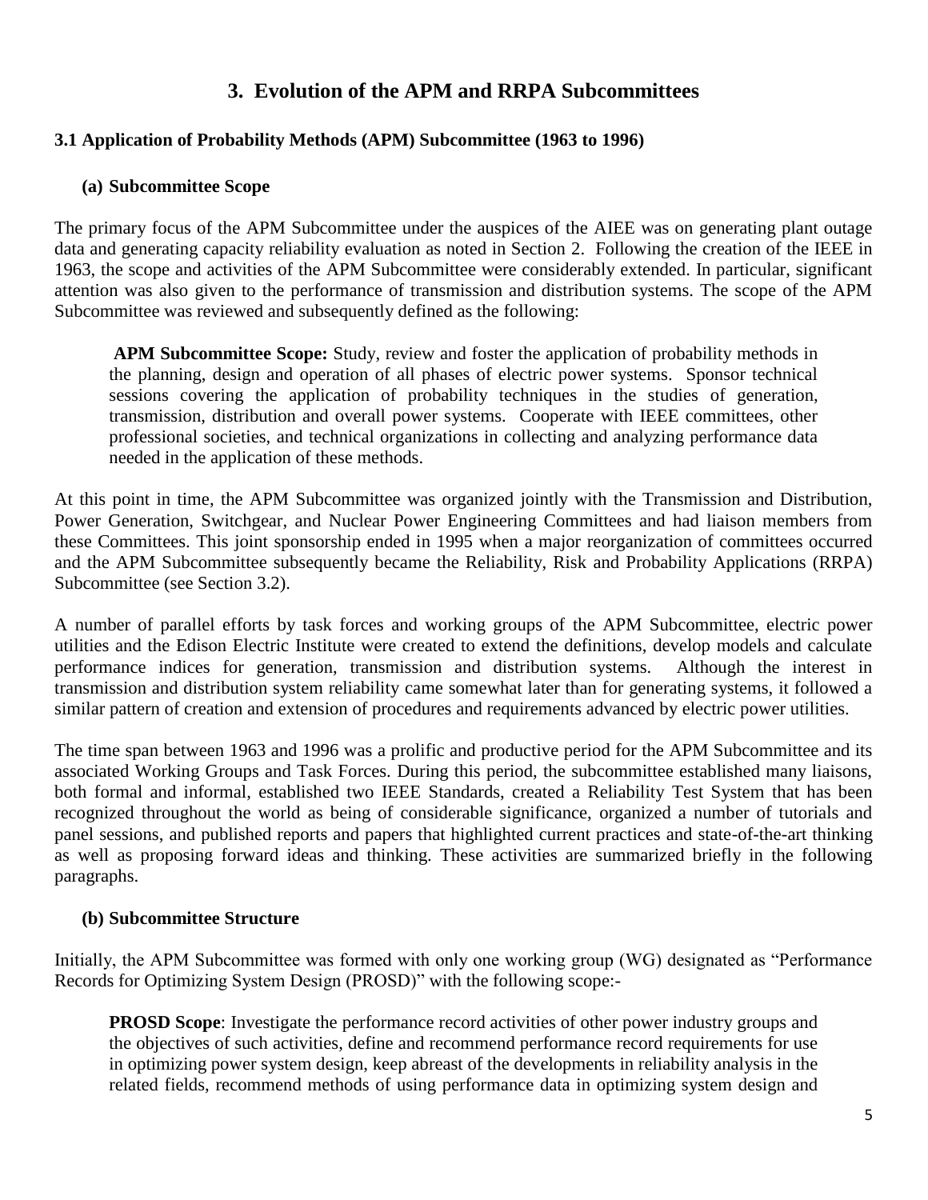# 3. Evolution of the APM and RRPA Subcommittees

## 3.1 Application of Probability Methods (APM) Subcommittee (1963 to 1996)

### (a) Subcommittee Scope

The primary focus of the APM Subcommittee under the auspices of the AIEE was on generating plant outage data and generating capacity reliability evaluation as noted in Section 2. Following the creation of the IEEE in 1963, the scope and activities of the APM Subcommittee were considerably extended. In particular, significant attention was also given to the performance of transmission and distribution systems. The scope of the APM Subcommittee was reviewed and subsequently defined as the following:

> **APM Subcommittee Scope:** Study, review and foster the application of probability methods in the planning, design and operation of all phases of electric power systems. Sponsor technical sessions covering the application of probability techniques in the studies of generation, transmission, distribution and overall power systems. Cooperate with IEEE committees, other professional societies, and technical organizations in collecting and analyzing performance data needed in the application of these methods.

At this point in time, the APM Subcommittee was organized jointly with the Transmission and Distribution, Power Generation, Switchgear, and Nuclear Power Engineering Committees and had liaison members from these Committees. This joint sponsorship ended in 1995 when a major reorganization of committees occurred and the APM Subcommittee subsequently became the Reliability, Risk and Probability Applications (RRPA) Subcommittee (see Section 3.2).

A number of parallel efforts by task forces and working groups of the APM Subcommittee, electric power utilities and the Edison Electric Institute were created to extend the definitions, develop models and calculate performance indices for generation, transmission and distribution systems. Although the interest in transmission and distribution system reliability came somewhat later than for generating systems, it followed a similar pattern of creation and extension of procedures and requirements advanced by electric power utilities.

The time span between 1963 and 1996 was a prolific and productive period for the APM Subcommittee and its associated Working Groups and Task Forces. During this period, the subcommittee established many liaisons, both formal and informal, established two IEEE Standards, created a Reliability Test System that has been recognized throughout the world as being of considerable significance, organized a number of tutorials and panel sessions, and published reports and papers that highlighted current practices and state-of-the-art thinking as well as proposing forward ideas and thinking. These activities are summarized briefly in the following paragraphs.

### (b) Subcommittee Structure

Initially, the APM Subcommittee was formed with only one working group (WG) designated as "Performance Records for Optimizing System Design (PROSD)" with the following scope:-

> **PROSD Scope**: Investigate the performance record activities of other power industry groups and the objectives of such activities, define and recommend performance record requirements for use in optimizing power system design, keep abreast of the developments in reliability analysis in the related fields, recommend methods of using performance data in optimizing system design and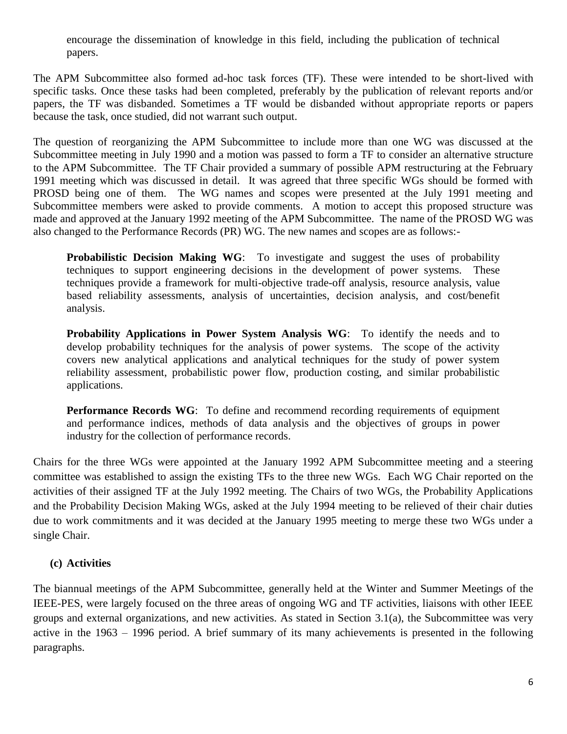encourage the dissemination of knowledge in this field, including the publication of technical papers.

The APM Subcommittee also formed ad-hoc task forces (TF). These were intended to be short-lived with specific tasks. Once these tasks had been completed, preferably by the publication of relevant reports and/or papers, the TF was disbanded. Sometimes a TF would be disbanded without appropriate reports or papers because the task, once studied, did not warrant such output.

The question of reorganizing the APM Subcommittee to include more than one WG was discussed at the Subcommittee meeting in July 1990 and a motion was passed to form a TF to consider an alternative structure to the APM Subcommittee. The TF Chair provided a summary of possible APM restructuring at the February 1991 meeting which was discussed in detail. It was agreed that three specific WGs should be formed with PROSD being one of them. The WG names and scopes were presented at the July 1991 meeting and Subcommittee members were asked to provide comments. A motion to accept this proposed structure was made and approved at the January 1992 meeting of the APM Subcommittee. The name of the PROSD WG was also changed to the Performance Records (PR) WG. The new names and scopes are as follows:-

**Probabilistic Decision Making WG**: To investigate and suggest the uses of probability techniques to support engineering decisions in the development of power systems. These techniques provide a framework for multi-objective trade-off analysis, resource analysis, value based reliability assessments, analysis of uncertainties, decision analysis, and cost/benefit analysis.

**Probability Applications in Power System Analysis WG**: To identify the needs and to develop probability techniques for the analysis of power systems. The scope of the activity covers new analytical applications and analytical techniques for the study of power system reliability assessment, probabilistic power flow, production costing, and similar probabilistic applications.

**Performance Records WG**: To define and recommend recording requirements of equipment and performance indices, methods of data analysis and the objectives of groups in power industry for the collection of performance records.

Chairs for the three WGs were appointed at the January 1992 APM Subcommittee meeting and a steering committee was established to assign the existing TFs to the three new WGs. Each WG Chair reported on the activities of their assigned TF at the July 1992 meeting. The Chairs of two WGs, the Probability Applications and the Probability Decision Making WGs, asked at the July 1994 meeting to be relieved of their chair duties due to work commitments and it was decided at the January 1995 meeting to merge these two WGs under a single Chair.

### (c) Activities

The biannual meetings of the APM Subcommittee, generally held at the Winter and Summer Meetings of the IEEE-PES, were largely focused on the three areas of ongoing WG and TF activities, liaisons with other IEEE groups and external organizations, and new activities. As stated in Section 3.1(a), the Subcommittee was very active in the 1963 – 1996 period. A brief summary of its many achievements is presented in the following paragraphs.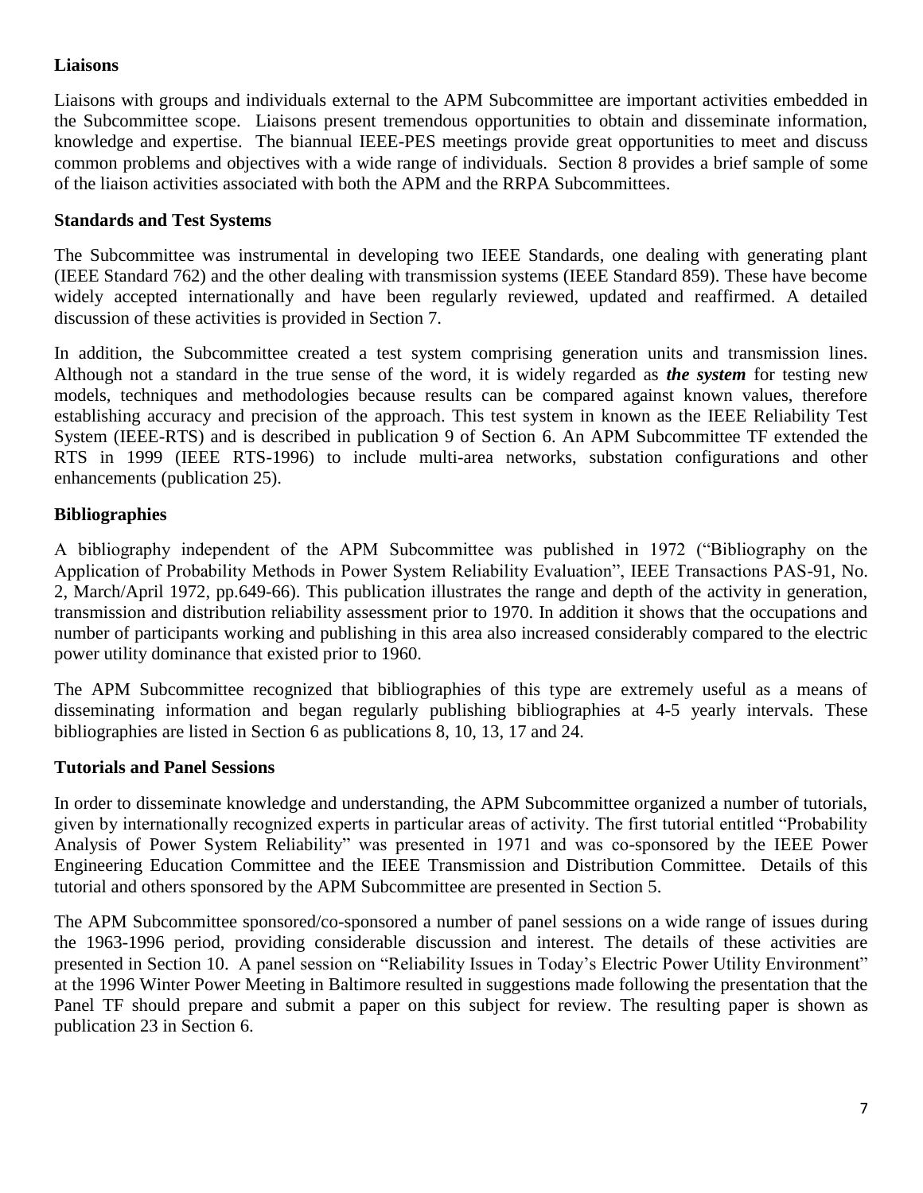## Liaisons

Liaisons with groups and individuals external to the APM Subcommittee are important activities embedded in the Subcommittee scope. Liaisons present tremendous opportunities to obtain and disseminate information, knowledge and expertise. The biannual IEEE-PES meetings provide great opportunities to meet and discuss common problems and objectives with a wide range of individuals. Section 8 provides a brief sample of some of the liaison activities associated with both the APM and the RRPA Subcommittees.

## Standards and Test Systems

The Subcommittee was instrumental in developing two IEEE Standards, one dealing with generating plant (IEEE Standard 762) and the other dealing with transmission systems (IEEE Standard 859). These have become widely accepted internationally and have been regularly reviewed, updated and reaffirmed. A detailed discussion of these activities is provided in Section 7.

In addition, the Subcommittee created a test system comprising generation units and transmission lines. Although not a standard in the true sense of the word, it is widely regarded as ***the system*** for testing new models, techniques and methodologies because results can be compared against known values, therefore establishing accuracy and precision of the approach. This test system in known as the IEEE Reliability Test System (IEEE-RTS) and is described in publication 9 of Section 6. An APM Subcommittee TF extended the RTS in 1999 (IEEE RTS-1996) to include multi-area networks, substation configurations and other enhancements (publication 25).

## Bibliographies

A bibliography independent of the APM Subcommittee was published in 1972 ("Bibliography on the Application of Probability Methods in Power System Reliability Evaluation", IEEE Transactions PAS-91, No. 2, March/April 1972, pp.649-66). This publication illustrates the range and depth of the activity in generation, transmission and distribution reliability assessment prior to 1970. In addition it shows that the occupations and number of participants working and publishing in this area also increased considerably compared to the electric power utility dominance that existed prior to 1960.

The APM Subcommittee recognized that bibliographies of this type are extremely useful as a means of disseminating information and began regularly publishing bibliographies at 4-5 yearly intervals. These bibliographies are listed in Section 6 as publications 8, 10, 13, 17 and 24.

## Tutorials and Panel Sessions

In order to disseminate knowledge and understanding, the APM Subcommittee organized a number of tutorials, given by internationally recognized experts in particular areas of activity. The first tutorial entitled "Probability Analysis of Power System Reliability" was presented in 1971 and was co-sponsored by the IEEE Power Engineering Education Committee and the IEEE Transmission and Distribution Committee. Details of this tutorial and others sponsored by the APM Subcommittee are presented in Section 5.

The APM Subcommittee sponsored/co-sponsored a number of panel sessions on a wide range of issues during the 1963-1996 period, providing considerable discussion and interest. The details of these activities are presented in Section 10. A panel session on "Reliability Issues in Today's Electric Power Utility Environment" at the 1996 Winter Power Meeting in Baltimore resulted in suggestions made following the presentation that the Panel TF should prepare and submit a paper on this subject for review. The resulting paper is shown as publication 23 in Section 6.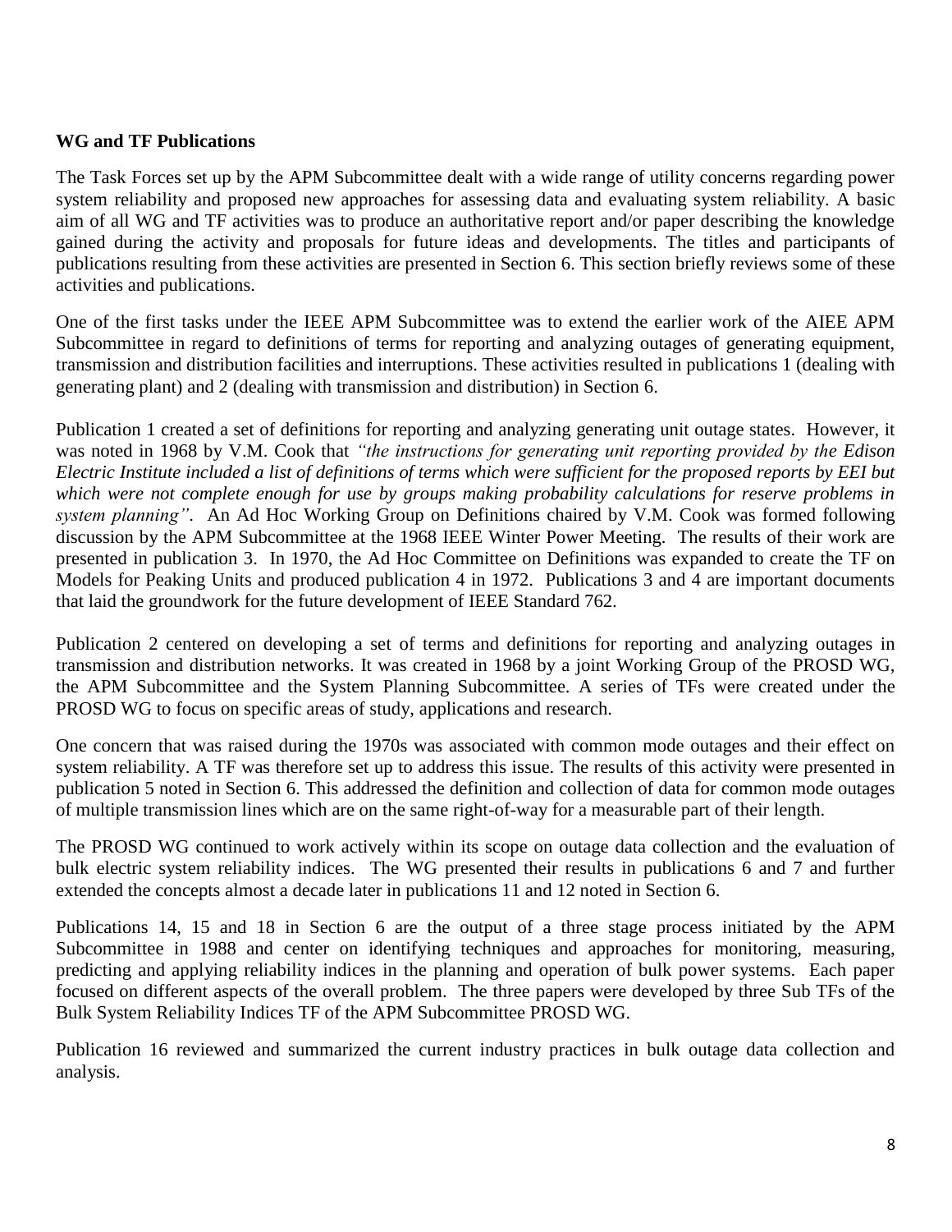**WG and TF Publications**

The Task Forces set up by the APM Subcommittee dealt with a wide range of utility concerns regarding power system reliability and proposed new approaches for assessing data and evaluating system reliability. A basic aim of all WG and TF activities was to produce an authoritative report and/or paper describing the knowledge gained during the activity and proposals for future ideas and developments. The titles and participants of publications resulting from these activities are presented in Section 6. This section briefly reviews some of these activities and publications.

One of the first tasks under the IEEE APM Subcommittee was to extend the earlier work of the AIEE APM Subcommittee in regard to definitions of terms for reporting and analyzing outages of generating equipment, transmission and distribution facilities and interruptions. These activities resulted in publications 1 (dealing with generating plant) and 2 (dealing with transmission and distribution) in Section 6.

Publication 1 created a set of definitions for reporting and analyzing generating unit outage states. However, it was noted in 1968 by V.M. Cook that *"the instructions for generating unit reporting provided by the Edison Electric Institute included a list of definitions of terms which were sufficient for the proposed reports by EEI but which were not complete enough for use by groups making probability calculations for reserve problems in system planning"*. An Ad Hoc Working Group on Definitions chaired by V.M. Cook was formed following discussion by the APM Subcommittee at the 1968 IEEE Winter Power Meeting. The results of their work are presented in publication 3. In 1970, the Ad Hoc Committee on Definitions was expanded to create the TF on Models for Peaking Units and produced publication 4 in 1972. Publications 3 and 4 are important documents that laid the groundwork for the future development of IEEE Standard 762.

Publication 2 centered on developing a set of terms and definitions for reporting and analyzing outages in transmission and distribution networks. It was created in 1968 by a joint Working Group of the PROSD WG, the APM Subcommittee and the System Planning Subcommittee. A series of TFs were created under the PROSD WG to focus on specific areas of study, applications and research.

One concern that was raised during the 1970s was associated with common mode outages and their effect on system reliability. A TF was therefore set up to address this issue. The results of this activity were presented in publication 5 noted in Section 6. This addressed the definition and collection of data for common mode outages of multiple transmission lines which are on the same right-of-way for a measurable part of their length.

The PROSD WG continued to work actively within its scope on outage data collection and the evaluation of bulk electric system reliability indices. The WG presented their results in publications 6 and 7 and further extended the concepts almost a decade later in publications 11 and 12 noted in Section 6.

Publications 14, 15 and 18 in Section 6 are the output of a three stage process initiated by the APM Subcommittee in 1988 and center on identifying techniques and approaches for monitoring, measuring, predicting and applying reliability indices in the planning and operation of bulk power systems. Each paper focused on different aspects of the overall problem. The three papers were developed by three Sub TFs of the Bulk System Reliability Indices TF of the APM Subcommittee PROSD WG.

Publication 16 reviewed and summarized the current industry practices in bulk outage data collection and analysis.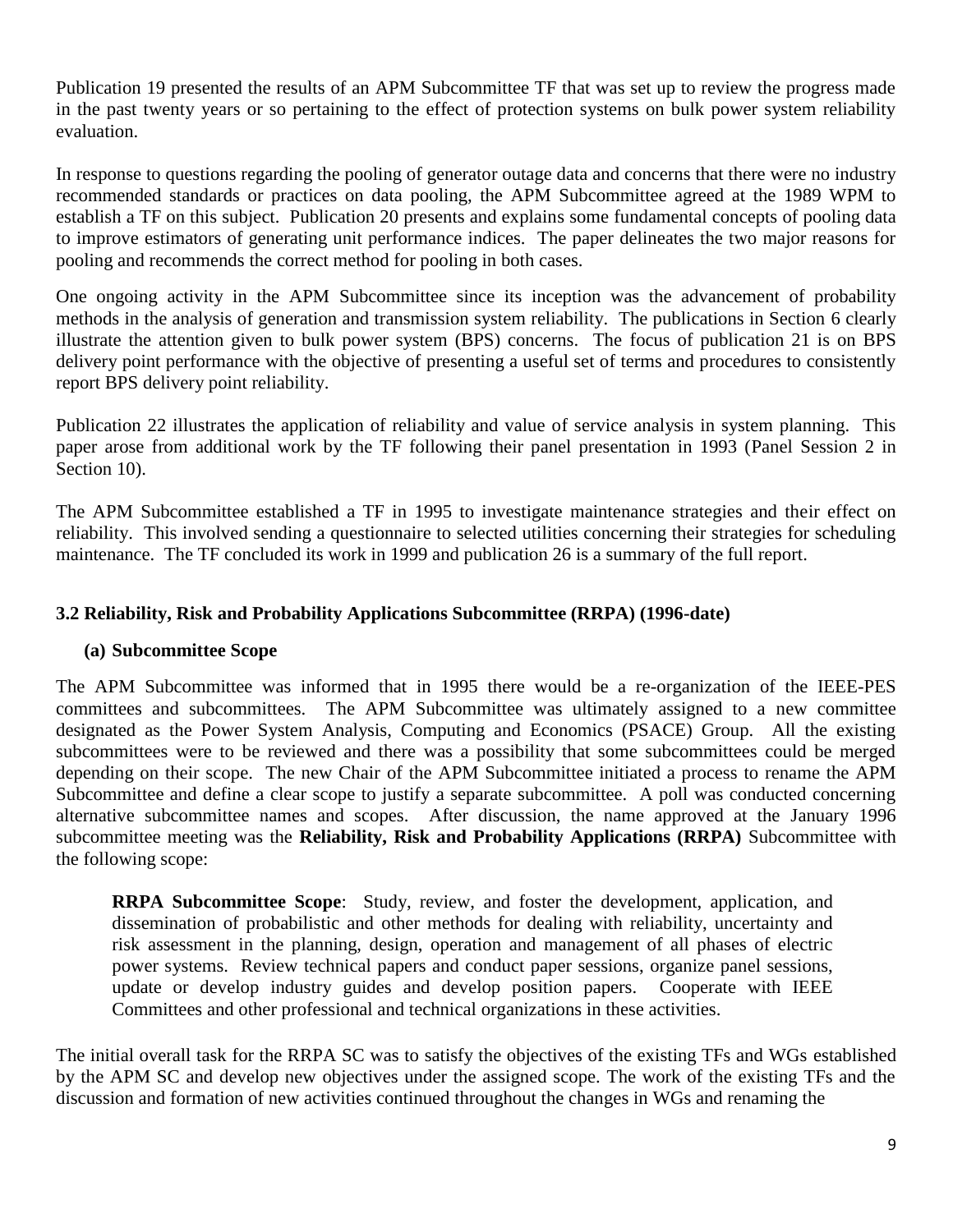Publication 19 presented the results of an APM Subcommittee TF that was set up to review the progress made in the past twenty years or so pertaining to the effect of protection systems on bulk power system reliability evaluation.

In response to questions regarding the pooling of generator outage data and concerns that there were no industry recommended standards or practices on data pooling, the APM Subcommittee agreed at the 1989 WPM to establish a TF on this subject. Publication 20 presents and explains some fundamental concepts of pooling data to improve estimators of generating unit performance indices. The paper delineates the two major reasons for pooling and recommends the correct method for pooling in both cases.

One ongoing activity in the APM Subcommittee since its inception was the advancement of probability methods in the analysis of generation and transmission system reliability. The publications in Section 6 clearly illustrate the attention given to bulk power system (BPS) concerns. The focus of publication 21 is on BPS delivery point performance with the objective of presenting a useful set of terms and procedures to consistently report BPS delivery point reliability.

Publication 22 illustrates the application of reliability and value of service analysis in system planning. This paper arose from additional work by the TF following their panel presentation in 1993 (Panel Session 2 in Section 10).

The APM Subcommittee established a TF in 1995 to investigate maintenance strategies and their effect on reliability. This involved sending a questionnaire to selected utilities concerning their strategies for scheduling maintenance. The TF concluded its work in 1999 and publication 26 is a summary of the full report.

### 3.2 Reliability, Risk and Probability Applications Subcommittee (RRPA) (1996-date)

#### (a) Subcommittee Scope

The APM Subcommittee was informed that in 1995 there would be a re-organization of the IEEE-PES committees and subcommittees. The APM Subcommittee was ultimately assigned to a new committee designated as the Power System Analysis, Computing and Economics (PSACE) Group. All the existing subcommittees were to be reviewed and there was a possibility that some subcommittees could be merged depending on their scope. The new Chair of the APM Subcommittee initiated a process to rename the APM Subcommittee and define a clear scope to justify a separate subcommittee. A poll was conducted concerning alternative subcommittee names and scopes. After discussion, the name approved at the January 1996 subcommittee meeting was the **Reliability, Risk and Probability Applications (RRPA)** Subcommittee with the following scope:

> **RRPA Subcommittee Scope**: Study, review, and foster the development, application, and dissemination of probabilistic and other methods for dealing with reliability, uncertainty and risk assessment in the planning, design, operation and management of all phases of electric power systems. Review technical papers and conduct paper sessions, organize panel sessions, update or develop industry guides and develop position papers. Cooperate with IEEE Committees and other professional and technical organizations in these activities.

The initial overall task for the RRPA SC was to satisfy the objectives of the existing TFs and WGs established by the APM SC and develop new objectives under the assigned scope. The work of the existing TFs and the discussion and formation of new activities continued throughout the changes in WGs and renaming the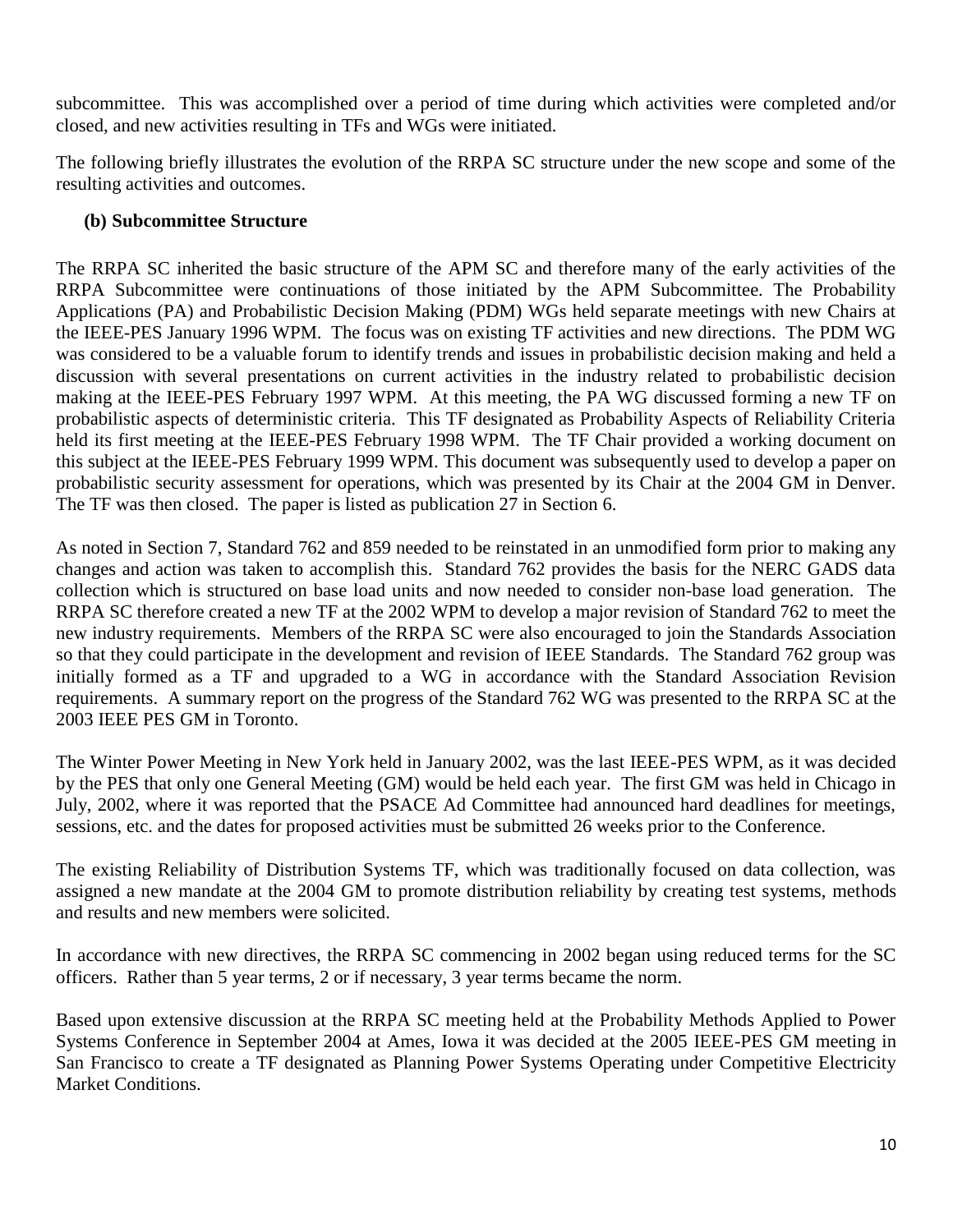subcommittee. This was accomplished over a period of time during which activities were completed and/or closed, and new activities resulting in TFs and WGs were initiated.

The following briefly illustrates the evolution of the RRPA SC structure under the new scope and some of the resulting activities and outcomes.

### (b) Subcommittee Structure

The RRPA SC inherited the basic structure of the APM SC and therefore many of the early activities of the RRPA Subcommittee were continuations of those initiated by the APM Subcommittee. The Probability Applications (PA) and Probabilistic Decision Making (PDM) WGs held separate meetings with new Chairs at the IEEE-PES January 1996 WPM. The focus was on existing TF activities and new directions. The PDM WG was considered to be a valuable forum to identify trends and issues in probabilistic decision making and held a discussion with several presentations on current activities in the industry related to probabilistic decision making at the IEEE-PES February 1997 WPM. At this meeting, the PA WG discussed forming a new TF on probabilistic aspects of deterministic criteria. This TF designated as Probability Aspects of Reliability Criteria held its first meeting at the IEEE-PES February 1998 WPM. The TF Chair provided a working document on this subject at the IEEE-PES February 1999 WPM. This document was subsequently used to develop a paper on probabilistic security assessment for operations, which was presented by its Chair at the 2004 GM in Denver. The TF was then closed. The paper is listed as publication 27 in Section 6.

As noted in Section 7, Standard 762 and 859 needed to be reinstated in an unmodified form prior to making any changes and action was taken to accomplish this. Standard 762 provides the basis for the NERC GADS data collection which is structured on base load units and now needed to consider non-base load generation. The RRPA SC therefore created a new TF at the 2002 WPM to develop a major revision of Standard 762 to meet the new industry requirements. Members of the RRPA SC were also encouraged to join the Standards Association so that they could participate in the development and revision of IEEE Standards. The Standard 762 group was initially formed as a TF and upgraded to a WG in accordance with the Standard Association Revision requirements. A summary report on the progress of the Standard 762 WG was presented to the RRPA SC at the 2003 IEEE PES GM in Toronto.

The Winter Power Meeting in New York held in January 2002, was the last IEEE-PES WPM, as it was decided by the PES that only one General Meeting (GM) would be held each year. The first GM was held in Chicago in July, 2002, where it was reported that the PSACE Ad Committee had announced hard deadlines for meetings, sessions, etc. and the dates for proposed activities must be submitted 26 weeks prior to the Conference.

The existing Reliability of Distribution Systems TF, which was traditionally focused on data collection, was assigned a new mandate at the 2004 GM to promote distribution reliability by creating test systems, methods and results and new members were solicited.

In accordance with new directives, the RRPA SC commencing in 2002 began using reduced terms for the SC officers. Rather than 5 year terms, 2 or if necessary, 3 year terms became the norm.

Based upon extensive discussion at the RRPA SC meeting held at the Probability Methods Applied to Power Systems Conference in September 2004 at Ames, Iowa it was decided at the 2005 IEEE-PES GM meeting in San Francisco to create a TF designated as Planning Power Systems Operating under Competitive Electricity Market Conditions.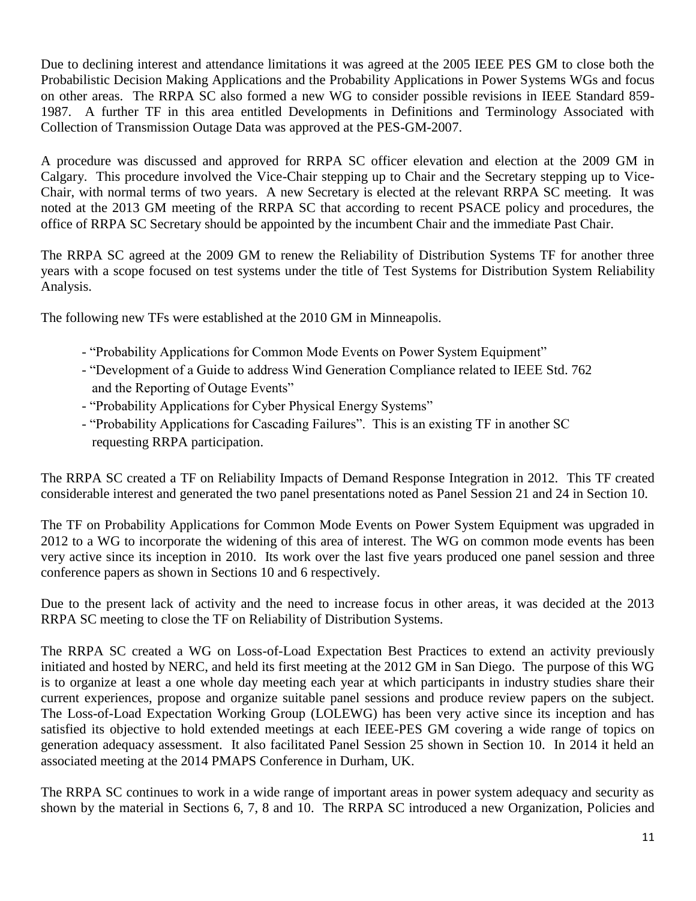Due to declining interest and attendance limitations it was agreed at the 2005 IEEE PES GM to close both the Probabilistic Decision Making Applications and the Probability Applications in Power Systems WGs and focus on other areas. The RRPA SC also formed a new WG to consider possible revisions in IEEE Standard 859-1987. A further TF in this area entitled Developments in Definitions and Terminology Associated with Collection of Transmission Outage Data was approved at the PES-GM-2007.

A procedure was discussed and approved for RRPA SC officer elevation and election at the 2009 GM in Calgary. This procedure involved the Vice-Chair stepping up to Chair and the Secretary stepping up to Vice-Chair, with normal terms of two years. A new Secretary is elected at the relevant RRPA SC meeting. It was noted at the 2013 GM meeting of the RRPA SC that according to recent PSACE policy and procedures, the office of RRPA SC Secretary should be appointed by the incumbent Chair and the immediate Past Chair.

The RRPA SC agreed at the 2009 GM to renew the Reliability of Distribution Systems TF for another three years with a scope focused on test systems under the title of Test Systems for Distribution System Reliability Analysis.

The following new TFs were established at the 2010 GM in Minneapolis.

- "Probability Applications for Common Mode Events on Power System Equipment"
- "Development of a Guide to address Wind Generation Compliance related to IEEE Std. 762 and the Reporting of Outage Events"
- "Probability Applications for Cyber Physical Energy Systems"
- "Probability Applications for Cascading Failures". This is an existing TF in another SC requesting RRPA participation.

The RRPA SC created a TF on Reliability Impacts of Demand Response Integration in 2012. This TF created considerable interest and generated the two panel presentations noted as Panel Session 21 and 24 in Section 10.

The TF on Probability Applications for Common Mode Events on Power System Equipment was upgraded in 2012 to a WG to incorporate the widening of this area of interest. The WG on common mode events has been very active since its inception in 2010. Its work over the last five years produced one panel session and three conference papers as shown in Sections 10 and 6 respectively.

Due to the present lack of activity and the need to increase focus in other areas, it was decided at the 2013 RRPA SC meeting to close the TF on Reliability of Distribution Systems.

The RRPA SC created a WG on Loss-of-Load Expectation Best Practices to extend an activity previously initiated and hosted by NERC, and held its first meeting at the 2012 GM in San Diego. The purpose of this WG is to organize at least a one whole day meeting each year at which participants in industry studies share their current experiences, propose and organize suitable panel sessions and produce review papers on the subject. The Loss-of-Load Expectation Working Group (LOLEWG) has been very active since its inception and has satisfied its objective to hold extended meetings at each IEEE-PES GM covering a wide range of topics on generation adequacy assessment. It also facilitated Panel Session 25 shown in Section 10. In 2014 it held an associated meeting at the 2014 PMAPS Conference in Durham, UK.

The RRPA SC continues to work in a wide range of important areas in power system adequacy and security as shown by the material in Sections 6, 7, 8 and 10. The RRPA SC introduced a new Organization, Policies and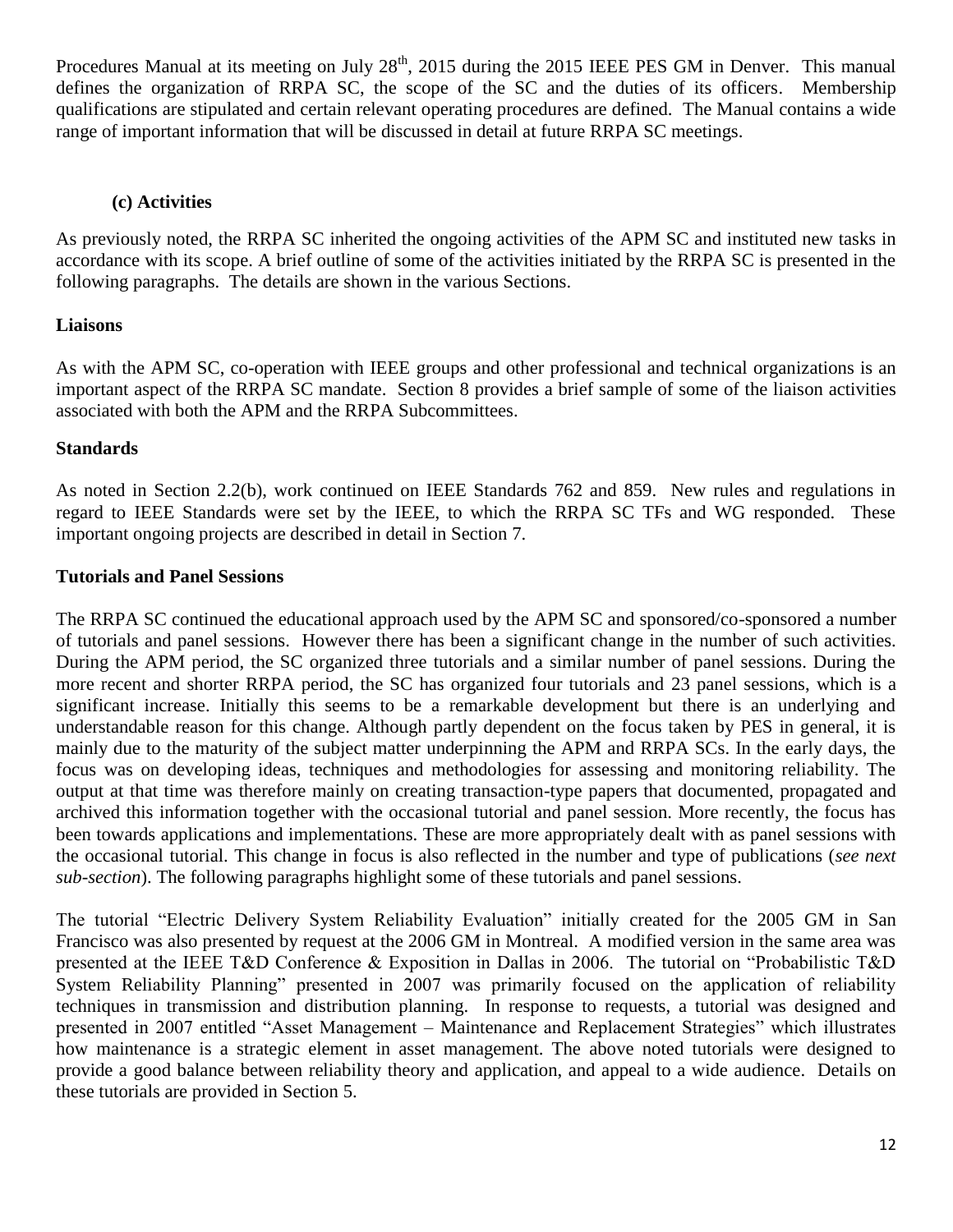Procedures Manual at its meeting on July 28th, 2015 during the 2015 IEEE PES GM in Denver. This manual defines the organization of RRPA SC, the scope of the SC and the duties of its officers. Membership qualifications are stipulated and certain relevant operating procedures are defined. The Manual contains a wide range of important information that will be discussed in detail at future RRPA SC meetings.

### (c) Activities

As previously noted, the RRPA SC inherited the ongoing activities of the APM SC and instituted new tasks in accordance with its scope. A brief outline of some of the activities initiated by the RRPA SC is presented in the following paragraphs. The details are shown in the various Sections.

**Liaisons**

As with the APM SC, co-operation with IEEE groups and other professional and technical organizations is an important aspect of the RRPA SC mandate. Section 8 provides a brief sample of some of the liaison activities associated with both the APM and the RRPA Subcommittees.

**Standards**

As noted in Section 2.2(b), work continued on IEEE Standards 762 and 859. New rules and regulations in regard to IEEE Standards were set by the IEEE, to which the RRPA SC TFs and WG responded. These important ongoing projects are described in detail in Section 7.

**Tutorials and Panel Sessions**

The RRPA SC continued the educational approach used by the APM SC and sponsored/co-sponsored a number of tutorials and panel sessions. However there has been a significant change in the number of such activities. During the APM period, the SC organized three tutorials and a similar number of panel sessions. During the more recent and shorter RRPA period, the SC has organized four tutorials and 23 panel sessions, which is a significant increase. Initially this seems to be a remarkable development but there is an underlying and understandable reason for this change. Although partly dependent on the focus taken by PES in general, it is mainly due to the maturity of the subject matter underpinning the APM and RRPA SCs. In the early days, the focus was on developing ideas, techniques and methodologies for assessing and monitoring reliability. The output at that time was therefore mainly on creating transaction-type papers that documented, propagated and archived this information together with the occasional tutorial and panel session. More recently, the focus has been towards applications and implementations. These are more appropriately dealt with as panel sessions with the occasional tutorial. This change in focus is also reflected in the number and type of publications (*see next sub-section*). The following paragraphs highlight some of these tutorials and panel sessions.

The tutorial "Electric Delivery System Reliability Evaluation" initially created for the 2005 GM in San Francisco was also presented by request at the 2006 GM in Montreal. A modified version in the same area was presented at the IEEE T&D Conference & Exposition in Dallas in 2006. The tutorial on "Probabilistic T&D System Reliability Planning" presented in 2007 was primarily focused on the application of reliability techniques in transmission and distribution planning. In response to requests, a tutorial was designed and presented in 2007 entitled "Asset Management – Maintenance and Replacement Strategies" which illustrates how maintenance is a strategic element in asset management. The above noted tutorials were designed to provide a good balance between reliability theory and application, and appeal to a wide audience. Details on these tutorials are provided in Section 5.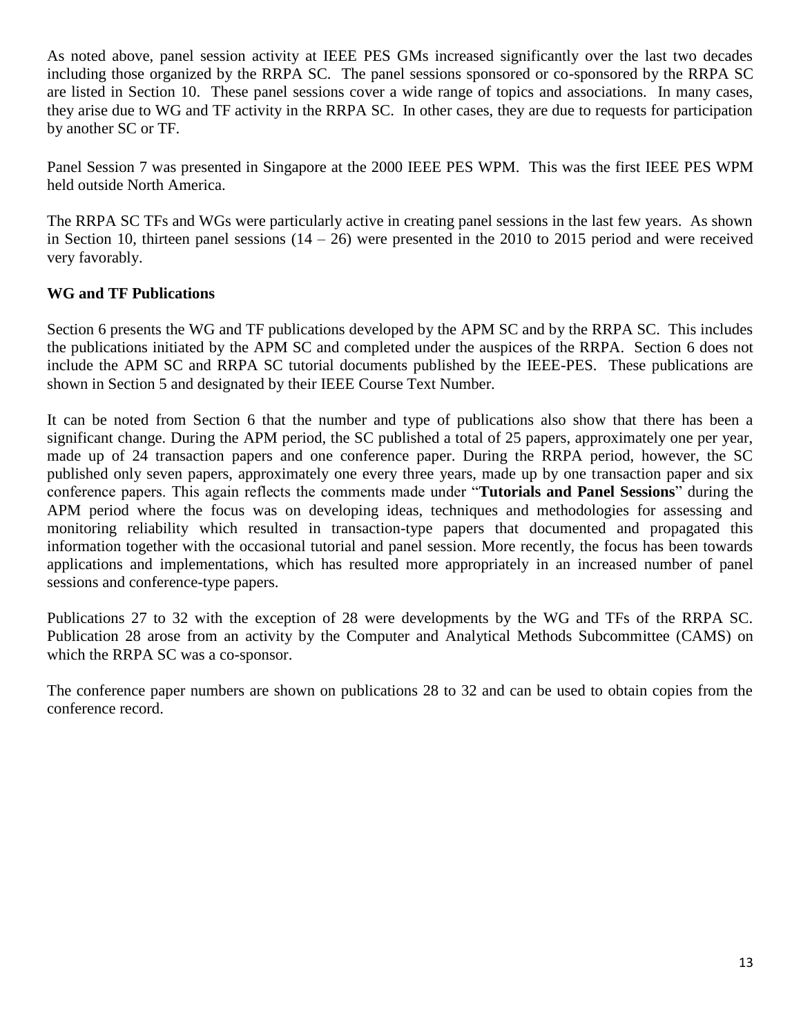As noted above, panel session activity at IEEE PES GMs increased significantly over the last two decades including those organized by the RRPA SC. The panel sessions sponsored or co-sponsored by the RRPA SC are listed in Section 10. These panel sessions cover a wide range of topics and associations. In many cases, they arise due to WG and TF activity in the RRPA SC. In other cases, they are due to requests for participation by another SC or TF.

Panel Session 7 was presented in Singapore at the 2000 IEEE PES WPM. This was the first IEEE PES WPM held outside North America.

The RRPA SC TFs and WGs were particularly active in creating panel sessions in the last few years. As shown in Section 10, thirteen panel sessions (14 – 26) were presented in the 2010 to 2015 period and were received very favorably.

**WG and TF Publications**

Section 6 presents the WG and TF publications developed by the APM SC and by the RRPA SC. This includes the publications initiated by the APM SC and completed under the auspices of the RRPA. Section 6 does not include the APM SC and RRPA SC tutorial documents published by the IEEE-PES. These publications are shown in Section 5 and designated by their IEEE Course Text Number.

It can be noted from Section 6 that the number and type of publications also show that there has been a significant change. During the APM period, the SC published a total of 25 papers, approximately one per year, made up of 24 transaction papers and one conference paper. During the RRPA period, however, the SC published only seven papers, approximately one every three years, made up by one transaction paper and six conference papers. This again reflects the comments made under "**Tutorials and Panel Sessions**" during the APM period where the focus was on developing ideas, techniques and methodologies for assessing and monitoring reliability which resulted in transaction-type papers that documented and propagated this information together with the occasional tutorial and panel session. More recently, the focus has been towards applications and implementations, which has resulted more appropriately in an increased number of panel sessions and conference-type papers.

Publications 27 to 32 with the exception of 28 were developments by the WG and TFs of the RRPA SC. Publication 28 arose from an activity by the Computer and Analytical Methods Subcommittee (CAMS) on which the RRPA SC was a co-sponsor.

The conference paper numbers are shown on publications 28 to 32 and can be used to obtain copies from the conference record.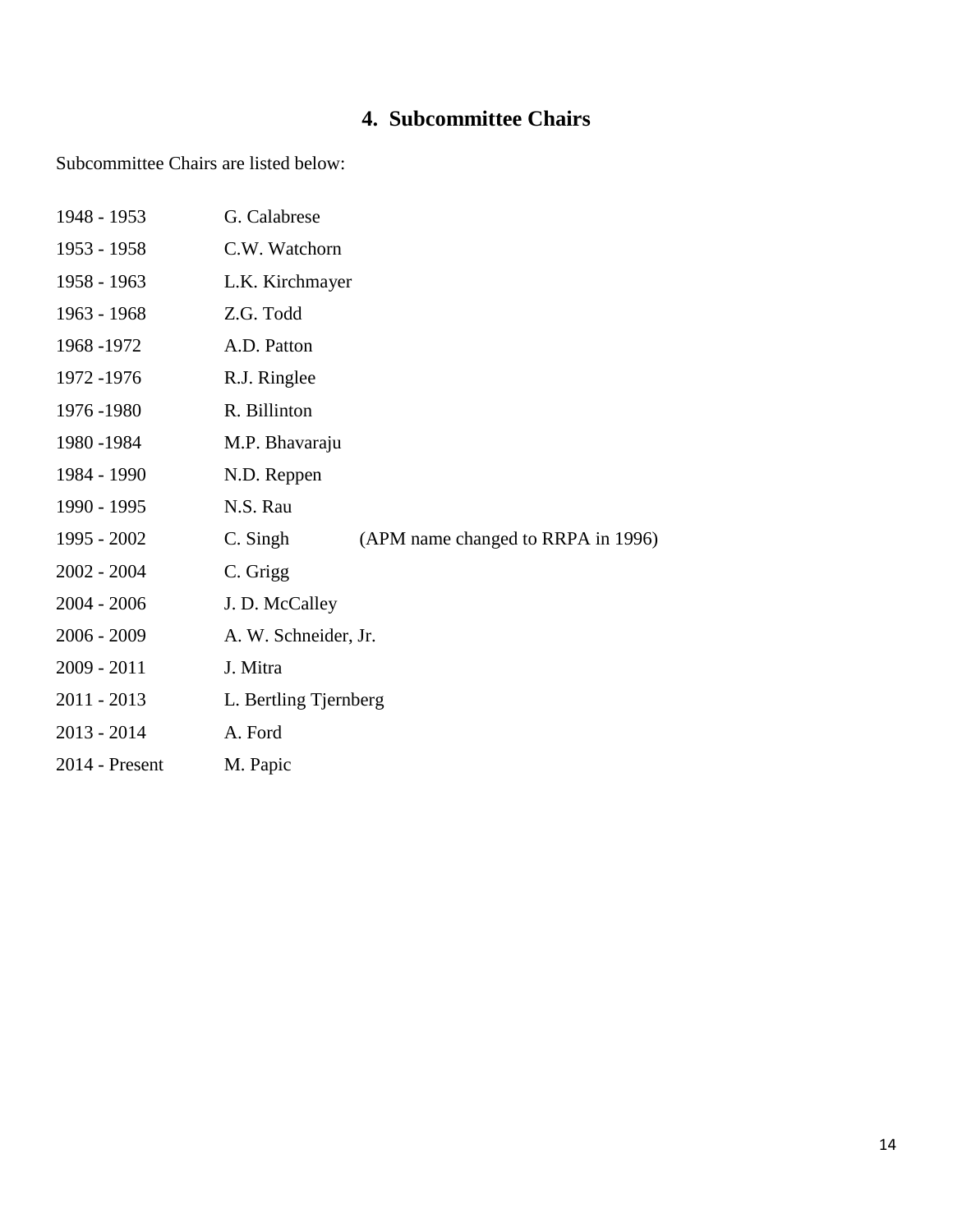## 4. Subcommittee Chairs

Subcommittee Chairs are listed below:

| | | |
|---|---|---|
| 1948 - 1953 | G. Calabrese | |
| 1953 - 1958 | C.W. Watchorn | |
| 1958 - 1963 | L.K. Kirchmayer | |
| 1963 - 1968 | Z.G. Todd | |
| 1968 -1972 | A.D. Patton | |
| 1972 -1976 | R.J. Ringlee | |
| 1976 -1980 | R. Billinton | |
| 1980 -1984 | M.P. Bhavaraju | |
| 1984 - 1990 | N.D. Reppen | |
| 1990 - 1995 | N.S. Rau | |
| 1995 - 2002 | C. Singh | (APM name changed to RRPA in 1996) |
| 2002 - 2004 | C. Grigg | |
| 2004 - 2006 | J. D. McCalley | |
| 2006 - 2009 | A. W. Schneider, Jr. | |
| 2009 - 2011 | J. Mitra | |
| 2011 - 2013 | L. Bertling Tjernberg | |
| 2013 - 2014 | A. Ford | |
| 2014 - Present | M. Papic | |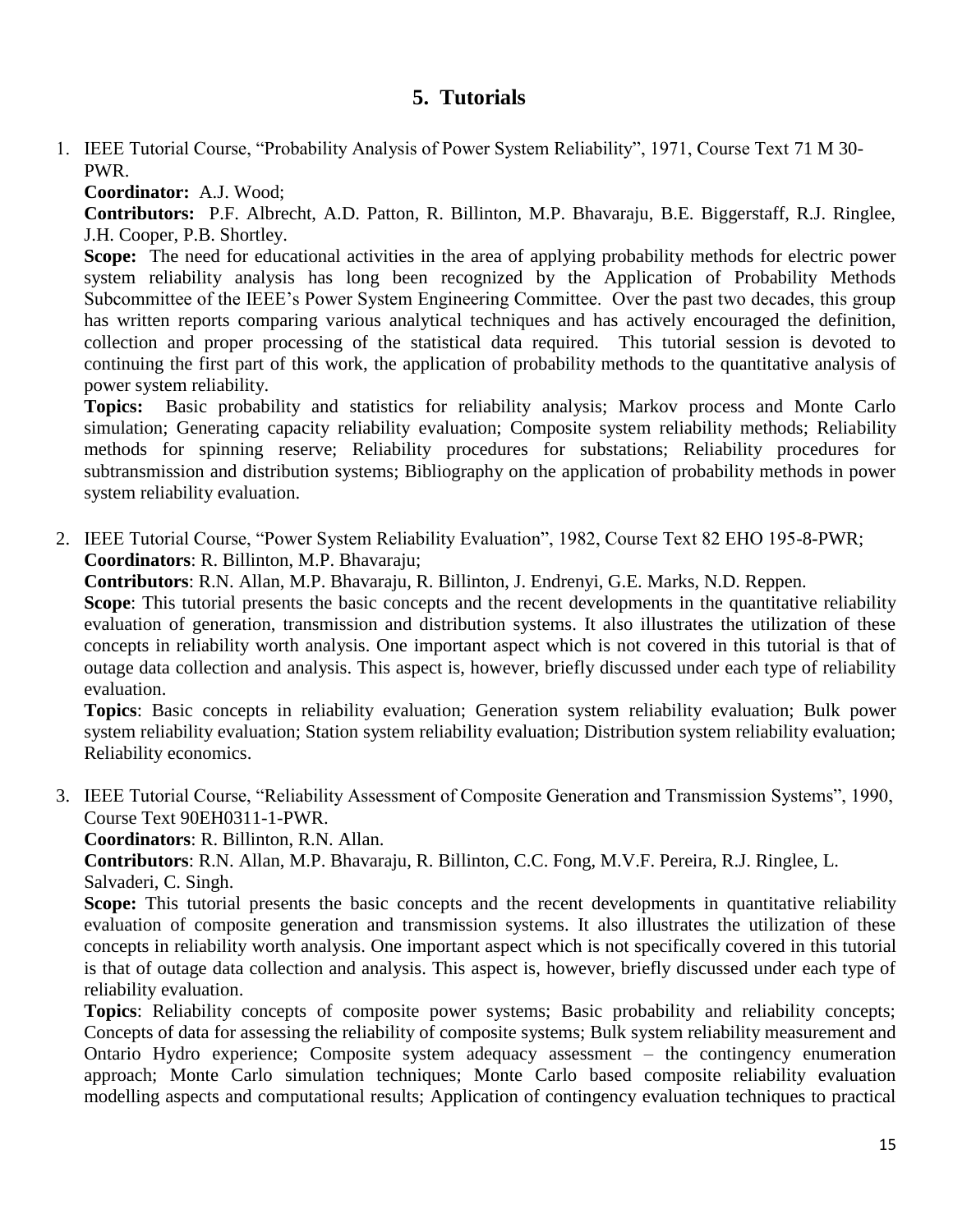## 5. Tutorials

1. IEEE Tutorial Course, "Probability Analysis of Power System Reliability", 1971, Course Text 71 M 30-PWR.

   **Coordinator:** A.J. Wood;

   **Contributors:** P.F. Albrecht, A.D. Patton, R. Billinton, M.P. Bhavaraju, B.E. Biggerstaff, R.J. Ringlee, J.H. Cooper, P.B. Shortley.

   **Scope:** The need for educational activities in the area of applying probability methods for electric power system reliability analysis has long been recognized by the Application of Probability Methods Subcommittee of the IEEE's Power System Engineering Committee. Over the past two decades, this group has written reports comparing various analytical techniques and has actively encouraged the definition, collection and proper processing of the statistical data required. This tutorial session is devoted to continuing the first part of this work, the application of probability methods to the quantitative analysis of power system reliability.

   **Topics:** Basic probability and statistics for reliability analysis; Markov process and Monte Carlo simulation; Generating capacity reliability evaluation; Composite system reliability methods; Reliability methods for spinning reserve; Reliability procedures for substations; Reliability procedures for subtransmission and distribution systems; Bibliography on the application of probability methods in power system reliability evaluation.

2. IEEE Tutorial Course, "Power System Reliability Evaluation", 1982, Course Text 82 EHO 195-8-PWR;

   **Coordinators**: R. Billinton, M.P. Bhavaraju;

   **Contributors**: R.N. Allan, M.P. Bhavaraju, R. Billinton, J. Endrenyi, G.E. Marks, N.D. Reppen.

   **Scope**: This tutorial presents the basic concepts and the recent developments in the quantitative reliability evaluation of generation, transmission and distribution systems. It also illustrates the utilization of these concepts in reliability worth analysis. One important aspect which is not covered in this tutorial is that of outage data collection and analysis. This aspect is, however, briefly discussed under each type of reliability evaluation.

   **Topics**: Basic concepts in reliability evaluation; Generation system reliability evaluation; Bulk power system reliability evaluation; Station system reliability evaluation; Distribution system reliability evaluation; Reliability economics.

3. IEEE Tutorial Course, "Reliability Assessment of Composite Generation and Transmission Systems", 1990, Course Text 90EH0311-1-PWR.

   **Coordinators**: R. Billinton, R.N. Allan.

   **Contributors**: R.N. Allan, M.P. Bhavaraju, R. Billinton, C.C. Fong, M.V.F. Pereira, R.J. Ringlee, L. Salvaderi, C. Singh.

   **Scope:** This tutorial presents the basic concepts and the recent developments in quantitative reliability evaluation of composite generation and transmission systems. It also illustrates the utilization of these concepts in reliability worth analysis. One important aspect which is not specifically covered in this tutorial is that of outage data collection and analysis. This aspect is, however, briefly discussed under each type of reliability evaluation.

   **Topics**: Reliability concepts of composite power systems; Basic probability and reliability concepts; Concepts of data for assessing the reliability of composite systems; Bulk system reliability measurement and Ontario Hydro experience; Composite system adequacy assessment – the contingency enumeration approach; Monte Carlo simulation techniques; Monte Carlo based composite reliability evaluation modelling aspects and computational results; Application of contingency evaluation techniques to practical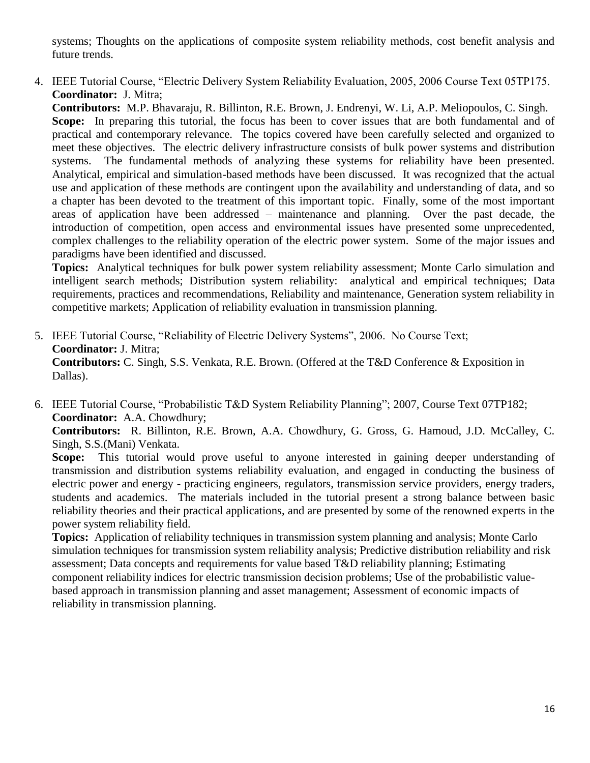systems; Thoughts on the applications of composite system reliability methods, cost benefit analysis and future trends.

4. IEEE Tutorial Course, "Electric Delivery System Reliability Evaluation, 2005, 2006 Course Text 05TP175.
   **Coordinator:** J. Mitra;
   **Contributors:** M.P. Bhavaraju, R. Billinton, R.E. Brown, J. Endrenyi, W. Li, A.P. Meliopoulos, C. Singh.
   **Scope:** In preparing this tutorial, the focus has been to cover issues that are both fundamental and of practical and contemporary relevance. The topics covered have been carefully selected and organized to meet these objectives. The electric delivery infrastructure consists of bulk power systems and distribution systems. The fundamental methods of analyzing these systems for reliability have been presented. Analytical, empirical and simulation-based methods have been discussed. It was recognized that the actual use and application of these methods are contingent upon the availability and understanding of data, and so a chapter has been devoted to the treatment of this important topic. Finally, some of the most important areas of application have been addressed – maintenance and planning. Over the past decade, the introduction of competition, open access and environmental issues have presented some unprecedented, complex challenges to the reliability operation of the electric power system. Some of the major issues and paradigms have been identified and discussed.
   **Topics:** Analytical techniques for bulk power system reliability assessment; Monte Carlo simulation and intelligent search methods; Distribution system reliability: analytical and empirical techniques; Data requirements, practices and recommendations, Reliability and maintenance, Generation system reliability in competitive markets; Application of reliability evaluation in transmission planning.

5. IEEE Tutorial Course, "Reliability of Electric Delivery Systems", 2006. No Course Text;
   **Coordinator:** J. Mitra;
   **Contributors:** C. Singh, S.S. Venkata, R.E. Brown. (Offered at the T&D Conference & Exposition in Dallas).

6. IEEE Tutorial Course, "Probabilistic T&D System Reliability Planning"; 2007, Course Text 07TP182;
   **Coordinator:** A.A. Chowdhury;
   **Contributors:** R. Billinton, R.E. Brown, A.A. Chowdhury, G. Gross, G. Hamoud, J.D. McCalley, C. Singh, S.S.(Mani) Venkata.
   **Scope:** This tutorial would prove useful to anyone interested in gaining deeper understanding of transmission and distribution systems reliability evaluation, and engaged in conducting the business of electric power and energy - practicing engineers, regulators, transmission service providers, energy traders, students and academics. The materials included in the tutorial present a strong balance between basic reliability theories and their practical applications, and are presented by some of the renowned experts in the power system reliability field.
   **Topics:** Application of reliability techniques in transmission system planning and analysis; Monte Carlo simulation techniques for transmission system reliability analysis; Predictive distribution reliability and risk assessment; Data concepts and requirements for value based T&D reliability planning; Estimating component reliability indices for electric transmission decision problems; Use of the probabilistic value-based approach in transmission planning and asset management; Assessment of economic impacts of reliability in transmission planning.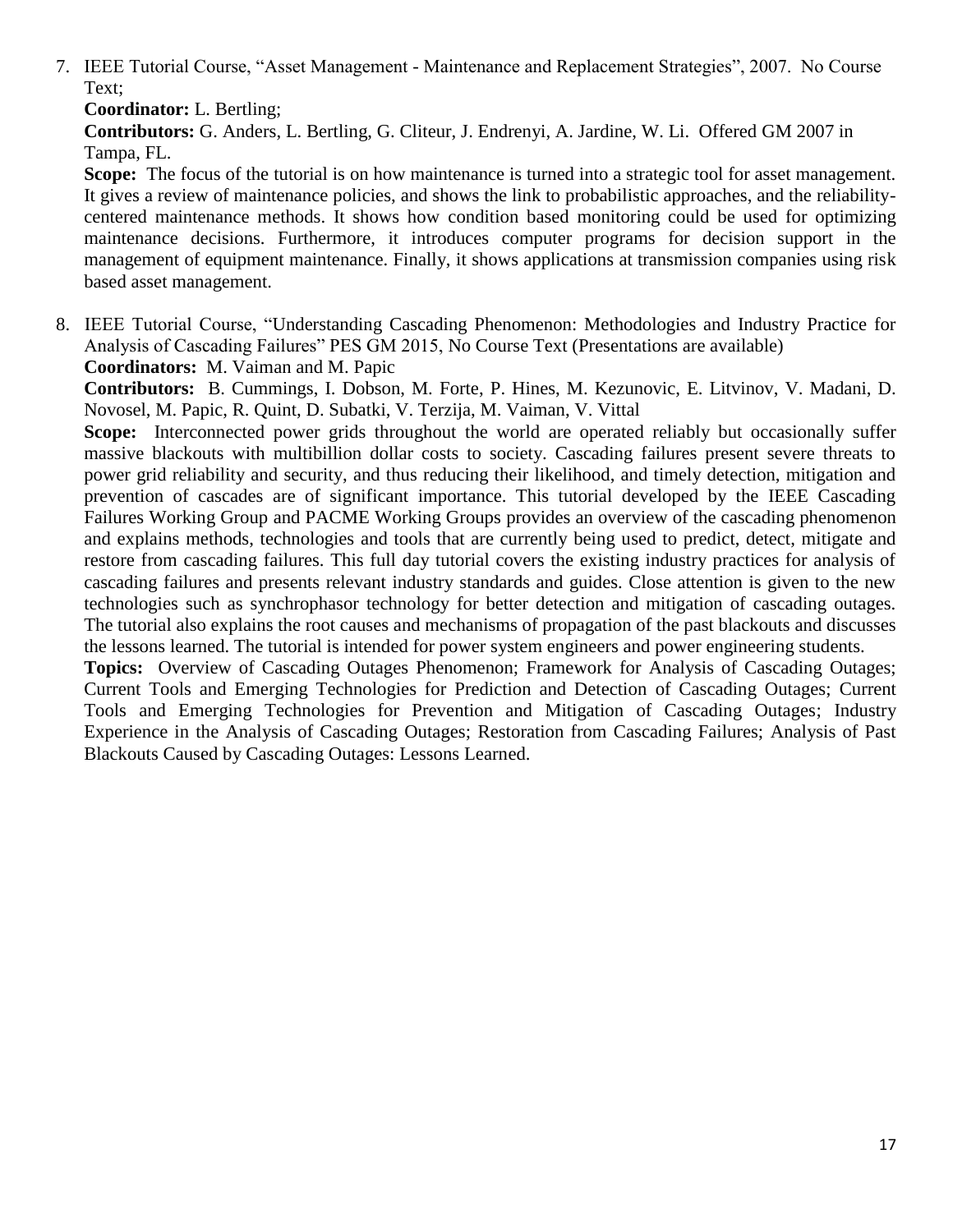7. IEEE Tutorial Course, "Asset Management - Maintenance and Replacement Strategies", 2007. No Course Text;

   **Coordinator:** L. Bertling;

   **Contributors:** G. Anders, L. Bertling, G. Cliteur, J. Endrenyi, A. Jardine, W. Li. Offered GM 2007 in Tampa, FL.

   **Scope:** The focus of the tutorial is on how maintenance is turned into a strategic tool for asset management. It gives a review of maintenance policies, and shows the link to probabilistic approaches, and the reliability-centered maintenance methods. It shows how condition based monitoring could be used for optimizing maintenance decisions. Furthermore, it introduces computer programs for decision support in the management of equipment maintenance. Finally, it shows applications at transmission companies using risk based asset management.

8. IEEE Tutorial Course, "Understanding Cascading Phenomenon: Methodologies and Industry Practice for Analysis of Cascading Failures" PES GM 2015, No Course Text (Presentations are available)

   **Coordinators:** M. Vaiman and M. Papic

   **Contributors:** B. Cummings, I. Dobson, M. Forte, P. Hines, M. Kezunovic, E. Litvinov, V. Madani, D. Novosel, M. Papic, R. Quint, D. Subatki, V. Terzija, M. Vaiman, V. Vittal

   **Scope:** Interconnected power grids throughout the world are operated reliably but occasionally suffer massive blackouts with multibillion dollar costs to society. Cascading failures present severe threats to power grid reliability and security, and thus reducing their likelihood, and timely detection, mitigation and prevention of cascades are of significant importance. This tutorial developed by the IEEE Cascading Failures Working Group and PACME Working Groups provides an overview of the cascading phenomenon and explains methods, technologies and tools that are currently being used to predict, detect, mitigate and restore from cascading failures. This full day tutorial covers the existing industry practices for analysis of cascading failures and presents relevant industry standards and guides. Close attention is given to the new technologies such as synchrophasor technology for better detection and mitigation of cascading outages. The tutorial also explains the root causes and mechanisms of propagation of the past blackouts and discusses the lessons learned. The tutorial is intended for power system engineers and power engineering students.

   **Topics:** Overview of Cascading Outages Phenomenon; Framework for Analysis of Cascading Outages; Current Tools and Emerging Technologies for Prediction and Detection of Cascading Outages; Current Tools and Emerging Technologies for Prevention and Mitigation of Cascading Outages; Industry Experience in the Analysis of Cascading Outages; Restoration from Cascading Failures; Analysis of Past Blackouts Caused by Cascading Outages: Lessons Learned.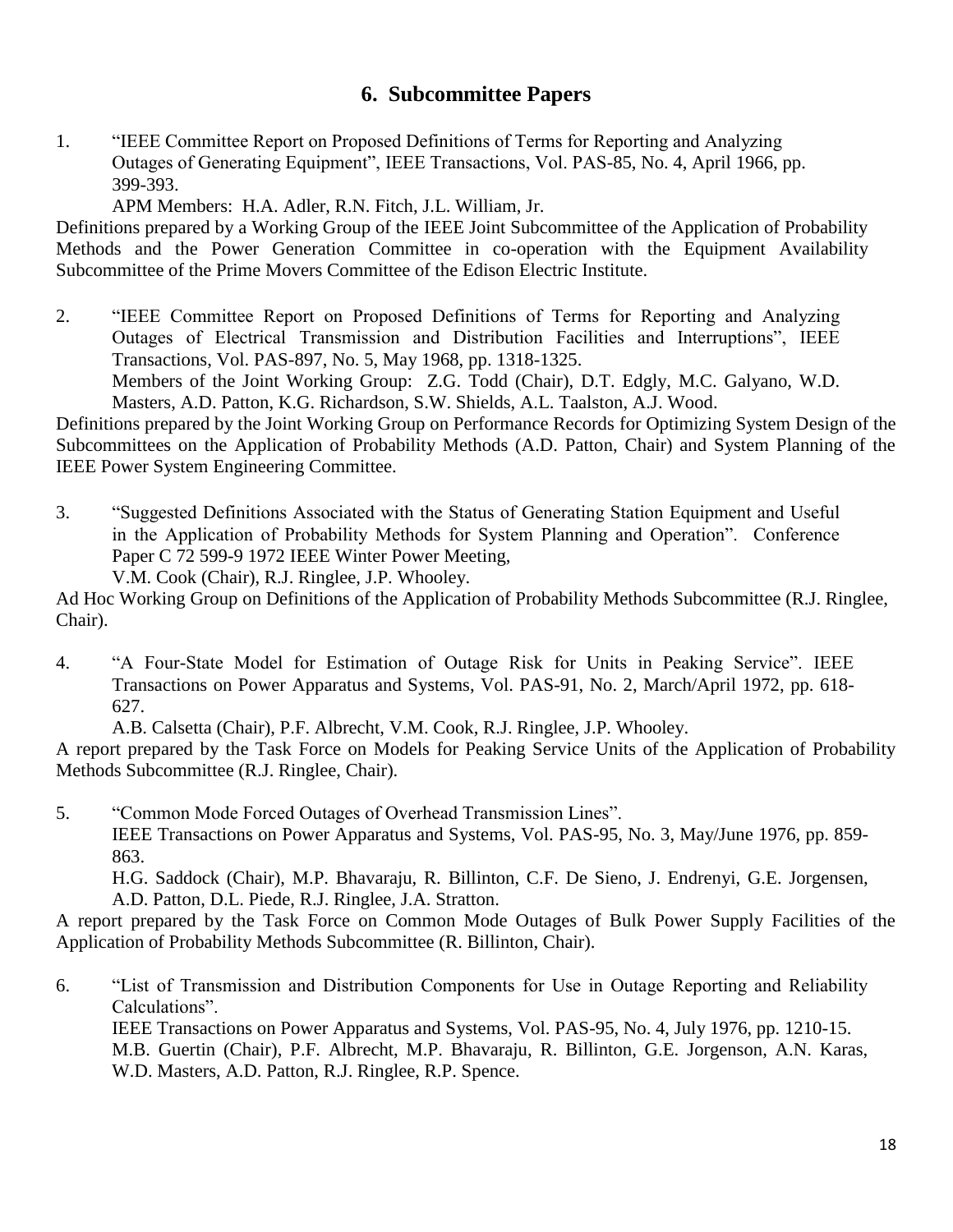## 6. Subcommittee Papers

1. "IEEE Committee Report on Proposed Definitions of Terms for Reporting and Analyzing Outages of Generating Equipment", IEEE Transactions, Vol. PAS-85, No. 4, April 1966, pp. 399-393.
   APM Members: H.A. Adler, R.N. Fitch, J.L. William, Jr.

Definitions prepared by a Working Group of the IEEE Joint Subcommittee of the Application of Probability Methods and the Power Generation Committee in co-operation with the Equipment Availability Subcommittee of the Prime Movers Committee of the Edison Electric Institute.

2. "IEEE Committee Report on Proposed Definitions of Terms for Reporting and Analyzing Outages of Electrical Transmission and Distribution Facilities and Interruptions", IEEE Transactions, Vol. PAS-897, No. 5, May 1968, pp. 1318-1325.
   Members of the Joint Working Group: Z.G. Todd (Chair), D.T. Edgly, M.C. Galyano, W.D. Masters, A.D. Patton, K.G. Richardson, S.W. Shields, A.L. Taalston, A.J. Wood.

Definitions prepared by the Joint Working Group on Performance Records for Optimizing System Design of the Subcommittees on the Application of Probability Methods (A.D. Patton, Chair) and System Planning of the IEEE Power System Engineering Committee.

3. "Suggested Definitions Associated with the Status of Generating Station Equipment and Useful in the Application of Probability Methods for System Planning and Operation". Conference Paper C 72 599-9 1972 IEEE Winter Power Meeting,
   V.M. Cook (Chair), R.J. Ringlee, J.P. Whooley.

Ad Hoc Working Group on Definitions of the Application of Probability Methods Subcommittee (R.J. Ringlee, Chair).

4. "A Four-State Model for Estimation of Outage Risk for Units in Peaking Service". IEEE Transactions on Power Apparatus and Systems, Vol. PAS-91, No. 2, March/April 1972, pp. 618-627.
   A.B. Calsetta (Chair), P.F. Albrecht, V.M. Cook, R.J. Ringlee, J.P. Whooley.

A report prepared by the Task Force on Models for Peaking Service Units of the Application of Probability Methods Subcommittee (R.J. Ringlee, Chair).

5. "Common Mode Forced Outages of Overhead Transmission Lines".
   IEEE Transactions on Power Apparatus and Systems, Vol. PAS-95, No. 3, May/June 1976, pp. 859-863.
   H.G. Saddock (Chair), M.P. Bhavaraju, R. Billinton, C.F. De Sieno, J. Endrenyi, G.E. Jorgensen, A.D. Patton, D.L. Piede, R.J. Ringlee, J.A. Stratton.

A report prepared by the Task Force on Common Mode Outages of Bulk Power Supply Facilities of the Application of Probability Methods Subcommittee (R. Billinton, Chair).

6. "List of Transmission and Distribution Components for Use in Outage Reporting and Reliability Calculations".
   IEEE Transactions on Power Apparatus and Systems, Vol. PAS-95, No. 4, July 1976, pp. 1210-15.
   M.B. Guertin (Chair), P.F. Albrecht, M.P. Bhavaraju, R. Billinton, G.E. Jorgenson, A.N. Karas, W.D. Masters, A.D. Patton, R.J. Ringlee, R.P. Spence.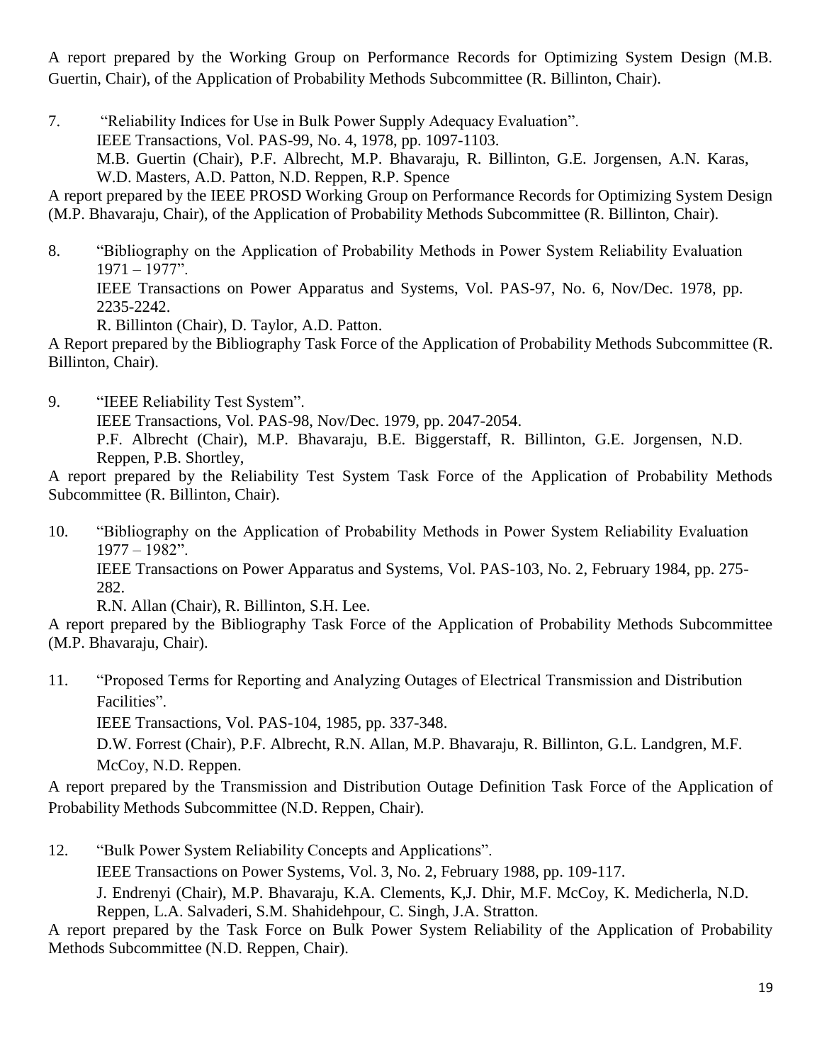A report prepared by the Working Group on Performance Records for Optimizing System Design (M.B. Guertin, Chair), of the Application of Probability Methods Subcommittee (R. Billinton, Chair).

7. "Reliability Indices for Use in Bulk Power Supply Adequacy Evaluation".
   IEEE Transactions, Vol. PAS-99, No. 4, 1978, pp. 1097-1103.
   M.B. Guertin (Chair), P.F. Albrecht, M.P. Bhavaraju, R. Billinton, G.E. Jorgensen, A.N. Karas, W.D. Masters, A.D. Patton, N.D. Reppen, R.P. Spence

A report prepared by the IEEE PROSD Working Group on Performance Records for Optimizing System Design (M.P. Bhavaraju, Chair), of the Application of Probability Methods Subcommittee (R. Billinton, Chair).

8. "Bibliography on the Application of Probability Methods in Power System Reliability Evaluation 1971 – 1977".
   IEEE Transactions on Power Apparatus and Systems, Vol. PAS-97, No. 6, Nov/Dec. 1978, pp. 2235-2242.
   R. Billinton (Chair), D. Taylor, A.D. Patton.

A Report prepared by the Bibliography Task Force of the Application of Probability Methods Subcommittee (R. Billinton, Chair).

9. "IEEE Reliability Test System".
   IEEE Transactions, Vol. PAS-98, Nov/Dec. 1979, pp. 2047-2054.
   P.F. Albrecht (Chair), M.P. Bhavaraju, B.E. Biggerstaff, R. Billinton, G.E. Jorgensen, N.D. Reppen, P.B. Shortley,

A report prepared by the Reliability Test System Task Force of the Application of Probability Methods Subcommittee (R. Billinton, Chair).

10. "Bibliography on the Application of Probability Methods in Power System Reliability Evaluation 1977 – 1982".
    IEEE Transactions on Power Apparatus and Systems, Vol. PAS-103, No. 2, February 1984, pp. 275-282.
    R.N. Allan (Chair), R. Billinton, S.H. Lee.

A report prepared by the Bibliography Task Force of the Application of Probability Methods Subcommittee (M.P. Bhavaraju, Chair).

11. "Proposed Terms for Reporting and Analyzing Outages of Electrical Transmission and Distribution Facilities".
    IEEE Transactions, Vol. PAS-104, 1985, pp. 337-348.
    D.W. Forrest (Chair), P.F. Albrecht, R.N. Allan, M.P. Bhavaraju, R. Billinton, G.L. Landgren, M.F. McCoy, N.D. Reppen.

A report prepared by the Transmission and Distribution Outage Definition Task Force of the Application of Probability Methods Subcommittee (N.D. Reppen, Chair).

12. "Bulk Power System Reliability Concepts and Applications".
    IEEE Transactions on Power Systems, Vol. 3, No. 2, February 1988, pp. 109-117.
    J. Endrenyi (Chair), M.P. Bhavaraju, K.A. Clements, K,J. Dhir, M.F. McCoy, K. Medicherla, N.D. Reppen, L.A. Salvaderi, S.M. Shahidehpour, C. Singh, J.A. Stratton.

A report prepared by the Task Force on Bulk Power System Reliability of the Application of Probability Methods Subcommittee (N.D. Reppen, Chair).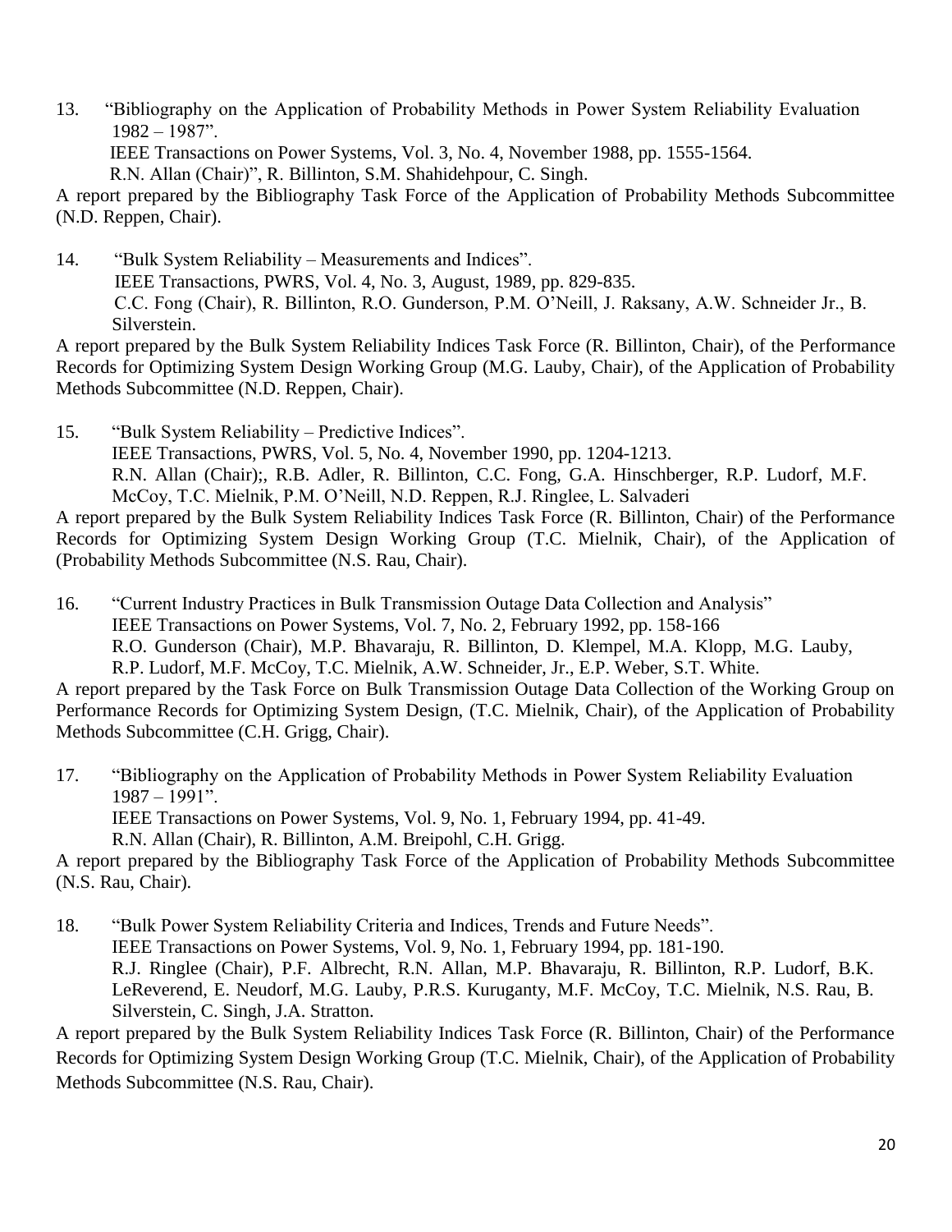13. "Bibliography on the Application of Probability Methods in Power System Reliability Evaluation 1982 – 1987".
    IEEE Transactions on Power Systems, Vol. 3, No. 4, November 1988, pp. 1555-1564.
    R.N. Allan (Chair)", R. Billinton, S.M. Shahidehpour, C. Singh.

A report prepared by the Bibliography Task Force of the Application of Probability Methods Subcommittee (N.D. Reppen, Chair).

14. "Bulk System Reliability – Measurements and Indices".
    IEEE Transactions, PWRS, Vol. 4, No. 3, August, 1989, pp. 829-835.
    C.C. Fong (Chair), R. Billinton, R.O. Gunderson, P.M. O'Neill, J. Raksany, A.W. Schneider Jr., B. Silverstein.

A report prepared by the Bulk System Reliability Indices Task Force (R. Billinton, Chair), of the Performance Records for Optimizing System Design Working Group (M.G. Lauby, Chair), of the Application of Probability Methods Subcommittee (N.D. Reppen, Chair).

15. "Bulk System Reliability – Predictive Indices".
    IEEE Transactions, PWRS, Vol. 5, No. 4, November 1990, pp. 1204-1213.
    R.N. Allan (Chair);, R.B. Adler, R. Billinton, C.C. Fong, G.A. Hinschberger, R.P. Ludorf, M.F. McCoy, T.C. Mielnik, P.M. O'Neill, N.D. Reppen, R.J. Ringlee, L. Salvaderi

A report prepared by the Bulk System Reliability Indices Task Force (R. Billinton, Chair) of the Performance Records for Optimizing System Design Working Group (T.C. Mielnik, Chair), of the Application of (Probability Methods Subcommittee (N.S. Rau, Chair).

16. "Current Industry Practices in Bulk Transmission Outage Data Collection and Analysis"
    IEEE Transactions on Power Systems, Vol. 7, No. 2, February 1992, pp. 158-166
    R.O. Gunderson (Chair), M.P. Bhavaraju, R. Billinton, D. Klempel, M.A. Klopp, M.G. Lauby, R.P. Ludorf, M.F. McCoy, T.C. Mielnik, A.W. Schneider, Jr., E.P. Weber, S.T. White.

A report prepared by the Task Force on Bulk Transmission Outage Data Collection of the Working Group on Performance Records for Optimizing System Design, (T.C. Mielnik, Chair), of the Application of Probability Methods Subcommittee (C.H. Grigg, Chair).

17. "Bibliography on the Application of Probability Methods in Power System Reliability Evaluation 1987 – 1991".
    IEEE Transactions on Power Systems, Vol. 9, No. 1, February 1994, pp. 41-49.
    R.N. Allan (Chair), R. Billinton, A.M. Breipohl, C.H. Grigg.

A report prepared by the Bibliography Task Force of the Application of Probability Methods Subcommittee (N.S. Rau, Chair).

18. "Bulk Power System Reliability Criteria and Indices, Trends and Future Needs".
    IEEE Transactions on Power Systems, Vol. 9, No. 1, February 1994, pp. 181-190.
    R.J. Ringlee (Chair), P.F. Albrecht, R.N. Allan, M.P. Bhavaraju, R. Billinton, R.P. Ludorf, B.K. LeReverend, E. Neudorf, M.G. Lauby, P.R.S. Kuruganty, M.F. McCoy, T.C. Mielnik, N.S. Rau, B. Silverstein, C. Singh, J.A. Stratton.

A report prepared by the Bulk System Reliability Indices Task Force (R. Billinton, Chair) of the Performance Records for Optimizing System Design Working Group (T.C. Mielnik, Chair), of the Application of Probability Methods Subcommittee (N.S. Rau, Chair).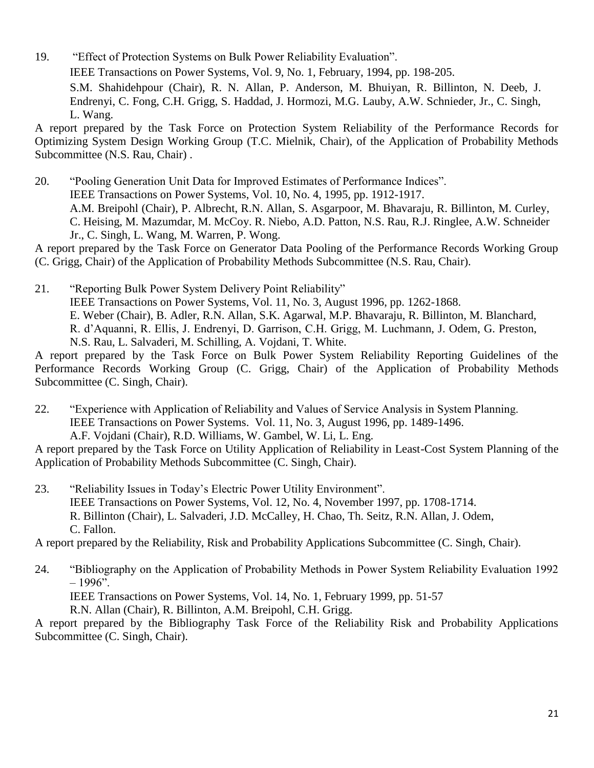19. "Effect of Protection Systems on Bulk Power Reliability Evaluation".
    IEEE Transactions on Power Systems, Vol. 9, No. 1, February, 1994, pp. 198-205.
    S.M. Shahidehpour (Chair), R. N. Allan, P. Anderson, M. Bhuiyan, R. Billinton, N. Deeb, J. Endrenyi, C. Fong, C.H. Grigg, S. Haddad, J. Hormozi, M.G. Lauby, A.W. Schnieder, Jr., C. Singh, L. Wang.

A report prepared by the Task Force on Protection System Reliability of the Performance Records for Optimizing System Design Working Group (T.C. Mielnik, Chair), of the Application of Probability Methods Subcommittee (N.S. Rau, Chair) .

20. "Pooling Generation Unit Data for Improved Estimates of Performance Indices".
    IEEE Transactions on Power Systems, Vol. 10, No. 4, 1995, pp. 1912-1917.
    A.M. Breipohl (Chair), P. Albrecht, R.N. Allan, S. Asgarpoor, M. Bhavaraju, R. Billinton, M. Curley, C. Heising, M. Mazumdar, M. McCoy. R. Niebo, A.D. Patton, N.S. Rau, R.J. Ringlee, A.W. Schneider Jr., C. Singh, L. Wang, M. Warren, P. Wong.

A report prepared by the Task Force on Generator Data Pooling of the Performance Records Working Group (C. Grigg, Chair) of the Application of Probability Methods Subcommittee (N.S. Rau, Chair).

21. "Reporting Bulk Power System Delivery Point Reliability"
    IEEE Transactions on Power Systems, Vol. 11, No. 3, August 1996, pp. 1262-1868.
    E. Weber (Chair), B. Adler, R.N. Allan, S.K. Agarwal, M.P. Bhavaraju, R. Billinton, M. Blanchard, R. d'Aquanni, R. Ellis, J. Endrenyi, D. Garrison, C.H. Grigg, M. Luchmann, J. Odem, G. Preston, N.S. Rau, L. Salvaderi, M. Schilling, A. Vojdani, T. White.

A report prepared by the Task Force on Bulk Power System Reliability Reporting Guidelines of the Performance Records Working Group (C. Grigg, Chair) of the Application of Probability Methods Subcommittee (C. Singh, Chair).

22. "Experience with Application of Reliability and Values of Service Analysis in System Planning.
    IEEE Transactions on Power Systems. Vol. 11, No. 3, August 1996, pp. 1489-1496.
    A.F. Vojdani (Chair), R.D. Williams, W. Gambel, W. Li, L. Eng.

A report prepared by the Task Force on Utility Application of Reliability in Least-Cost System Planning of the Application of Probability Methods Subcommittee (C. Singh, Chair).

23. "Reliability Issues in Today's Electric Power Utility Environment".
    IEEE Transactions on Power Systems, Vol. 12, No. 4, November 1997, pp. 1708-1714.
    R. Billinton (Chair), L. Salvaderi, J.D. McCalley, H. Chao, Th. Seitz, R.N. Allan, J. Odem, C. Fallon.

A report prepared by the Reliability, Risk and Probability Applications Subcommittee (C. Singh, Chair).

24. "Bibliography on the Application of Probability Methods in Power System Reliability Evaluation 1992 – 1996".
    IEEE Transactions on Power Systems, Vol. 14, No. 1, February 1999, pp. 51-57
    R.N. Allan (Chair), R. Billinton, A.M. Breipohl, C.H. Grigg.

A report prepared by the Bibliography Task Force of the Reliability Risk and Probability Applications Subcommittee (C. Singh, Chair).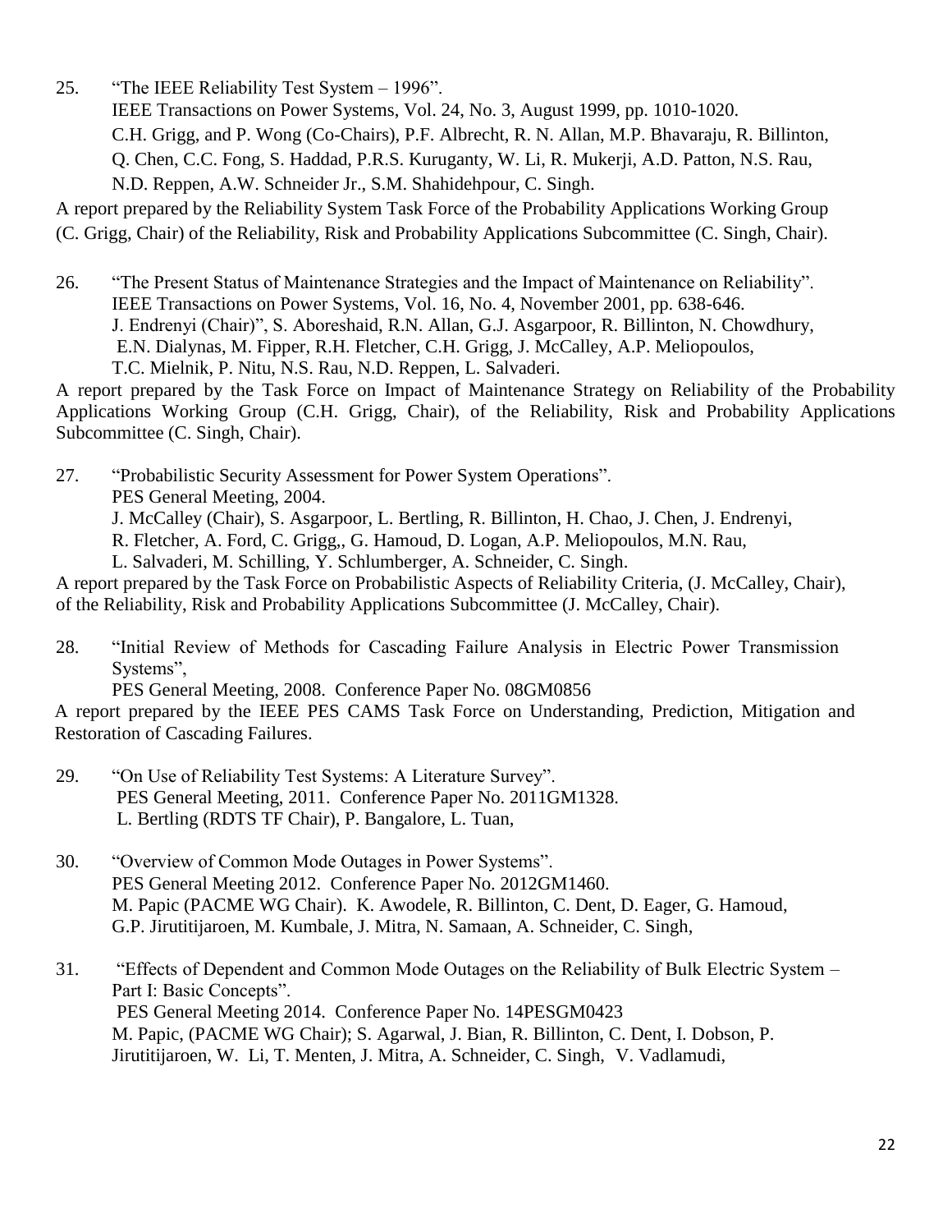25. "The IEEE Reliability Test System – 1996".
    IEEE Transactions on Power Systems, Vol. 24, No. 3, August 1999, pp. 1010-1020.
    C.H. Grigg, and P. Wong (Co-Chairs), P.F. Albrecht, R. N. Allan, M.P. Bhavaraju, R. Billinton, Q. Chen, C.C. Fong, S. Haddad, P.R.S. Kuruganty, W. Li, R. Mukerji, A.D. Patton, N.S. Rau, N.D. Reppen, A.W. Schneider Jr., S.M. Shahidehpour, C. Singh.

A report prepared by the Reliability System Task Force of the Probability Applications Working Group (C. Grigg, Chair) of the Reliability, Risk and Probability Applications Subcommittee (C. Singh, Chair).

26. "The Present Status of Maintenance Strategies and the Impact of Maintenance on Reliability".
    IEEE Transactions on Power Systems, Vol. 16, No. 4, November 2001, pp. 638-646.
    J. Endrenyi (Chair)", S. Aboreshaid, R.N. Allan, G.J. Asgarpoor, R. Billinton, N. Chowdhury, E.N. Dialynas, M. Fipper, R.H. Fletcher, C.H. Grigg, J. McCalley, A.P. Meliopoulos, T.C. Mielnik, P. Nitu, N.S. Rau, N.D. Reppen, L. Salvaderi.

A report prepared by the Task Force on Impact of Maintenance Strategy on Reliability of the Probability Applications Working Group (C.H. Grigg, Chair), of the Reliability, Risk and Probability Applications Subcommittee (C. Singh, Chair).

27. "Probabilistic Security Assessment for Power System Operations".
    PES General Meeting, 2004.
    J. McCalley (Chair), S. Asgarpoor, L. Bertling, R. Billinton, H. Chao, J. Chen, J. Endrenyi, R. Fletcher, A. Ford, C. Grigg,, G. Hamoud, D. Logan, A.P. Meliopoulos, M.N. Rau, L. Salvaderi, M. Schilling, Y. Schlumberger, A. Schneider, C. Singh.

A report prepared by the Task Force on Probabilistic Aspects of Reliability Criteria, (J. McCalley, Chair), of the Reliability, Risk and Probability Applications Subcommittee (J. McCalley, Chair).

28. "Initial Review of Methods for Cascading Failure Analysis in Electric Power Transmission Systems",
    PES General Meeting, 2008. Conference Paper No. 08GM0856

A report prepared by the IEEE PES CAMS Task Force on Understanding, Prediction, Mitigation and Restoration of Cascading Failures.

29. "On Use of Reliability Test Systems: A Literature Survey".
    PES General Meeting, 2011. Conference Paper No. 2011GM1328.
    L. Bertling (RDTS TF Chair), P. Bangalore, L. Tuan,

30. "Overview of Common Mode Outages in Power Systems".
    PES General Meeting 2012. Conference Paper No. 2012GM1460.
    M. Papic (PACME WG Chair). K. Awodele, R. Billinton, C. Dent, D. Eager, G. Hamoud, G.P. Jirutitijaroen, M. Kumbale, J. Mitra, N. Samaan, A. Schneider, C. Singh,

31. "Effects of Dependent and Common Mode Outages on the Reliability of Bulk Electric System – Part I: Basic Concepts".
    PES General Meeting 2014. Conference Paper No. 14PESGM0423
    M. Papic, (PACME WG Chair); S. Agarwal, J. Bian, R. Billinton, C. Dent, I. Dobson, P. Jirutitijaroen, W. Li, T. Menten, J. Mitra, A. Schneider, C. Singh, V. Vadlamudi,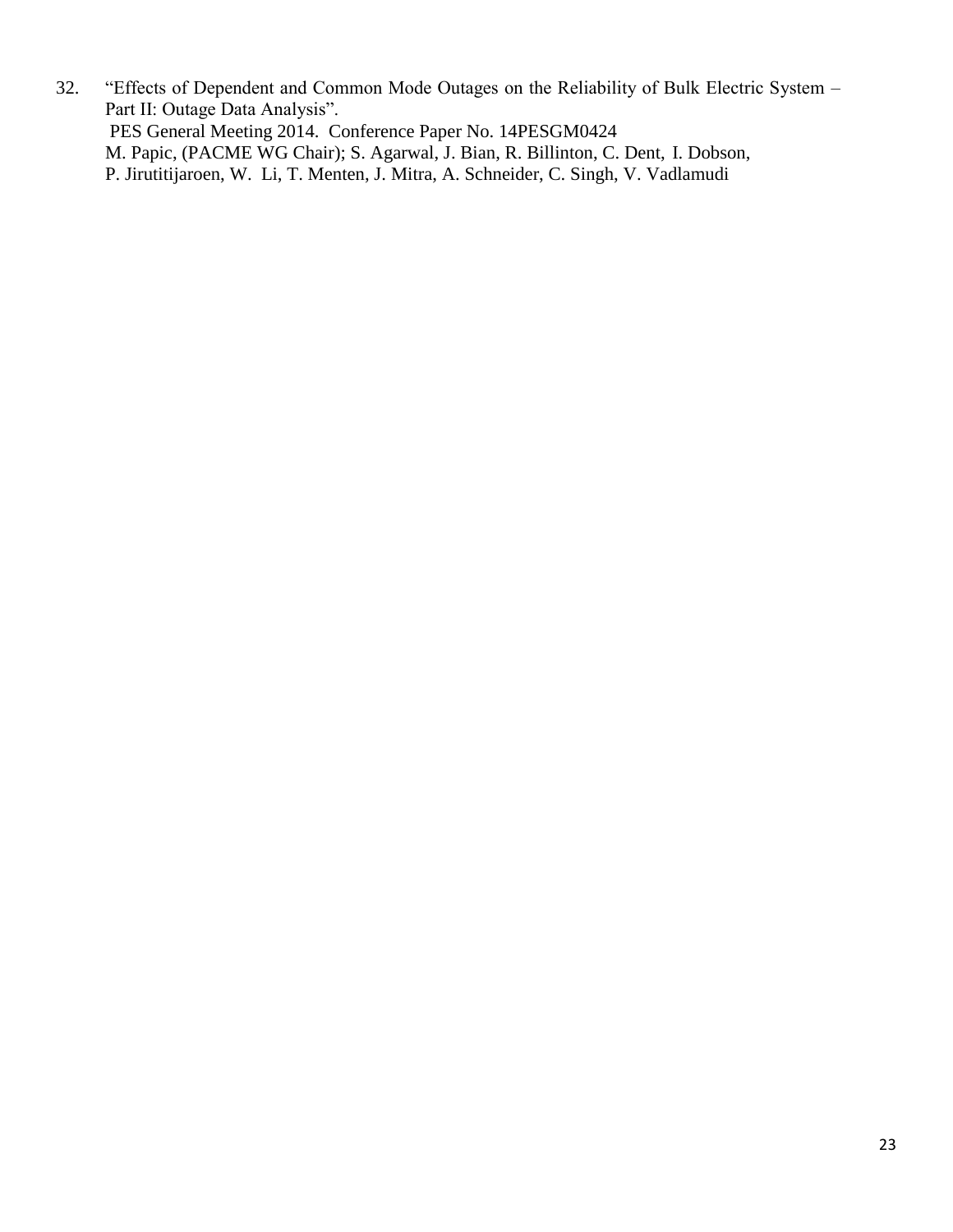32. "Effects of Dependent and Common Mode Outages on the Reliability of Bulk Electric System – Part II: Outage Data Analysis".
    PES General Meeting 2014. Conference Paper No. 14PESGM0424
    M. Papic, (PACME WG Chair); S. Agarwal, J. Bian, R. Billinton, C. Dent, I. Dobson, P. Jirutitijaroen, W. Li, T. Menten, J. Mitra, A. Schneider, C. Singh, V. Vadlamudi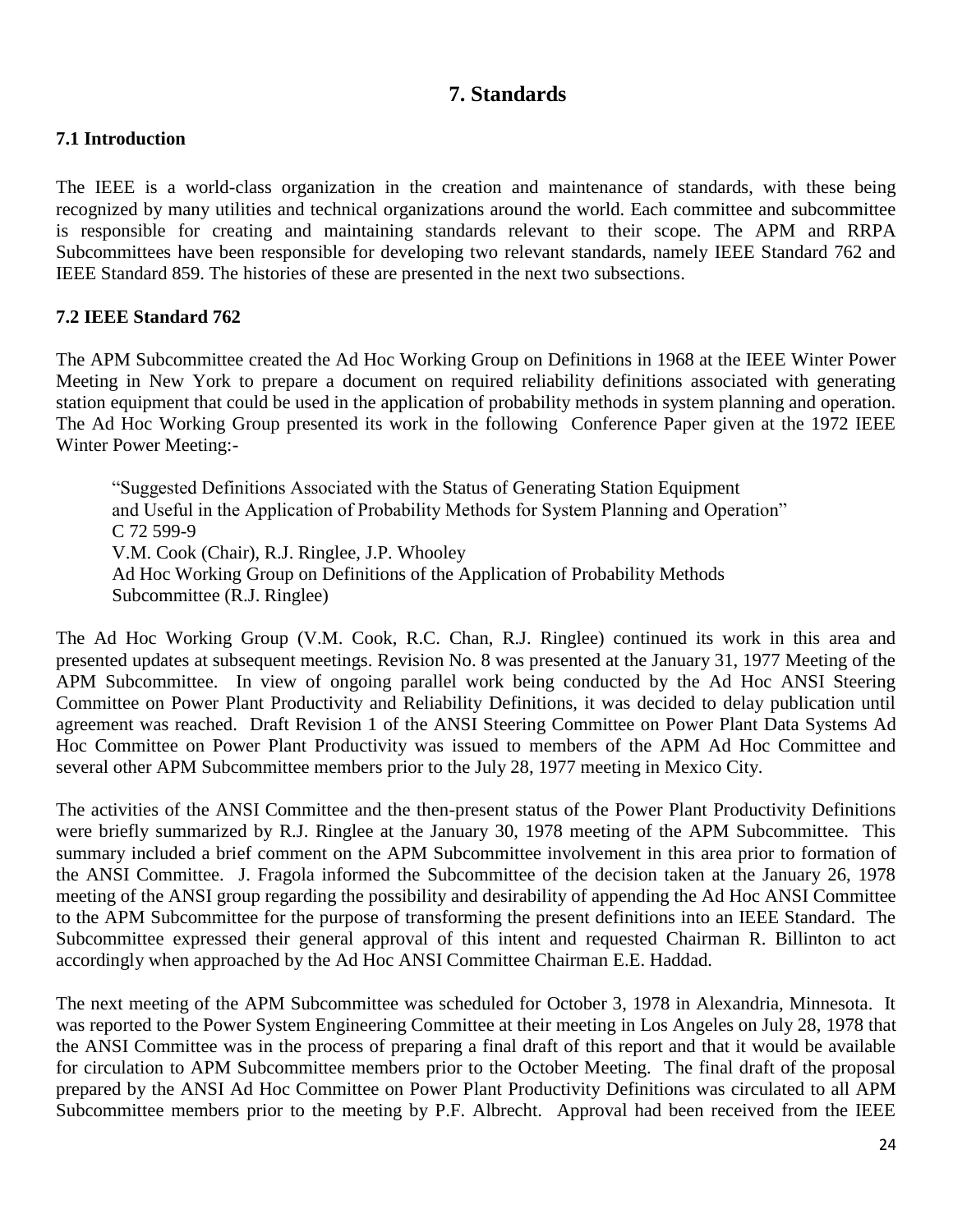# 7. Standards

### 7.1 Introduction

The IEEE is a world-class organization in the creation and maintenance of standards, with these being recognized by many utilities and technical organizations around the world. Each committee and subcommittee is responsible for creating and maintaining standards relevant to their scope. The APM and RRPA Subcommittees have been responsible for developing two relevant standards, namely IEEE Standard 762 and IEEE Standard 859. The histories of these are presented in the next two subsections.

### 7.2 IEEE Standard 762

The APM Subcommittee created the Ad Hoc Working Group on Definitions in 1968 at the IEEE Winter Power Meeting in New York to prepare a document on required reliability definitions associated with generating station equipment that could be used in the application of probability methods in system planning and operation. The Ad Hoc Working Group presented its work in the following Conference Paper given at the 1972 IEEE Winter Power Meeting:-

> "Suggested Definitions Associated with the Status of Generating Station Equipment and Useful in the Application of Probability Methods for System Planning and Operation"
> C 72 599-9
> V.M. Cook (Chair), R.J. Ringlee, J.P. Whooley
> Ad Hoc Working Group on Definitions of the Application of Probability Methods Subcommittee (R.J. Ringlee)

The Ad Hoc Working Group (V.M. Cook, R.C. Chan, R.J. Ringlee) continued its work in this area and presented updates at subsequent meetings. Revision No. 8 was presented at the January 31, 1977 Meeting of the APM Subcommittee. In view of ongoing parallel work being conducted by the Ad Hoc ANSI Steering Committee on Power Plant Productivity and Reliability Definitions, it was decided to delay publication until agreement was reached. Draft Revision 1 of the ANSI Steering Committee on Power Plant Data Systems Ad Hoc Committee on Power Plant Productivity was issued to members of the APM Ad Hoc Committee and several other APM Subcommittee members prior to the July 28, 1977 meeting in Mexico City.

The activities of the ANSI Committee and the then-present status of the Power Plant Productivity Definitions were briefly summarized by R.J. Ringlee at the January 30, 1978 meeting of the APM Subcommittee. This summary included a brief comment on the APM Subcommittee involvement in this area prior to formation of the ANSI Committee. J. Fragola informed the Subcommittee of the decision taken at the January 26, 1978 meeting of the ANSI group regarding the possibility and desirability of appending the Ad Hoc ANSI Committee to the APM Subcommittee for the purpose of transforming the present definitions into an IEEE Standard. The Subcommittee expressed their general approval of this intent and requested Chairman R. Billinton to act accordingly when approached by the Ad Hoc ANSI Committee Chairman E.E. Haddad.

The next meeting of the APM Subcommittee was scheduled for October 3, 1978 in Alexandria, Minnesota. It was reported to the Power System Engineering Committee at their meeting in Los Angeles on July 28, 1978 that the ANSI Committee was in the process of preparing a final draft of this report and that it would be available for circulation to APM Subcommittee members prior to the October Meeting. The final draft of the proposal prepared by the ANSI Ad Hoc Committee on Power Plant Productivity Definitions was circulated to all APM Subcommittee members prior to the meeting by P.F. Albrecht. Approval had been received from the IEEE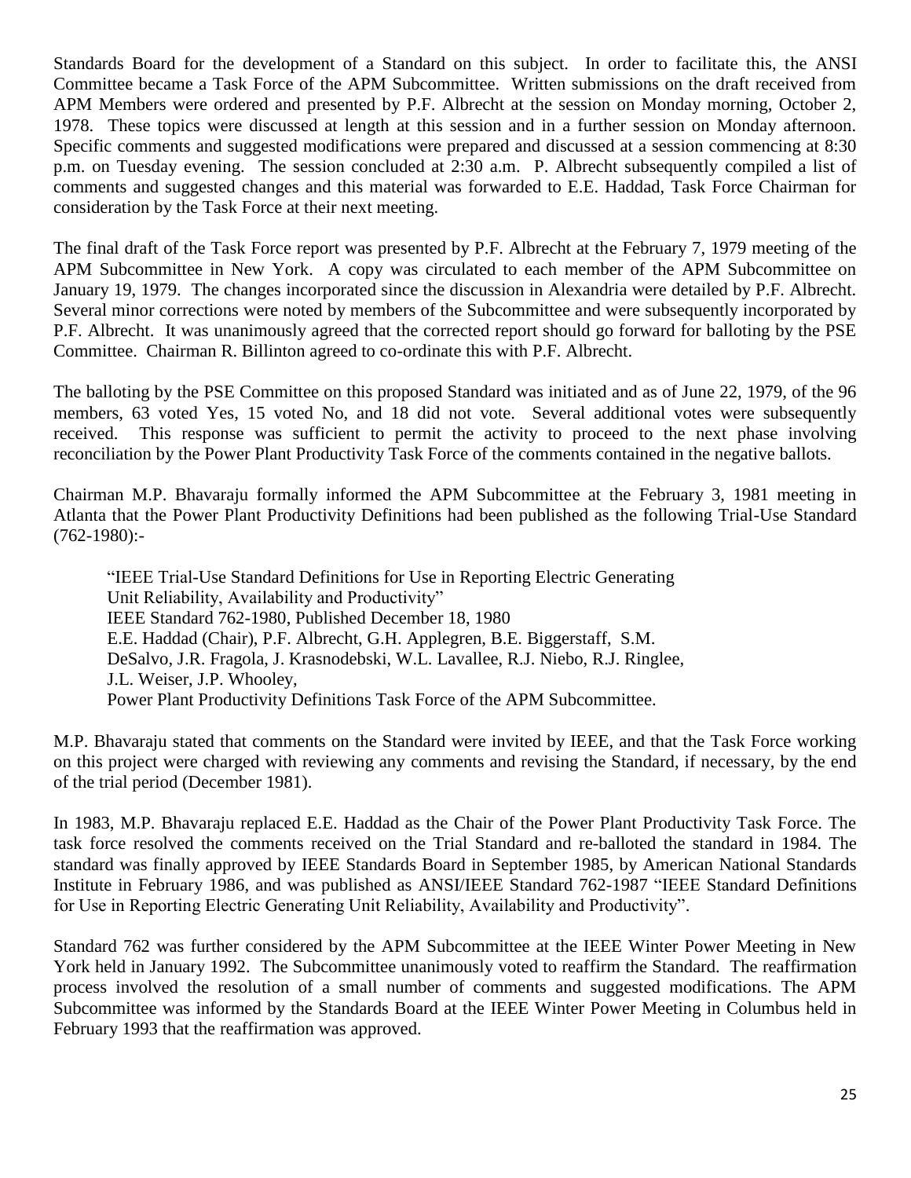Standards Board for the development of a Standard on this subject. In order to facilitate this, the ANSI Committee became a Task Force of the APM Subcommittee. Written submissions on the draft received from APM Members were ordered and presented by P.F. Albrecht at the session on Monday morning, October 2, 1978. These topics were discussed at length at this session and in a further session on Monday afternoon. Specific comments and suggested modifications were prepared and discussed at a session commencing at 8:30 p.m. on Tuesday evening. The session concluded at 2:30 a.m. P. Albrecht subsequently compiled a list of comments and suggested changes and this material was forwarded to E.E. Haddad, Task Force Chairman for consideration by the Task Force at their next meeting.

The final draft of the Task Force report was presented by P.F. Albrecht at the February 7, 1979 meeting of the APM Subcommittee in New York. A copy was circulated to each member of the APM Subcommittee on January 19, 1979. The changes incorporated since the discussion in Alexandria were detailed by P.F. Albrecht. Several minor corrections were noted by members of the Subcommittee and were subsequently incorporated by P.F. Albrecht. It was unanimously agreed that the corrected report should go forward for balloting by the PSE Committee. Chairman R. Billinton agreed to co-ordinate this with P.F. Albrecht.

The balloting by the PSE Committee on this proposed Standard was initiated and as of June 22, 1979, of the 96 members, 63 voted Yes, 15 voted No, and 18 did not vote. Several additional votes were subsequently received. This response was sufficient to permit the activity to proceed to the next phase involving reconciliation by the Power Plant Productivity Task Force of the comments contained in the negative ballots.

Chairman M.P. Bhavaraju formally informed the APM Subcommittee at the February 3, 1981 meeting in Atlanta that the Power Plant Productivity Definitions had been published as the following Trial-Use Standard (762-1980):-

> "IEEE Trial-Use Standard Definitions for Use in Reporting Electric Generating Unit Reliability, Availability and Productivity"
> IEEE Standard 762-1980, Published December 18, 1980
> E.E. Haddad (Chair), P.F. Albrecht, G.H. Applegren, B.E. Biggerstaff, S.M. DeSalvo, J.R. Fragola, J. Krasnodebski, W.L. Lavallee, R.J. Niebo, R.J. Ringlee, J.L. Weiser, J.P. Whooley,
> Power Plant Productivity Definitions Task Force of the APM Subcommittee.

M.P. Bhavaraju stated that comments on the Standard were invited by IEEE, and that the Task Force working on this project were charged with reviewing any comments and revising the Standard, if necessary, by the end of the trial period (December 1981).

In 1983, M.P. Bhavaraju replaced E.E. Haddad as the Chair of the Power Plant Productivity Task Force. The task force resolved the comments received on the Trial Standard and re-balloted the standard in 1984. The standard was finally approved by IEEE Standards Board in September 1985, by American National Standards Institute in February 1986, and was published as ANSI/IEEE Standard 762-1987 "IEEE Standard Definitions for Use in Reporting Electric Generating Unit Reliability, Availability and Productivity".

Standard 762 was further considered by the APM Subcommittee at the IEEE Winter Power Meeting in New York held in January 1992. The Subcommittee unanimously voted to reaffirm the Standard. The reaffirmation process involved the resolution of a small number of comments and suggested modifications. The APM Subcommittee was informed by the Standards Board at the IEEE Winter Power Meeting in Columbus held in February 1993 that the reaffirmation was approved.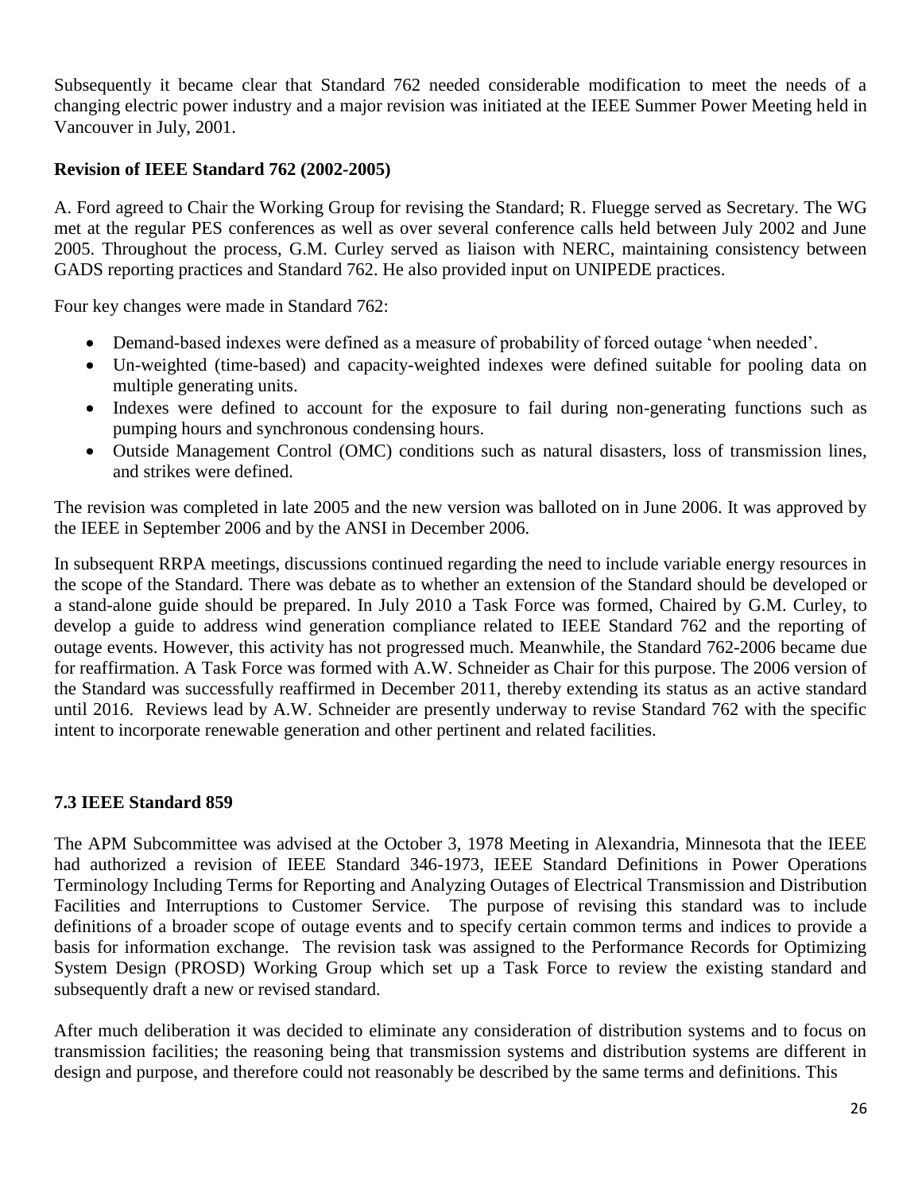Subsequently it became clear that Standard 762 needed considerable modification to meet the needs of a changing electric power industry and a major revision was initiated at the IEEE Summer Power Meeting held in Vancouver in July, 2001.

**Revision of IEEE Standard 762 (2002-2005)**

A. Ford agreed to Chair the Working Group for revising the Standard; R. Fluegge served as Secretary. The WG met at the regular PES conferences as well as over several conference calls held between July 2002 and June 2005. Throughout the process, G.M. Curley served as liaison with NERC, maintaining consistency between GADS reporting practices and Standard 762. He also provided input on UNIPEDE practices.

Four key changes were made in Standard 762:

- Demand-based indexes were defined as a measure of probability of forced outage 'when needed'.
- Un-weighted (time-based) and capacity-weighted indexes were defined suitable for pooling data on multiple generating units.
- Indexes were defined to account for the exposure to fail during non-generating functions such as pumping hours and synchronous condensing hours.
- Outside Management Control (OMC) conditions such as natural disasters, loss of transmission lines, and strikes were defined.

The revision was completed in late 2005 and the new version was balloted on in June 2006. It was approved by the IEEE in September 2006 and by the ANSI in December 2006.

In subsequent RRPA meetings, discussions continued regarding the need to include variable energy resources in the scope of the Standard. There was debate as to whether an extension of the Standard should be developed or a stand-alone guide should be prepared. In July 2010 a Task Force was formed, Chaired by G.M. Curley, to develop a guide to address wind generation compliance related to IEEE Standard 762 and the reporting of outage events. However, this activity has not progressed much. Meanwhile, the Standard 762-2006 became due for reaffirmation. A Task Force was formed with A.W. Schneider as Chair for this purpose. The 2006 version of the Standard was successfully reaffirmed in December 2011, thereby extending its status as an active standard until 2016. Reviews lead by A.W. Schneider are presently underway to revise Standard 762 with the specific intent to incorporate renewable generation and other pertinent and related facilities.

### 7.3 IEEE Standard 859

The APM Subcommittee was advised at the October 3, 1978 Meeting in Alexandria, Minnesota that the IEEE had authorized a revision of IEEE Standard 346-1973, IEEE Standard Definitions in Power Operations Terminology Including Terms for Reporting and Analyzing Outages of Electrical Transmission and Distribution Facilities and Interruptions to Customer Service. The purpose of revising this standard was to include definitions of a broader scope of outage events and to specify certain common terms and indices to provide a basis for information exchange. The revision task was assigned to the Performance Records for Optimizing System Design (PROSD) Working Group which set up a Task Force to review the existing standard and subsequently draft a new or revised standard.

After much deliberation it was decided to eliminate any consideration of distribution systems and to focus on transmission facilities; the reasoning being that transmission systems and distribution systems are different in design and purpose, and therefore could not reasonably be described by the same terms and definitions. This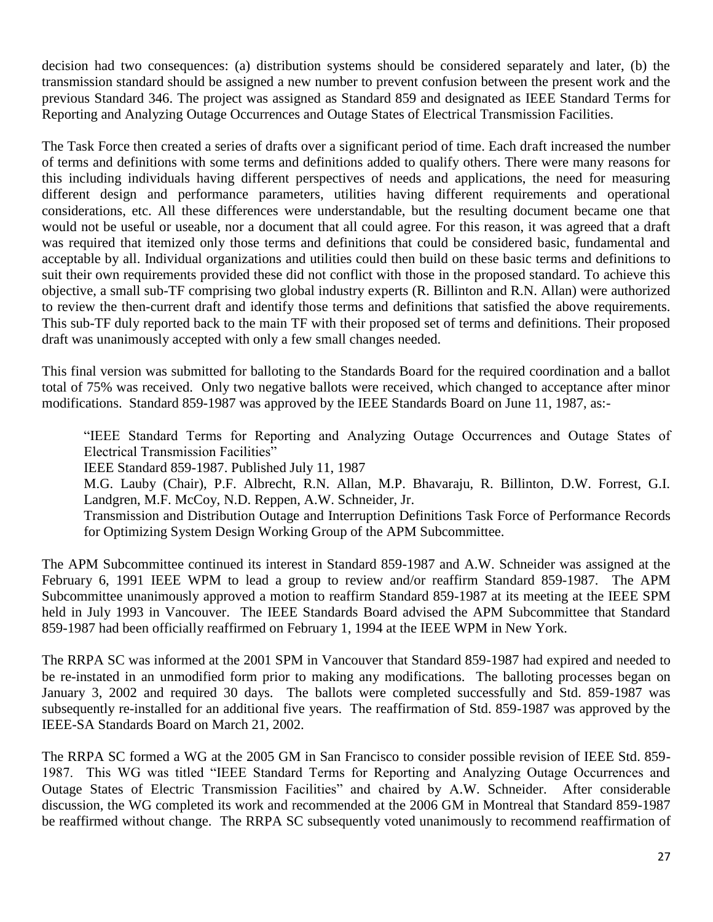decision had two consequences: (a) distribution systems should be considered separately and later, (b) the transmission standard should be assigned a new number to prevent confusion between the present work and the previous Standard 346. The project was assigned as Standard 859 and designated as IEEE Standard Terms for Reporting and Analyzing Outage Occurrences and Outage States of Electrical Transmission Facilities.

The Task Force then created a series of drafts over a significant period of time. Each draft increased the number of terms and definitions with some terms and definitions added to qualify others. There were many reasons for this including individuals having different perspectives of needs and applications, the need for measuring different design and performance parameters, utilities having different requirements and operational considerations, etc. All these differences were understandable, but the resulting document became one that would not be useful or useable, nor a document that all could agree. For this reason, it was agreed that a draft was required that itemized only those terms and definitions that could be considered basic, fundamental and acceptable by all. Individual organizations and utilities could then build on these basic terms and definitions to suit their own requirements provided these did not conflict with those in the proposed standard. To achieve this objective, a small sub-TF comprising two global industry experts (R. Billinton and R.N. Allan) were authorized to review the then-current draft and identify those terms and definitions that satisfied the above requirements. This sub-TF duly reported back to the main TF with their proposed set of terms and definitions. Their proposed draft was unanimously accepted with only a few small changes needed.

This final version was submitted for balloting to the Standards Board for the required coordination and a ballot total of 75% was received. Only two negative ballots were received, which changed to acceptance after minor modifications. Standard 859-1987 was approved by the IEEE Standards Board on June 11, 1987, as:-

> "IEEE Standard Terms for Reporting and Analyzing Outage Occurrences and Outage States of Electrical Transmission Facilities"
> IEEE Standard 859-1987. Published July 11, 1987
> M.G. Lauby (Chair), P.F. Albrecht, R.N. Allan, M.P. Bhavaraju, R. Billinton, D.W. Forrest, G.I. Landgren, M.F. McCoy, N.D. Reppen, A.W. Schneider, Jr.
> Transmission and Distribution Outage and Interruption Definitions Task Force of Performance Records for Optimizing System Design Working Group of the APM Subcommittee.

The APM Subcommittee continued its interest in Standard 859-1987 and A.W. Schneider was assigned at the February 6, 1991 IEEE WPM to lead a group to review and/or reaffirm Standard 859-1987. The APM Subcommittee unanimously approved a motion to reaffirm Standard 859-1987 at its meeting at the IEEE SPM held in July 1993 in Vancouver. The IEEE Standards Board advised the APM Subcommittee that Standard 859-1987 had been officially reaffirmed on February 1, 1994 at the IEEE WPM in New York.

The RRPA SC was informed at the 2001 SPM in Vancouver that Standard 859-1987 had expired and needed to be re-instated in an unmodified form prior to making any modifications. The balloting processes began on January 3, 2002 and required 30 days. The ballots were completed successfully and Std. 859-1987 was subsequently re-installed for an additional five years. The reaffirmation of Std. 859-1987 was approved by the IEEE-SA Standards Board on March 21, 2002.

The RRPA SC formed a WG at the 2005 GM in San Francisco to consider possible revision of IEEE Std. 859-1987. This WG was titled "IEEE Standard Terms for Reporting and Analyzing Outage Occurrences and Outage States of Electric Transmission Facilities" and chaired by A.W. Schneider. After considerable discussion, the WG completed its work and recommended at the 2006 GM in Montreal that Standard 859-1987 be reaffirmed without change. The RRPA SC subsequently voted unanimously to recommend reaffirmation of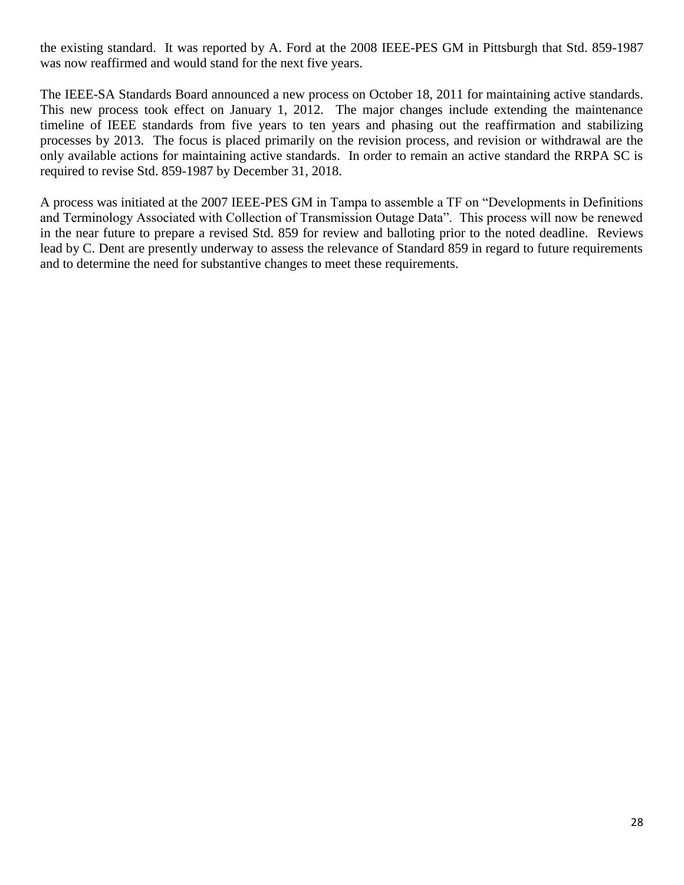the existing standard. It was reported by A. Ford at the 2008 IEEE-PES GM in Pittsburgh that Std. 859-1987 was now reaffirmed and would stand for the next five years.

The IEEE-SA Standards Board announced a new process on October 18, 2011 for maintaining active standards. This new process took effect on January 1, 2012. The major changes include extending the maintenance timeline of IEEE standards from five years to ten years and phasing out the reaffirmation and stabilizing processes by 2013. The focus is placed primarily on the revision process, and revision or withdrawal are the only available actions for maintaining active standards. In order to remain an active standard the RRPA SC is required to revise Std. 859-1987 by December 31, 2018.

A process was initiated at the 2007 IEEE-PES GM in Tampa to assemble a TF on "Developments in Definitions and Terminology Associated with Collection of Transmission Outage Data". This process will now be renewed in the near future to prepare a revised Std. 859 for review and balloting prior to the noted deadline. Reviews lead by C. Dent are presently underway to assess the relevance of Standard 859 in regard to future requirements and to determine the need for substantive changes to meet these requirements.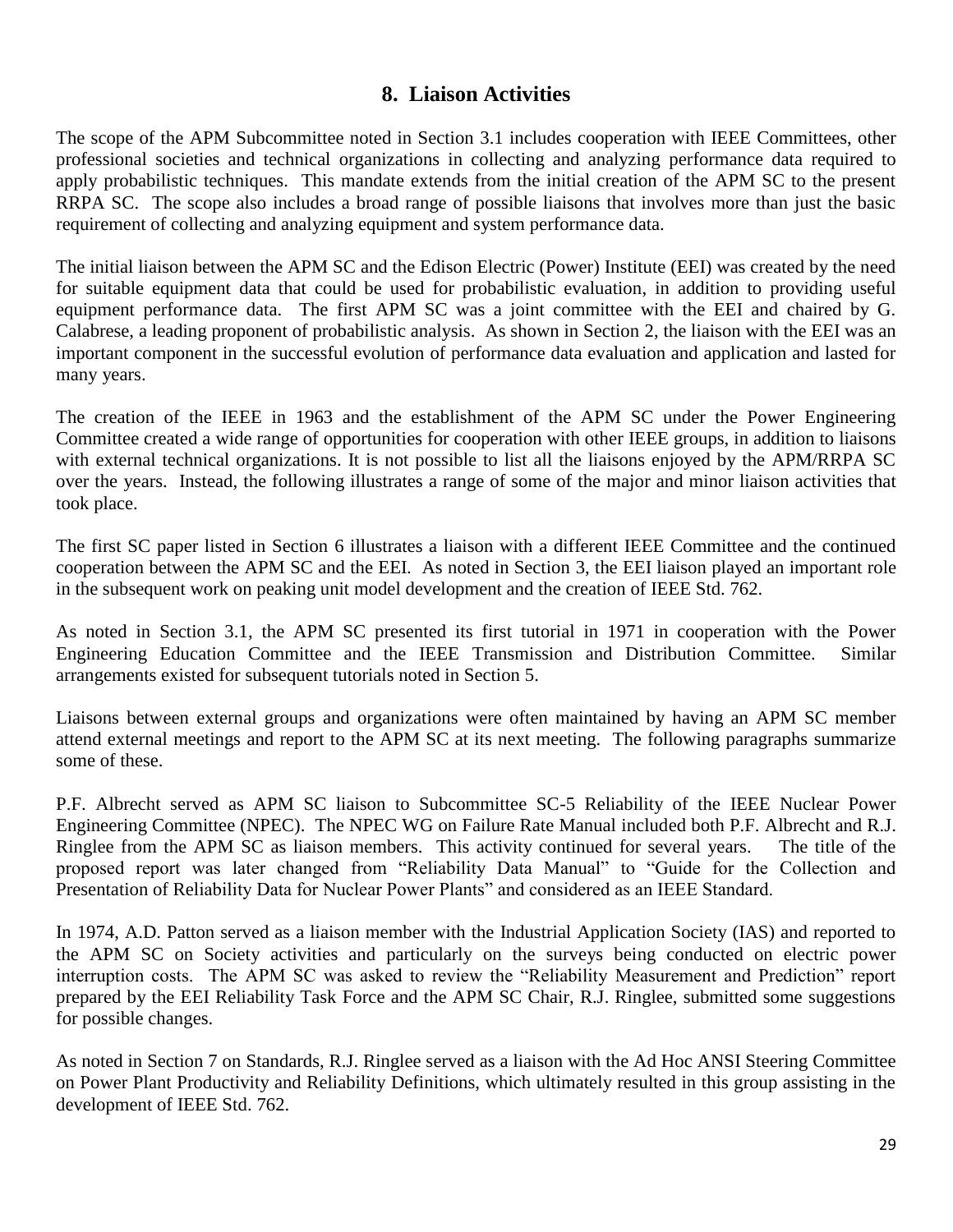## 8. Liaison Activities

The scope of the APM Subcommittee noted in Section 3.1 includes cooperation with IEEE Committees, other professional societies and technical organizations in collecting and analyzing performance data required to apply probabilistic techniques. This mandate extends from the initial creation of the APM SC to the present RRPA SC. The scope also includes a broad range of possible liaisons that involves more than just the basic requirement of collecting and analyzing equipment and system performance data.

The initial liaison between the APM SC and the Edison Electric (Power) Institute (EEI) was created by the need for suitable equipment data that could be used for probabilistic evaluation, in addition to providing useful equipment performance data. The first APM SC was a joint committee with the EEI and chaired by G. Calabrese, a leading proponent of probabilistic analysis. As shown in Section 2, the liaison with the EEI was an important component in the successful evolution of performance data evaluation and application and lasted for many years.

The creation of the IEEE in 1963 and the establishment of the APM SC under the Power Engineering Committee created a wide range of opportunities for cooperation with other IEEE groups, in addition to liaisons with external technical organizations. It is not possible to list all the liaisons enjoyed by the APM/RRPA SC over the years. Instead, the following illustrates a range of some of the major and minor liaison activities that took place.

The first SC paper listed in Section 6 illustrates a liaison with a different IEEE Committee and the continued cooperation between the APM SC and the EEI. As noted in Section 3, the EEI liaison played an important role in the subsequent work on peaking unit model development and the creation of IEEE Std. 762.

As noted in Section 3.1, the APM SC presented its first tutorial in 1971 in cooperation with the Power Engineering Education Committee and the IEEE Transmission and Distribution Committee. Similar arrangements existed for subsequent tutorials noted in Section 5.

Liaisons between external groups and organizations were often maintained by having an APM SC member attend external meetings and report to the APM SC at its next meeting. The following paragraphs summarize some of these.

P.F. Albrecht served as APM SC liaison to Subcommittee SC-5 Reliability of the IEEE Nuclear Power Engineering Committee (NPEC). The NPEC WG on Failure Rate Manual included both P.F. Albrecht and R.J. Ringlee from the APM SC as liaison members. This activity continued for several years. The title of the proposed report was later changed from "Reliability Data Manual" to "Guide for the Collection and Presentation of Reliability Data for Nuclear Power Plants" and considered as an IEEE Standard.

In 1974, A.D. Patton served as a liaison member with the Industrial Application Society (IAS) and reported to the APM SC on Society activities and particularly on the surveys being conducted on electric power interruption costs. The APM SC was asked to review the "Reliability Measurement and Prediction" report prepared by the EEI Reliability Task Force and the APM SC Chair, R.J. Ringlee, submitted some suggestions for possible changes.

As noted in Section 7 on Standards, R.J. Ringlee served as a liaison with the Ad Hoc ANSI Steering Committee on Power Plant Productivity and Reliability Definitions, which ultimately resulted in this group assisting in the development of IEEE Std. 762.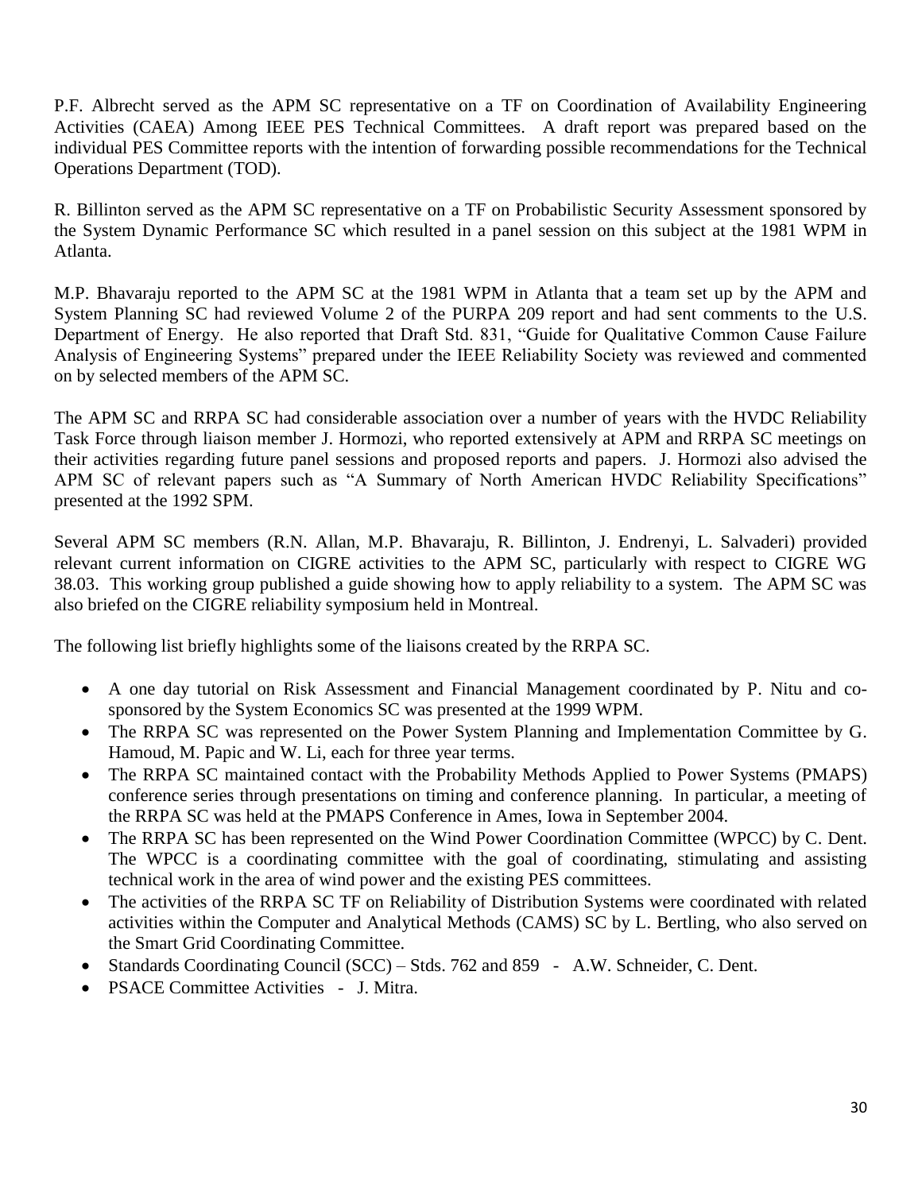P.F. Albrecht served as the APM SC representative on a TF on Coordination of Availability Engineering Activities (CAEA) Among IEEE PES Technical Committees. A draft report was prepared based on the individual PES Committee reports with the intention of forwarding possible recommendations for the Technical Operations Department (TOD).

R. Billinton served as the APM SC representative on a TF on Probabilistic Security Assessment sponsored by the System Dynamic Performance SC which resulted in a panel session on this subject at the 1981 WPM in Atlanta.

M.P. Bhavaraju reported to the APM SC at the 1981 WPM in Atlanta that a team set up by the APM and System Planning SC had reviewed Volume 2 of the PURPA 209 report and had sent comments to the U.S. Department of Energy. He also reported that Draft Std. 831, "Guide for Qualitative Common Cause Failure Analysis of Engineering Systems" prepared under the IEEE Reliability Society was reviewed and commented on by selected members of the APM SC.

The APM SC and RRPA SC had considerable association over a number of years with the HVDC Reliability Task Force through liaison member J. Hormozi, who reported extensively at APM and RRPA SC meetings on their activities regarding future panel sessions and proposed reports and papers. J. Hormozi also advised the APM SC of relevant papers such as "A Summary of North American HVDC Reliability Specifications" presented at the 1992 SPM.

Several APM SC members (R.N. Allan, M.P. Bhavaraju, R. Billinton, J. Endrenyi, L. Salvaderi) provided relevant current information on CIGRE activities to the APM SC, particularly with respect to CIGRE WG 38.03. This working group published a guide showing how to apply reliability to a system. The APM SC was also briefed on the CIGRE reliability symposium held in Montreal.

The following list briefly highlights some of the liaisons created by the RRPA SC.

- A one day tutorial on Risk Assessment and Financial Management coordinated by P. Nitu and co-sponsored by the System Economics SC was presented at the 1999 WPM.
- The RRPA SC was represented on the Power System Planning and Implementation Committee by G. Hamoud, M. Papic and W. Li, each for three year terms.
- The RRPA SC maintained contact with the Probability Methods Applied to Power Systems (PMAPS) conference series through presentations on timing and conference planning. In particular, a meeting of the RRPA SC was held at the PMAPS Conference in Ames, Iowa in September 2004.
- The RRPA SC has been represented on the Wind Power Coordination Committee (WPCC) by C. Dent. The WPCC is a coordinating committee with the goal of coordinating, stimulating and assisting technical work in the area of wind power and the existing PES committees.
- The activities of the RRPA SC TF on Reliability of Distribution Systems were coordinated with related activities within the Computer and Analytical Methods (CAMS) SC by L. Bertling, who also served on the Smart Grid Coordinating Committee.
- Standards Coordinating Council (SCC) – Stds. 762 and 859 - A.W. Schneider, C. Dent.
- PSACE Committee Activities - J. Mitra.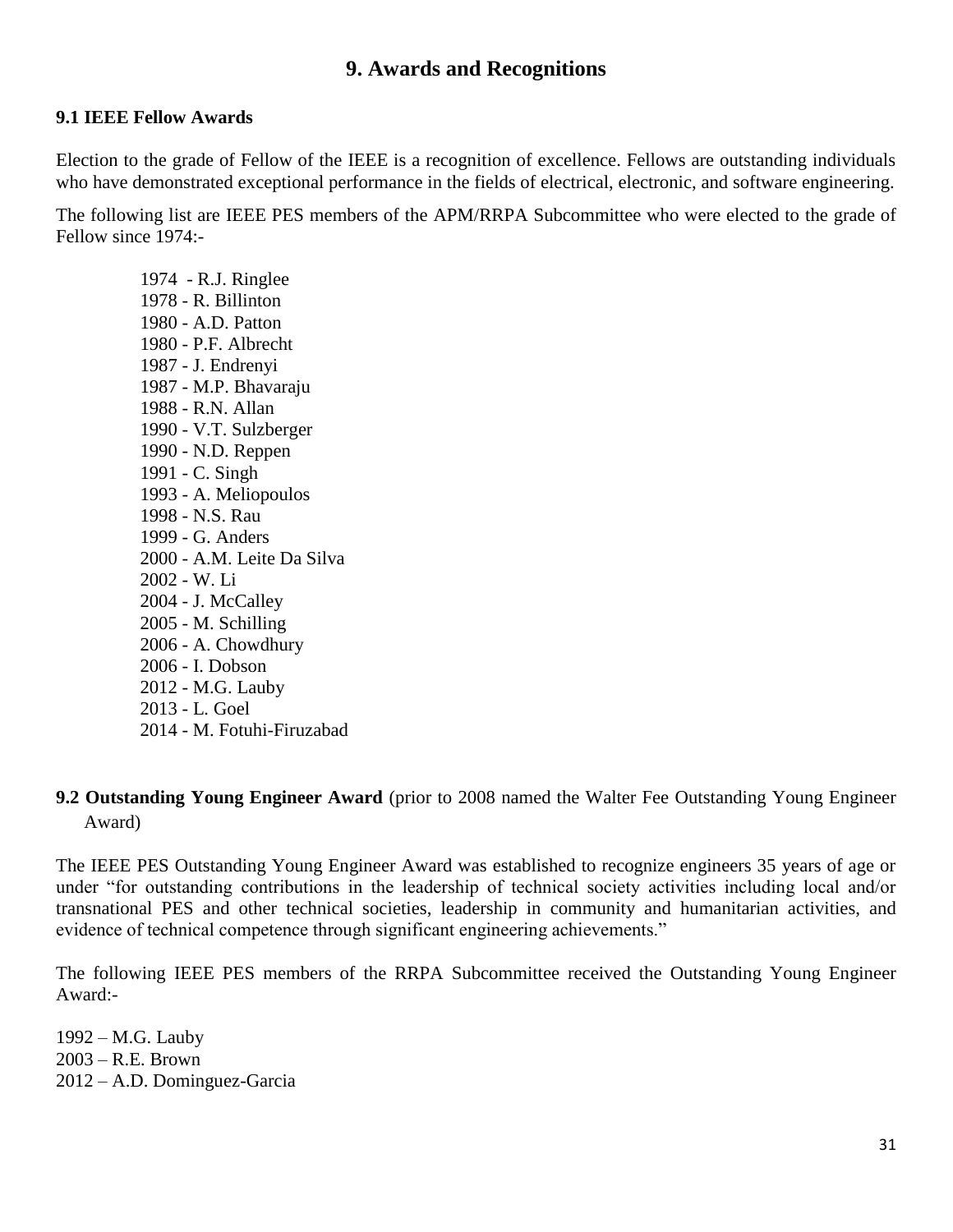# 9. Awards and Recognitions

### 9.1 IEEE Fellow Awards

Election to the grade of Fellow of the IEEE is a recognition of excellence. Fellows are outstanding individuals who have demonstrated exceptional performance in the fields of electrical, electronic, and software engineering.

The following list are IEEE PES members of the APM/RRPA Subcommittee who were elected to the grade of Fellow since 1974:-

1974 - R.J. Ringlee  
1978 - R. Billinton  
1980 - A.D. Patton  
1980 - P.F. Albrecht  
1987 - J. Endrenyi  
1987 - M.P. Bhavaraju  
1988 - R.N. Allan  
1990 - V.T. Sulzberger  
1990 - N.D. Reppen  
1991 - C. Singh  
1993 - A. Meliopoulos  
1998 - N.S. Rau  
1999 - G. Anders  
2000 - A.M. Leite Da Silva  
2002 - W. Li  
2004 - J. McCalley  
2005 - M. Schilling  
2006 - A. Chowdhury  
2006 - I. Dobson  
2012 - M.G. Lauby  
2013 - L. Goel  
2014 - M. Fotuhi-Firuzabad

### 9.2 Outstanding Young Engineer Award (prior to 2008 named the Walter Fee Outstanding Young Engineer Award)

The IEEE PES Outstanding Young Engineer Award was established to recognize engineers 35 years of age or under "for outstanding contributions in the leadership of technical society activities including local and/or transnational PES and other technical societies, leadership in community and humanitarian activities, and evidence of technical competence through significant engineering achievements."

The following IEEE PES members of the RRPA Subcommittee received the Outstanding Young Engineer Award:-

1992 – M.G. Lauby  
2003 – R.E. Brown  
2012 – A.D. Dominguez-Garcia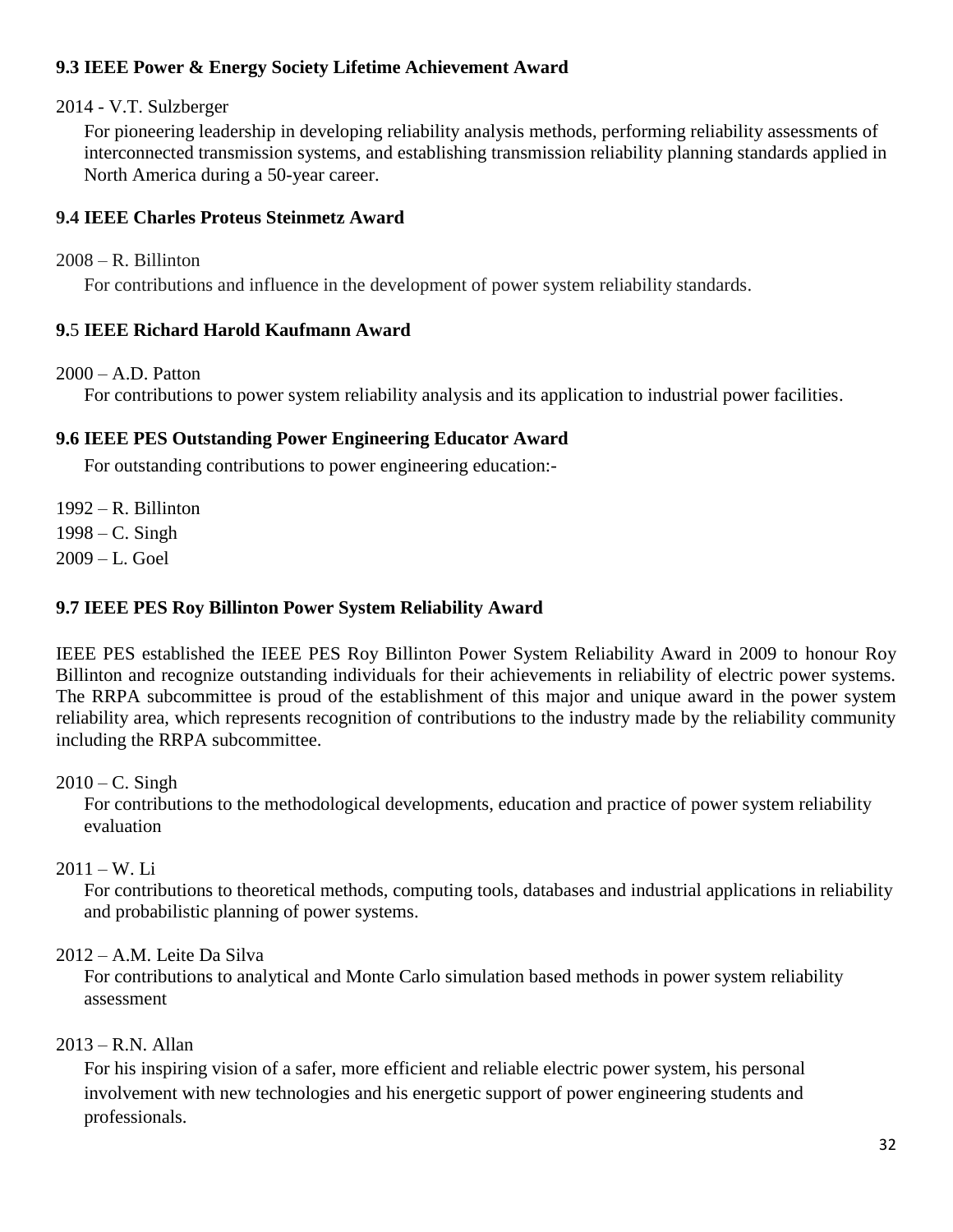### 9.3 IEEE Power & Energy Society Lifetime Achievement Award

2014 - V.T. Sulzberger

For pioneering leadership in developing reliability analysis methods, performing reliability assessments of interconnected transmission systems, and establishing transmission reliability planning standards applied in North America during a 50-year career.

### 9.4 IEEE Charles Proteus Steinmetz Award

2008 – R. Billinton

For contributions and influence in the development of power system reliability standards.

### 9.5 IEEE Richard Harold Kaufmann Award

2000 – A.D. Patton

For contributions to power system reliability analysis and its application to industrial power facilities.

### 9.6 IEEE PES Outstanding Power Engineering Educator Award

For outstanding contributions to power engineering education:-

1992 – R. Billinton
1998 – C. Singh
2009 – L. Goel

### 9.7 IEEE PES Roy Billinton Power System Reliability Award

IEEE PES established the IEEE PES Roy Billinton Power System Reliability Award in 2009 to honour Roy Billinton and recognize outstanding individuals for their achievements in reliability of electric power systems. The RRPA subcommittee is proud of the establishment of this major and unique award in the power system reliability area, which represents recognition of contributions to the industry made by the reliability community including the RRPA subcommittee.

2010 – C. Singh

For contributions to the methodological developments, education and practice of power system reliability evaluation

2011 – W. Li

For contributions to theoretical methods, computing tools, databases and industrial applications in reliability and probabilistic planning of power systems.

2012 – A.M. Leite Da Silva

For contributions to analytical and Monte Carlo simulation based methods in power system reliability assessment

2013 – R.N. Allan

For his inspiring vision of a safer, more efficient and reliable electric power system, his personal involvement with new technologies and his energetic support of power engineering students and professionals.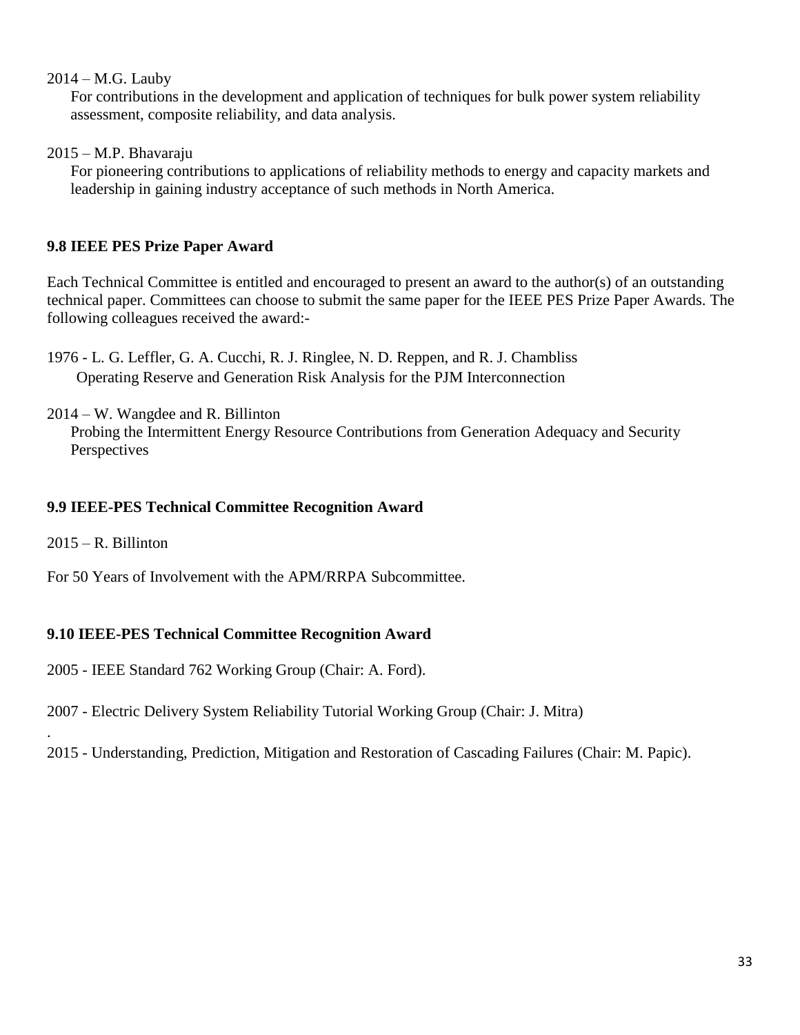2014 – M.G. Lauby

For contributions in the development and application of techniques for bulk power system reliability assessment, composite reliability, and data analysis.

2015 – M.P. Bhavaraju

For pioneering contributions to applications of reliability methods to energy and capacity markets and leadership in gaining industry acceptance of such methods in North America.

### 9.8 IEEE PES Prize Paper Award

Each Technical Committee is entitled and encouraged to present an award to the author(s) of an outstanding technical paper. Committees can choose to submit the same paper for the IEEE PES Prize Paper Awards. The following colleagues received the award:-

1976 - L. G. Leffler, G. A. Cucchi, R. J. Ringlee, N. D. Reppen, and R. J. Chambliss

Operating Reserve and Generation Risk Analysis for the PJM Interconnection

2014 – W. Wangdee and R. Billinton

Probing the Intermittent Energy Resource Contributions from Generation Adequacy and Security Perspectives

### 9.9 IEEE-PES Technical Committee Recognition Award

2015 – R. Billinton

For 50 Years of Involvement with the APM/RRPA Subcommittee.

### 9.10 IEEE-PES Technical Committee Recognition Award

2005 - IEEE Standard 762 Working Group (Chair: A. Ford).

2007 - Electric Delivery System Reliability Tutorial Working Group (Chair: J. Mitra)

.

2015 - Understanding, Prediction, Mitigation and Restoration of Cascading Failures (Chair: M. Papic).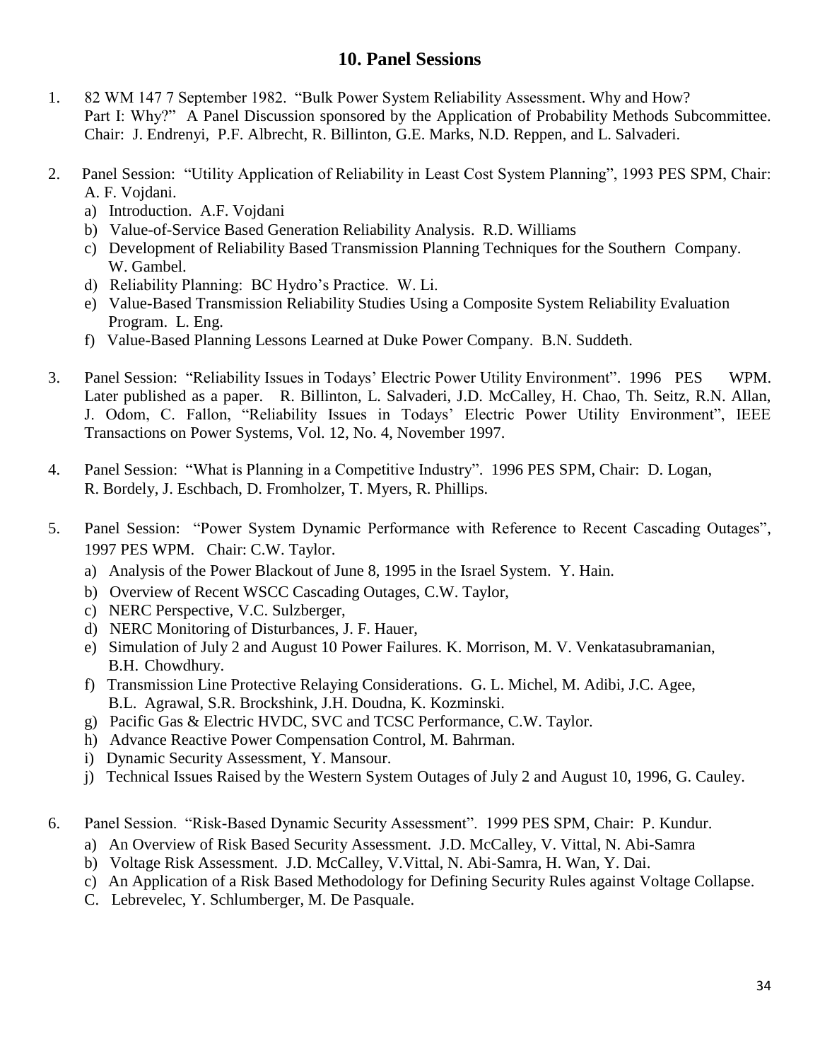## 10. Panel Sessions

1. 82 WM 147 7 September 1982. "Bulk Power System Reliability Assessment. Why and How? Part I: Why?" A Panel Discussion sponsored by the Application of Probability Methods Subcommittee. Chair: J. Endrenyi, P.F. Albrecht, R. Billinton, G.E. Marks, N.D. Reppen, and L. Salvaderi.

2. Panel Session: "Utility Application of Reliability in Least Cost System Planning", 1993 PES SPM, Chair: A. F. Vojdani.
   a) Introduction. A.F. Vojdani
   b) Value-of-Service Based Generation Reliability Analysis. R.D. Williams
   c) Development of Reliability Based Transmission Planning Techniques for the Southern Company. W. Gambel.
   d) Reliability Planning: BC Hydro's Practice. W. Li.
   e) Value-Based Transmission Reliability Studies Using a Composite System Reliability Evaluation Program. L. Eng.
   f) Value-Based Planning Lessons Learned at Duke Power Company. B.N. Suddeth.

3. Panel Session: "Reliability Issues in Todays' Electric Power Utility Environment". 1996 PES WPM. Later published as a paper. R. Billinton, L. Salvaderi, J.D. McCalley, H. Chao, Th. Seitz, R.N. Allan, J. Odom, C. Fallon, "Reliability Issues in Todays' Electric Power Utility Environment", IEEE Transactions on Power Systems, Vol. 12, No. 4, November 1997.

4. Panel Session: "What is Planning in a Competitive Industry". 1996 PES SPM, Chair: D. Logan, R. Bordely, J. Eschbach, D. Fromholzer, T. Myers, R. Phillips.

5. Panel Session: "Power System Dynamic Performance with Reference to Recent Cascading Outages", 1997 PES WPM. Chair: C.W. Taylor.
   a) Analysis of the Power Blackout of June 8, 1995 in the Israel System. Y. Hain.
   b) Overview of Recent WSCC Cascading Outages, C.W. Taylor,
   c) NERC Perspective, V.C. Sulzberger,
   d) NERC Monitoring of Disturbances, J. F. Hauer,
   e) Simulation of July 2 and August 10 Power Failures. K. Morrison, M. V. Venkatasubramanian, B.H. Chowdhury.
   f) Transmission Line Protective Relaying Considerations. G. L. Michel, M. Adibi, J.C. Agee, B.L. Agrawal, S.R. Brockshink, J.H. Doudna, K. Kozminski.
   g) Pacific Gas & Electric HVDC, SVC and TCSC Performance, C.W. Taylor.
   h) Advance Reactive Power Compensation Control, M. Bahrman.
   i) Dynamic Security Assessment, Y. Mansour.
   j) Technical Issues Raised by the Western System Outages of July 2 and August 10, 1996, G. Cauley.

6. Panel Session. "Risk-Based Dynamic Security Assessment". 1999 PES SPM, Chair: P. Kundur.
   a) An Overview of Risk Based Security Assessment. J.D. McCalley, V. Vittal, N. Abi-Samra
   b) Voltage Risk Assessment. J.D. McCalley, V.Vittal, N. Abi-Samra, H. Wan, Y. Dai.
   c) An Application of a Risk Based Methodology for Defining Security Rules against Voltage Collapse. C. Lebrevelec, Y. Schlumberger, M. De Pasquale.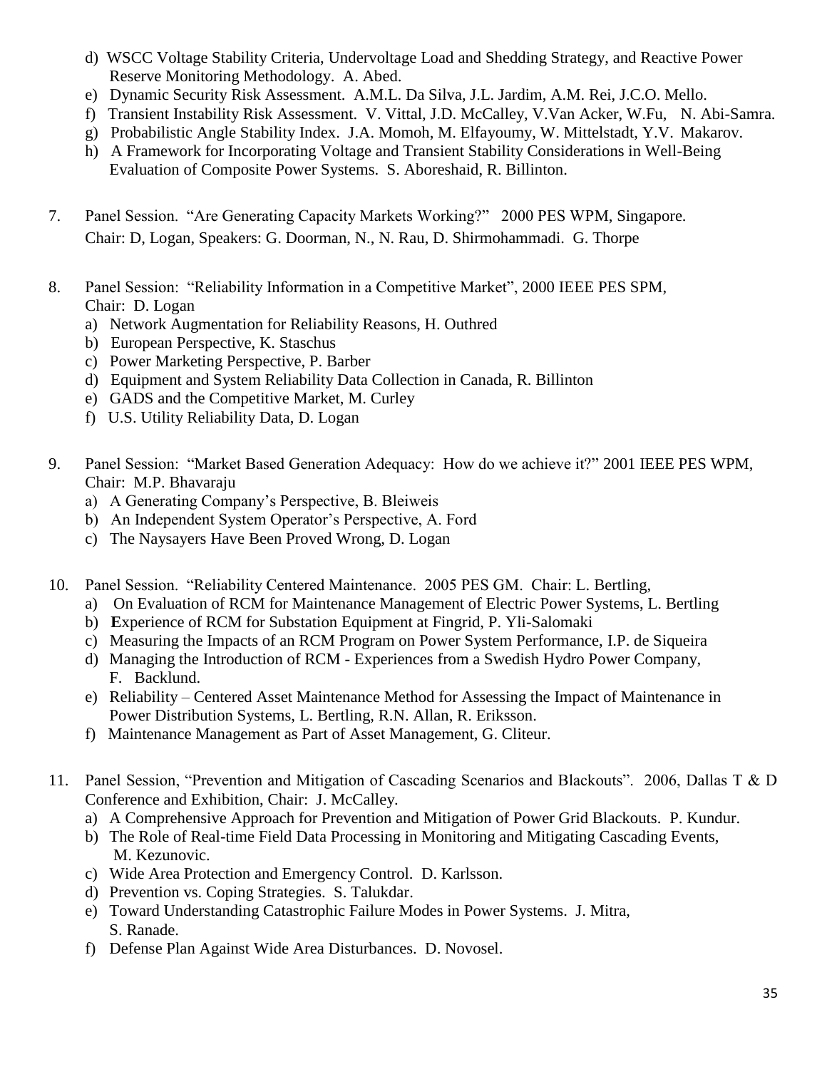d) WSCC Voltage Stability Criteria, Undervoltage Load and Shedding Strategy, and Reactive Power Reserve Monitoring Methodology. A. Abed.
e) Dynamic Security Risk Assessment. A.M.L. Da Silva, J.L. Jardim, A.M. Rei, J.C.O. Mello.
f) Transient Instability Risk Assessment. V. Vittal, J.D. McCalley, V.Van Acker, W.Fu, N. Abi-Samra.
g) Probabilistic Angle Stability Index. J.A. Momoh, M. Elfayoumy, W. Mittelstadt, Y.V. Makarov.
h) A Framework for Incorporating Voltage and Transient Stability Considerations in Well-Being Evaluation of Composite Power Systems. S. Aboreshaid, R. Billinton.

7. Panel Session. "Are Generating Capacity Markets Working?" 2000 PES WPM, Singapore. Chair: D, Logan, Speakers: G. Doorman, N., N. Rau, D. Shirmohammadi. G. Thorpe

8. Panel Session: "Reliability Information in a Competitive Market", 2000 IEEE PES SPM, Chair: D. Logan
   a) Network Augmentation for Reliability Reasons, H. Outhred
   b) European Perspective, K. Staschus
   c) Power Marketing Perspective, P. Barber
   d) Equipment and System Reliability Data Collection in Canada, R. Billinton
   e) GADS and the Competitive Market, M. Curley
   f) U.S. Utility Reliability Data, D. Logan

9. Panel Session: "Market Based Generation Adequacy: How do we achieve it?" 2001 IEEE PES WPM, Chair: M.P. Bhavaraju
   a) A Generating Company's Perspective, B. Bleiweis
   b) An Independent System Operator's Perspective, A. Ford
   c) The Naysayers Have Been Proved Wrong, D. Logan

10. Panel Session. "Reliability Centered Maintenance. 2005 PES GM. Chair: L. Bertling,
    a) On Evaluation of RCM for Maintenance Management of Electric Power Systems, L. Bertling
    b) **E**xperience of RCM for Substation Equipment at Fingrid, P. Yli-Salomaki
    c) Measuring the Impacts of an RCM Program on Power System Performance, I.P. de Siqueira
    d) Managing the Introduction of RCM - Experiences from a Swedish Hydro Power Company, F. Backlund.
    e) Reliability – Centered Asset Maintenance Method for Assessing the Impact of Maintenance in Power Distribution Systems, L. Bertling, R.N. Allan, R. Eriksson.
    f) Maintenance Management as Part of Asset Management, G. Cliteur.

11. Panel Session, "Prevention and Mitigation of Cascading Scenarios and Blackouts". 2006, Dallas T & D Conference and Exhibition, Chair: J. McCalley.
    a) A Comprehensive Approach for Prevention and Mitigation of Power Grid Blackouts. P. Kundur.
    b) The Role of Real-time Field Data Processing in Monitoring and Mitigating Cascading Events, M. Kezunovic.
    c) Wide Area Protection and Emergency Control. D. Karlsson.
    d) Prevention vs. Coping Strategies. S. Talukdar.
    e) Toward Understanding Catastrophic Failure Modes in Power Systems. J. Mitra, S. Ranade.
    f) Defense Plan Against Wide Area Disturbances. D. Novosel.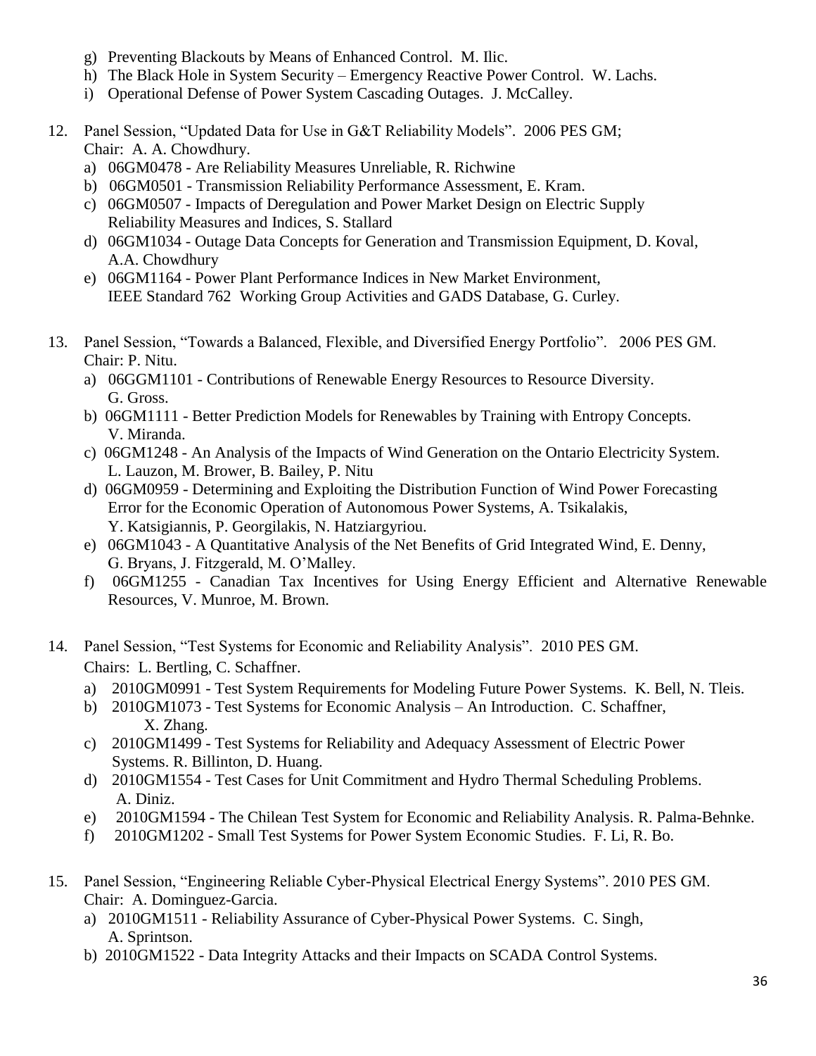g) Preventing Blackouts by Means of Enhanced Control. M. Ilic.
   h) The Black Hole in System Security – Emergency Reactive Power Control. W. Lachs.
   i) Operational Defense of Power System Cascading Outages. J. McCalley.

12. Panel Session, "Updated Data for Use in G&T Reliability Models". 2006 PES GM; Chair: A. A. Chowdhury.
    a) 06GM0478 - Are Reliability Measures Unreliable, R. Richwine
    b) 06GM0501 - Transmission Reliability Performance Assessment, E. Kram.
    c) 06GM0507 - Impacts of Deregulation and Power Market Design on Electric Supply Reliability Measures and Indices, S. Stallard
    d) 06GM1034 - Outage Data Concepts for Generation and Transmission Equipment, D. Koval, A.A. Chowdhury
    e) 06GM1164 - Power Plant Performance Indices in New Market Environment, IEEE Standard 762 Working Group Activities and GADS Database, G. Curley.

13. Panel Session, "Towards a Balanced, Flexible, and Diversified Energy Portfolio". 2006 PES GM. Chair: P. Nitu.
    a) 06GGM1101 - Contributions of Renewable Energy Resources to Resource Diversity. G. Gross.
    b) 06GM1111 - Better Prediction Models for Renewables by Training with Entropy Concepts. V. Miranda.
    c) 06GM1248 - An Analysis of the Impacts of Wind Generation on the Ontario Electricity System. L. Lauzon, M. Brower, B. Bailey, P. Nitu
    d) 06GM0959 - Determining and Exploiting the Distribution Function of Wind Power Forecasting Error for the Economic Operation of Autonomous Power Systems, A. Tsikalakis, Y. Katsigiannis, P. Georgilakis, N. Hatziargyriou.
    e) 06GM1043 - A Quantitative Analysis of the Net Benefits of Grid Integrated Wind, E. Denny, G. Bryans, J. Fitzgerald, M. O'Malley.
    f) 06GM1255 - Canadian Tax Incentives for Using Energy Efficient and Alternative Renewable Resources, V. Munroe, M. Brown.

14. Panel Session, "Test Systems for Economic and Reliability Analysis". 2010 PES GM. Chairs: L. Bertling, C. Schaffner.
    a) 2010GM0991 - Test System Requirements for Modeling Future Power Systems. K. Bell, N. Tleis.
    b) 2010GM1073 - Test Systems for Economic Analysis – An Introduction. C. Schaffner, X. Zhang.
    c) 2010GM1499 - Test Systems for Reliability and Adequacy Assessment of Electric Power Systems. R. Billinton, D. Huang.
    d) 2010GM1554 - Test Cases for Unit Commitment and Hydro Thermal Scheduling Problems. A. Diniz.
    e) 2010GM1594 - The Chilean Test System for Economic and Reliability Analysis. R. Palma-Behnke.
    f) 2010GM1202 - Small Test Systems for Power System Economic Studies. F. Li, R. Bo.

15. Panel Session, "Engineering Reliable Cyber-Physical Electrical Energy Systems". 2010 PES GM. Chair: A. Dominguez-Garcia.
    a) 2010GM1511 - Reliability Assurance of Cyber-Physical Power Systems. C. Singh, A. Sprintson.
    b) 2010GM1522 - Data Integrity Attacks and their Impacts on SCADA Control Systems.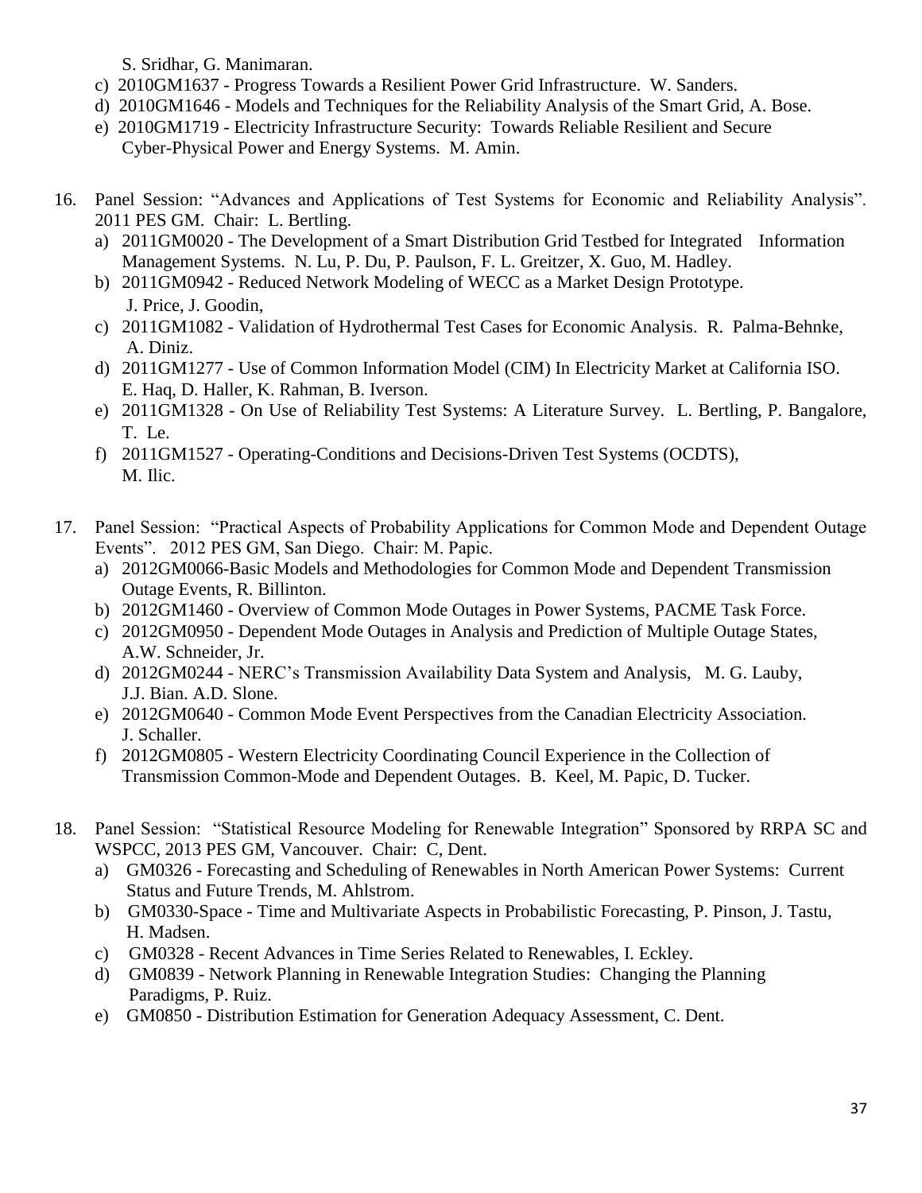S. Sridhar, G. Manimaran.

c) 2010GM1637 - Progress Towards a Resilient Power Grid Infrastructure. W. Sanders.

d) 2010GM1646 - Models and Techniques for the Reliability Analysis of the Smart Grid, A. Bose.

e) 2010GM1719 - Electricity Infrastructure Security: Towards Reliable Resilient and Secure Cyber-Physical Power and Energy Systems. M. Amin.

16. Panel Session: "Advances and Applications of Test Systems for Economic and Reliability Analysis". 2011 PES GM. Chair: L. Bertling.
    a) 2011GM0020 - The Development of a Smart Distribution Grid Testbed for Integrated Information Management Systems. N. Lu, P. Du, P. Paulson, F. L. Greitzer, X. Guo, M. Hadley.
    b) 2011GM0942 - Reduced Network Modeling of WECC as a Market Design Prototype. J. Price, J. Goodin,
    c) 2011GM1082 - Validation of Hydrothermal Test Cases for Economic Analysis. R. Palma-Behnke, A. Diniz.
    d) 2011GM1277 - Use of Common Information Model (CIM) In Electricity Market at California ISO. E. Haq, D. Haller, K. Rahman, B. Iverson.
    e) 2011GM1328 - On Use of Reliability Test Systems: A Literature Survey. L. Bertling, P. Bangalore, T. Le.
    f) 2011GM1527 - Operating-Conditions and Decisions-Driven Test Systems (OCDTS), M. Ilic.

17. Panel Session: "Practical Aspects of Probability Applications for Common Mode and Dependent Outage Events". 2012 PES GM, San Diego. Chair: M. Papic.
    a) 2012GM0066-Basic Models and Methodologies for Common Mode and Dependent Transmission Outage Events, R. Billinton.
    b) 2012GM1460 - Overview of Common Mode Outages in Power Systems, PACME Task Force.
    c) 2012GM0950 - Dependent Mode Outages in Analysis and Prediction of Multiple Outage States, A.W. Schneider, Jr.
    d) 2012GM0244 - NERC's Transmission Availability Data System and Analysis, M. G. Lauby, J.J. Bian. A.D. Slone.
    e) 2012GM0640 - Common Mode Event Perspectives from the Canadian Electricity Association. J. Schaller.
    f) 2012GM0805 - Western Electricity Coordinating Council Experience in the Collection of Transmission Common-Mode and Dependent Outages. B. Keel, M. Papic, D. Tucker.

18. Panel Session: "Statistical Resource Modeling for Renewable Integration" Sponsored by RRPA SC and WSPCC, 2013 PES GM, Vancouver. Chair: C, Dent.
    a) GM0326 - Forecasting and Scheduling of Renewables in North American Power Systems: Current Status and Future Trends, M. Ahlstrom.
    b) GM0330-Space - Time and Multivariate Aspects in Probabilistic Forecasting, P. Pinson, J. Tastu, H. Madsen.
    c) GM0328 - Recent Advances in Time Series Related to Renewables, I. Eckley.
    d) GM0839 - Network Planning in Renewable Integration Studies: Changing the Planning Paradigms, P. Ruiz.
    e) GM0850 - Distribution Estimation for Generation Adequacy Assessment, C. Dent.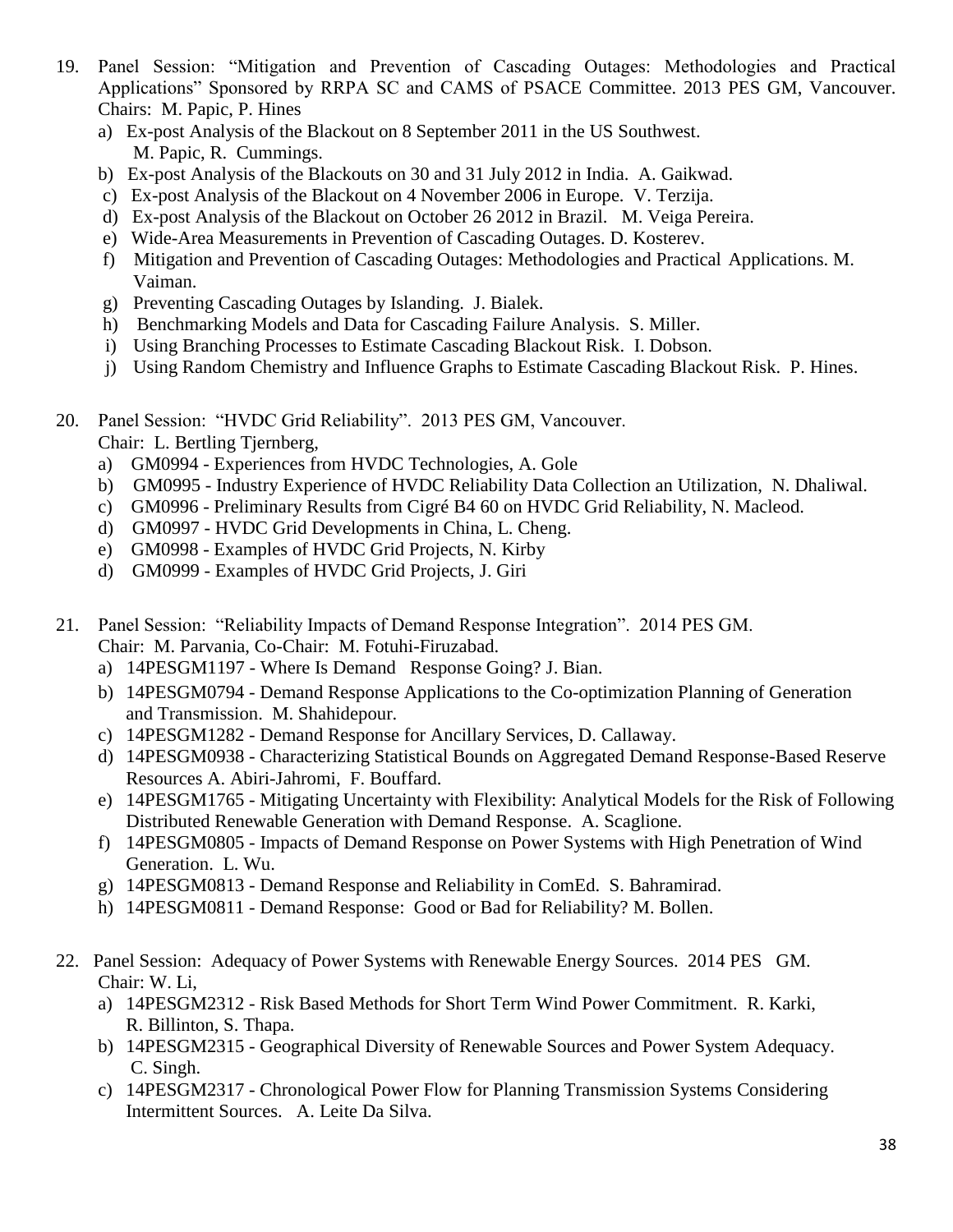19. Panel Session: "Mitigation and Prevention of Cascading Outages: Methodologies and Practical Applications" Sponsored by RRPA SC and CAMS of PSACE Committee. 2013 PES GM, Vancouver. Chairs: M. Papic, P. Hines
    a) Ex-post Analysis of the Blackout on 8 September 2011 in the US Southwest. M. Papic, R. Cummings.
    b) Ex-post Analysis of the Blackouts on 30 and 31 July 2012 in India. A. Gaikwad.
    c) Ex-post Analysis of the Blackout on 4 November 2006 in Europe. V. Terzija.
    d) Ex-post Analysis of the Blackout on October 26 2012 in Brazil. M. Veiga Pereira.
    e) Wide-Area Measurements in Prevention of Cascading Outages. D. Kosterev.
    f) Mitigation and Prevention of Cascading Outages: Methodologies and Practical Applications. M. Vaiman.
    g) Preventing Cascading Outages by Islanding. J. Bialek.
    h) Benchmarking Models and Data for Cascading Failure Analysis. S. Miller.
    i) Using Branching Processes to Estimate Cascading Blackout Risk. I. Dobson.
    j) Using Random Chemistry and Influence Graphs to Estimate Cascading Blackout Risk. P. Hines.

20. Panel Session: "HVDC Grid Reliability". 2013 PES GM, Vancouver.
    Chair: L. Bertling Tjernberg,
    a) GM0994 - Experiences from HVDC Technologies, A. Gole
    b) GM0995 - Industry Experience of HVDC Reliability Data Collection an Utilization, N. Dhaliwal.
    c) GM0996 - Preliminary Results from Cigré B4 60 on HVDC Grid Reliability, N. Macleod.
    d) GM0997 - HVDC Grid Developments in China, L. Cheng.
    e) GM0998 - Examples of HVDC Grid Projects, N. Kirby
    d) GM0999 - Examples of HVDC Grid Projects, J. Giri

21. Panel Session: "Reliability Impacts of Demand Response Integration". 2014 PES GM.
    Chair: M. Parvania, Co-Chair: M. Fotuhi-Firuzabad.
    a) 14PESGM1197 - Where Is Demand Response Going? J. Bian.
    b) 14PESGM0794 - Demand Response Applications to the Co-optimization Planning of Generation and Transmission. M. Shahidepour.
    c) 14PESGM1282 - Demand Response for Ancillary Services, D. Callaway.
    d) 14PESGM0938 - Characterizing Statistical Bounds on Aggregated Demand Response-Based Reserve Resources A. Abiri-Jahromi, F. Bouffard.
    e) 14PESGM1765 - Mitigating Uncertainty with Flexibility: Analytical Models for the Risk of Following Distributed Renewable Generation with Demand Response. A. Scaglione.
    f) 14PESGM0805 - Impacts of Demand Response on Power Systems with High Penetration of Wind Generation. L. Wu.
    g) 14PESGM0813 - Demand Response and Reliability in ComEd. S. Bahramirad.
    h) 14PESGM0811 - Demand Response: Good or Bad for Reliability? M. Bollen.

22. Panel Session: Adequacy of Power Systems with Renewable Energy Sources. 2014 PES GM.
    Chair: W. Li,
    a) 14PESGM2312 - Risk Based Methods for Short Term Wind Power Commitment. R. Karki, R. Billinton, S. Thapa.
    b) 14PESGM2315 - Geographical Diversity of Renewable Sources and Power System Adequacy. C. Singh.
    c) 14PESGM2317 - Chronological Power Flow for Planning Transmission Systems Considering Intermittent Sources. A. Leite Da Silva.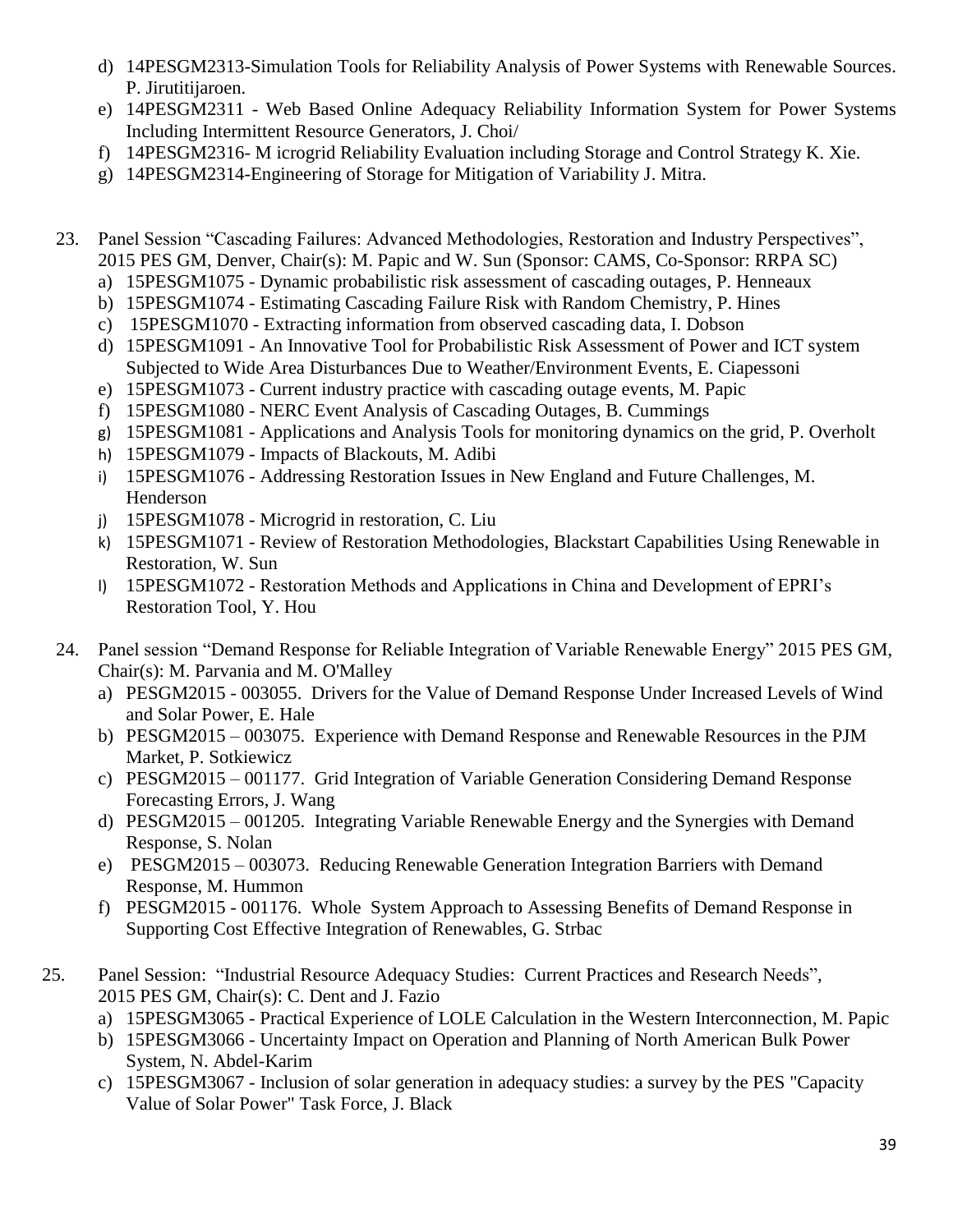d) 14PESGM2313-Simulation Tools for Reliability Analysis of Power Systems with Renewable Sources. P. Jiruttitijaroen.
e) 14PESGM2311 - Web Based Online Adequacy Reliability Information System for Power Systems Including Intermittent Resource Generators, J. Choi/
f) 14PESGM2316- M icrogrid Reliability Evaluation including Storage and Control Strategy K. Xie.
g) 14PESGM2314-Engineering of Storage for Mitigation of Variability J. Mitra.

23. Panel Session "Cascading Failures: Advanced Methodologies, Restoration and Industry Perspectives", 2015 PES GM, Denver, Chair(s): M. Papic and W. Sun (Sponsor: CAMS, Co-Sponsor: RRPA SC)
    a) 15PESGM1075 - Dynamic probabilistic risk assessment of cascading outages, P. Henneaux
    b) 15PESGM1074 - Estimating Cascading Failure Risk with Random Chemistry, P. Hines
    c) 15PESGM1070 - Extracting information from observed cascading data, I. Dobson
    d) 15PESGM1091 - An Innovative Tool for Probabilistic Risk Assessment of Power and ICT system Subjected to Wide Area Disturbances Due to Weather/Environment Events, E. Ciapessoni
    e) 15PESGM1073 - Current industry practice with cascading outage events, M. Papic
    f) 15PESGM1080 - NERC Event Analysis of Cascading Outages, B. Cummings
    g) 15PESGM1081 - Applications and Analysis Tools for monitoring dynamics on the grid, P. Overholt
    h) 15PESGM1079 - Impacts of Blackouts, M. Adibi
    i) 15PESGM1076 - Addressing Restoration Issues in New England and Future Challenges, M. Henderson
    j) 15PESGM1078 - Microgrid in restoration, C. Liu
    k) 15PESGM1071 - Review of Restoration Methodologies, Blackstart Capabilities Using Renewable in Restoration, W. Sun
    l) 15PESGM1072 - Restoration Methods and Applications in China and Development of EPRI's Restoration Tool, Y. Hou

24. Panel session "Demand Response for Reliable Integration of Variable Renewable Energy" 2015 PES GM, Chair(s): M. Parvania and M. O'Malley
    a) PESGM2015 - 003055. Drivers for the Value of Demand Response Under Increased Levels of Wind and Solar Power, E. Hale
    b) PESGM2015 – 003075. Experience with Demand Response and Renewable Resources in the PJM Market, P. Sotkiewicz
    c) PESGM2015 – 001177. Grid Integration of Variable Generation Considering Demand Response Forecasting Errors, J. Wang
    d) PESGM2015 – 001205. Integrating Variable Renewable Energy and the Synergies with Demand Response, S. Nolan
    e) PESGM2015 – 003073. Reducing Renewable Generation Integration Barriers with Demand Response, M. Hummon
    f) PESGM2015 - 001176. Whole System Approach to Assessing Benefits of Demand Response in Supporting Cost Effective Integration of Renewables, G. Strbac

25. Panel Session: "Industrial Resource Adequacy Studies: Current Practices and Research Needs", 2015 PES GM, Chair(s): C. Dent and J. Fazio
    a) 15PESGM3065 - Practical Experience of LOLE Calculation in the Western Interconnection, M. Papic
    b) 15PESGM3066 - Uncertainty Impact on Operation and Planning of North American Bulk Power System, N. Abdel-Karim
    c) 15PESGM3067 - Inclusion of solar generation in adequacy studies: a survey by the PES "Capacity Value of Solar Power" Task Force, J. Black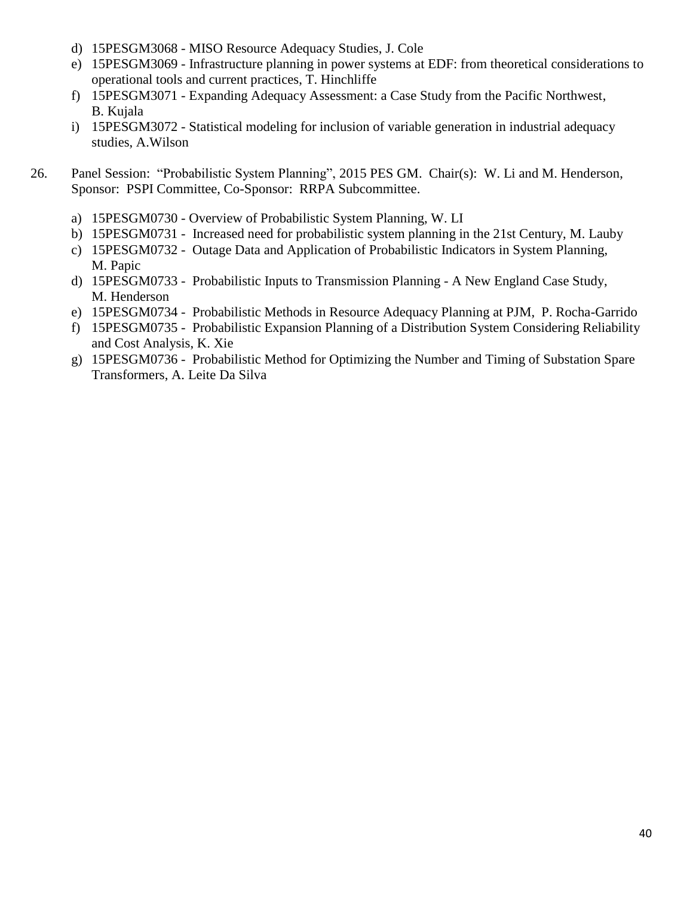d) 15PESGM3068 - MISO Resource Adequacy Studies, J. Cole
e) 15PESGM3069 - Infrastructure planning in power systems at EDF: from theoretical considerations to operational tools and current practices, T. Hinchliffe
f) 15PESGM3071 - Expanding Adequacy Assessment: a Case Study from the Pacific Northwest, B. Kujala
i) 15PESGM3072 - Statistical modeling for inclusion of variable generation in industrial adequacy studies, A.Wilson

26. Panel Session: "Probabilistic System Planning", 2015 PES GM. Chair(s): W. Li and M. Henderson, Sponsor: PSPI Committee, Co-Sponsor: RRPA Subcommittee.

a) 15PESGM0730 - Overview of Probabilistic System Planning, W. LI
b) 15PESGM0731 - Increased need for probabilistic system planning in the 21st Century, M. Lauby
c) 15PESGM0732 - Outage Data and Application of Probabilistic Indicators in System Planning, M. Papic
d) 15PESGM0733 - Probabilistic Inputs to Transmission Planning - A New England Case Study, M. Henderson
e) 15PESGM0734 - Probabilistic Methods in Resource Adequacy Planning at PJM, P. Rocha-Garrido
f) 15PESGM0735 - Probabilistic Expansion Planning of a Distribution System Considering Reliability and Cost Analysis, K. Xie
g) 15PESGM0736 - Probabilistic Method for Optimizing the Number and Timing of Substation Spare Transformers, A. Leite Da Silva